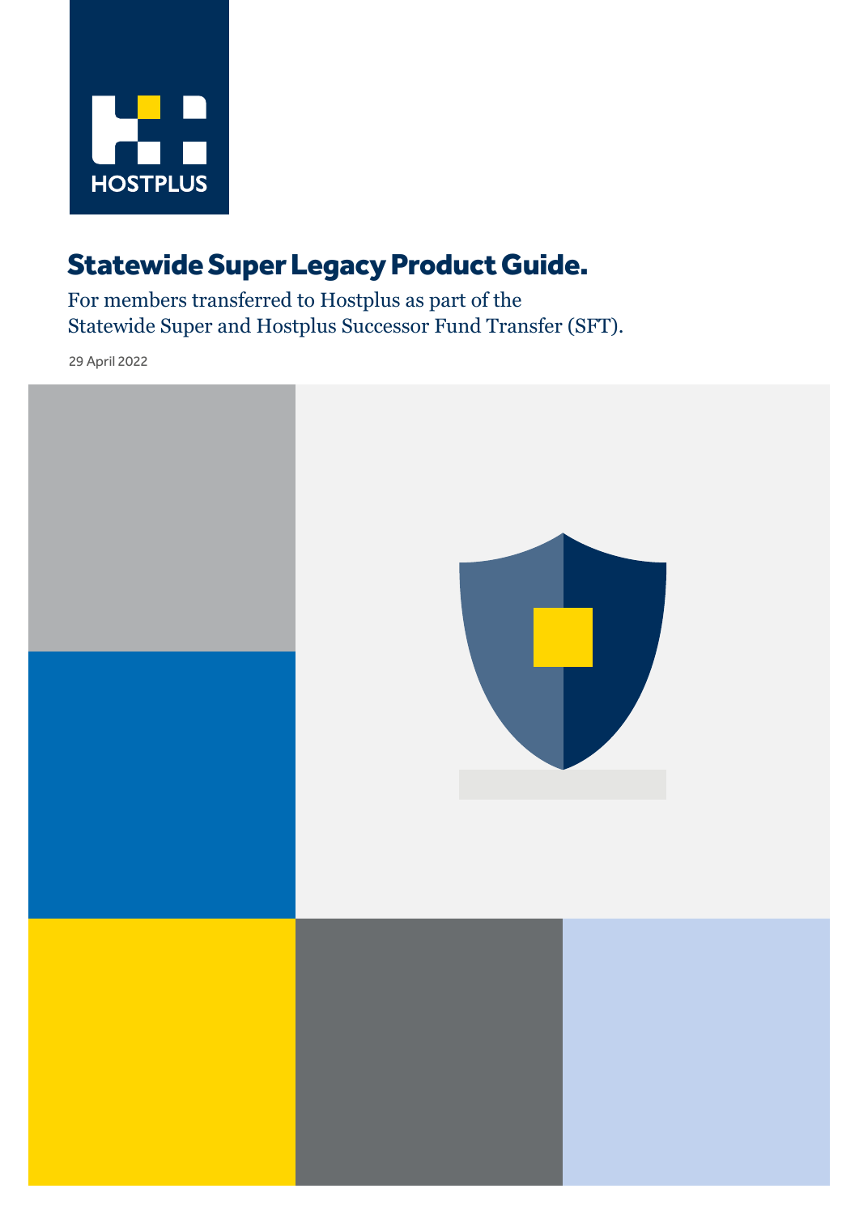HOSTPLUS

# Statewide Super Legacy Product Guide.

For members transferred to Hostplus as part of the Statewide Super and Hostplus Successor Fund Transfer (SFT).

29 April 2022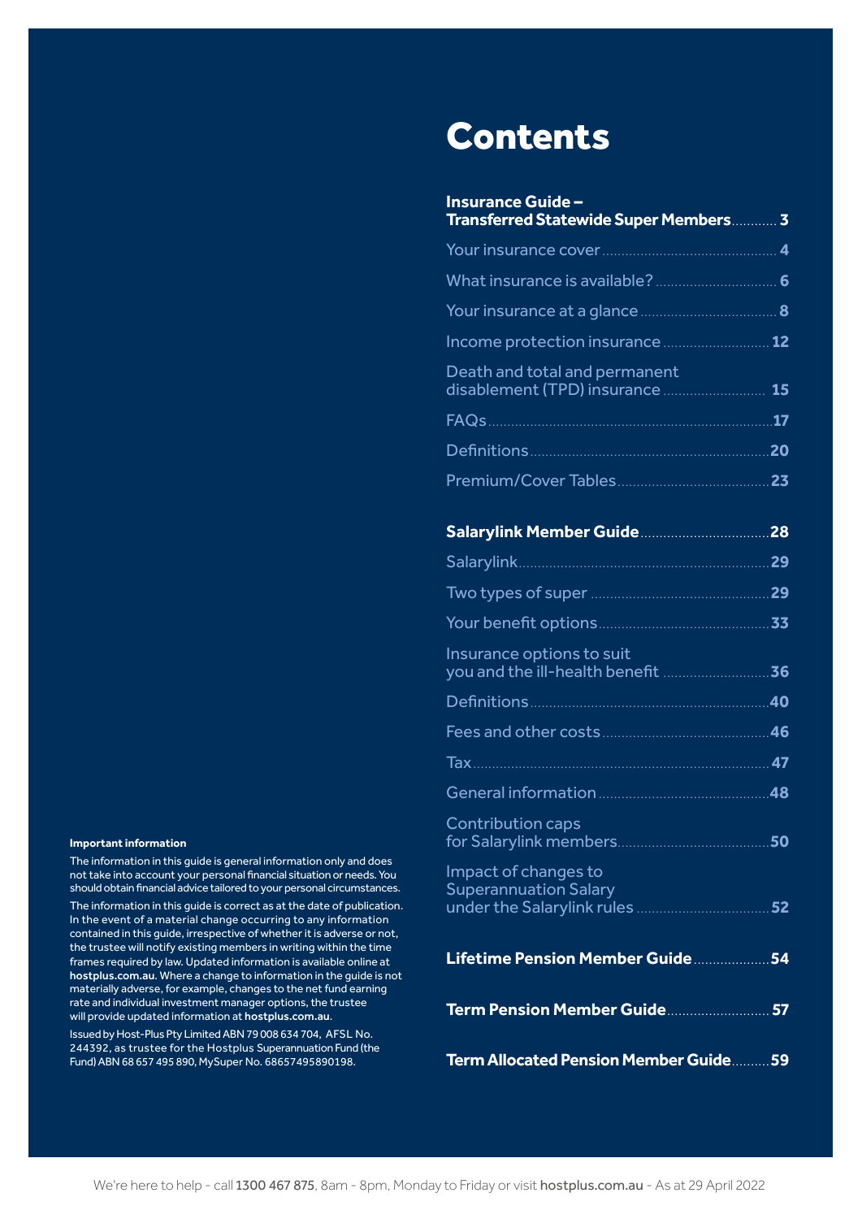# Contents

| | |
|---|---|
| **Insurance Guide – Transferred Statewide Super Members** | **3** |
| Your insurance cover | **4** |
| What insurance is available? | **6** |
| Your insurance at a glance | **8** |
| Income protection insurance | **12** |
| Death and total and permanent disablement (TPD) insurance | **15** |
| FAQs | **17** |
| Definitions | **20** |
| Premium/Cover Tables | **23** |
| **Salarylink Member Guide** | **28** |
| Salarylink | **29** |
| Two types of super | **29** |
| Your benefit options | **33** |
| Insurance options to suit you and the ill-health benefit | **36** |
| Definitions | **40** |
| Fees and other costs | **46** |
| Tax | **47** |
| General information | **48** |
| Contribution caps for Salarylink members | **50** |
| Impact of changes to Superannuation Salary under the Salarylink rules | **52** |
| **Lifetime Pension Member Guide** | **54** |
| **Term Pension Member Guide** | **57** |
| **Term Allocated Pension Member Guide** | **59** |

**Important information**

The information in this guide is general information only and does not take into account your personal financial situation or needs. You should obtain financial advice tailored to your personal circumstances.

The information in this guide is correct as at the date of publication. In the event of a material change occurring to any information contained in this guide, irrespective of whether it is adverse or not, the trustee will notify existing members in writing within the time frames required by law. Updated information is available online at **hostplus.com.au**. Where a change to information in the guide is not materially adverse, for example, changes to the net fund earning rate and individual investment manager options, the trustee will provide updated information at **hostplus.com.au**.

Issued by Host-Plus Pty Limited ABN 79 008 634 704, AFSL No. 244392, as trustee for the Hostplus Superannuation Fund (the Fund) ABN 68 657 495 890, MySuper No. 68657495890198.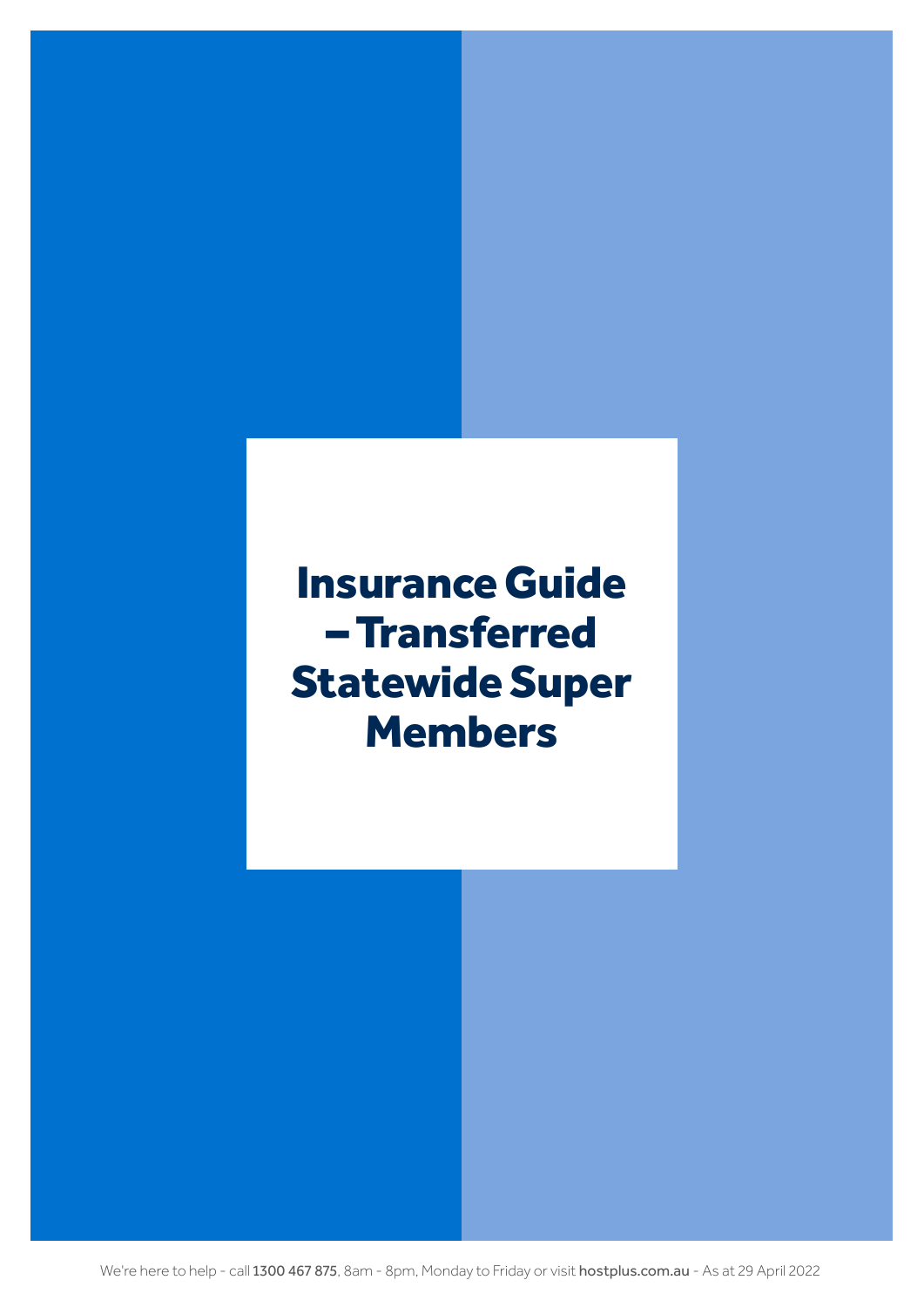# Insurance Guide – Transferred Statewide Super Members

We're here to help - call **1300 467 875**, 8am - 8pm, Monday to Friday or visit **hostplus.com.au** - As at 29 April 2022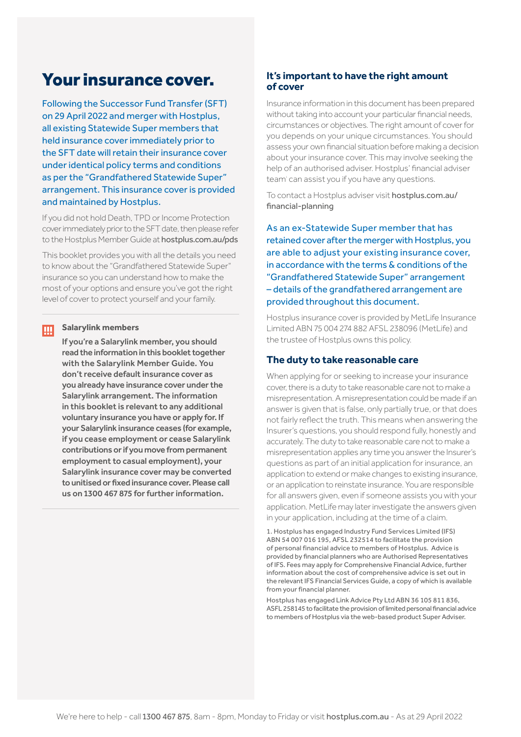# Your insurance cover.

Following the Successor Fund Transfer (SFT) on 29 April 2022 and merger with Hostplus, all existing Statewide Super members that held insurance cover immediately prior to the SFT date will retain their insurance cover under identical policy terms and conditions as per the "Grandfathered Statewide Super" arrangement. This insurance cover is provided and maintained by Hostplus.

If you did not hold Death, TPD or Income Protection cover immediately prior to the SFT date, then please refer to the Hostplus Member Guide at hostplus.com.au/pds

This booklet provides you with all the details you need to know about the "Grandfathered Statewide Super" insurance so you can understand how to make the most of your options and ensure you've got the right level of cover to protect yourself and your family.

**Salarylink members**

**If you're a Salarylink member, you should read the information in this booklet together with the Salarylink Member Guide. You don't receive default insurance cover as you already have insurance cover under the Salarylink arrangement. The information in this booklet is relevant to any additional voluntary insurance you have or apply for. If your Salarylink insurance ceases (for example, if you cease employment or cease Salarylink contributions or if you move from permanent employment to casual employment), your Salarylink insurance cover may be converted to unitised or fixed insurance cover. Please call us on 1300 467 875 for further information.**

## It's important to have the right amount of cover

Insurance information in this document has been prepared without taking into account your particular financial needs, circumstances or objectives. The right amount of cover for you depends on your unique circumstances. You should assess your own financial situation before making a decision about your insurance cover. This may involve seeking the help of an authorised adviser. Hostplus' financial adviser team[1] can assist you if you have any questions.

To contact a Hostplus adviser visit hostplus.com.au/financial-planning

As an ex-Statewide Super member that has retained cover after the merger with Hostplus, you are able to adjust your existing insurance cover, in accordance with the terms & conditions of the "Grandfathered Statewide Super" arrangement – details of the grandfathered arrangement are provided throughout this document.

Hostplus insurance cover is provided by MetLife Insurance Limited ABN 75 004 274 882 AFSL 238096 (MetLife) and the trustee of Hostplus owns this policy.

## The duty to take reasonable care

When applying for or seeking to increase your insurance cover, there is a duty to take reasonable care not to make a misrepresentation. A misrepresentation could be made if an answer is given that is false, only partially true, or that does not fairly reflect the truth. This means when answering the Insurer's questions, you should respond fully, honestly and accurately. The duty to take reasonable care not to make a misrepresentation applies any time you answer the Insurer's questions as part of an initial application for insurance, an application to extend or make changes to existing insurance, or an application to reinstate insurance. You are responsible for all answers given, even if someone assists you with your application. MetLife may later investigate the answers given in your application, including at the time of a claim.

1. Hostplus has engaged Industry Fund Services Limited (IFS) ABN 54 007 016 195, AFSL 232514 to facilitate the provision of personal financial advice to members of Hostplus. Advice is provided by financial planners who are Authorised Representatives of IFS. Fees may apply for Comprehensive Financial Advice, further information about the cost of comprehensive advice is set out in the relevant IFS Financial Services Guide, a copy of which is available from your financial planner.

Hostplus has engaged Link Advice Pty Ltd ABN 36 105 811 836, ASFL 258145 to facilitate the provision of limited personal financial advice to members of Hostplus via the web-based product Super Adviser.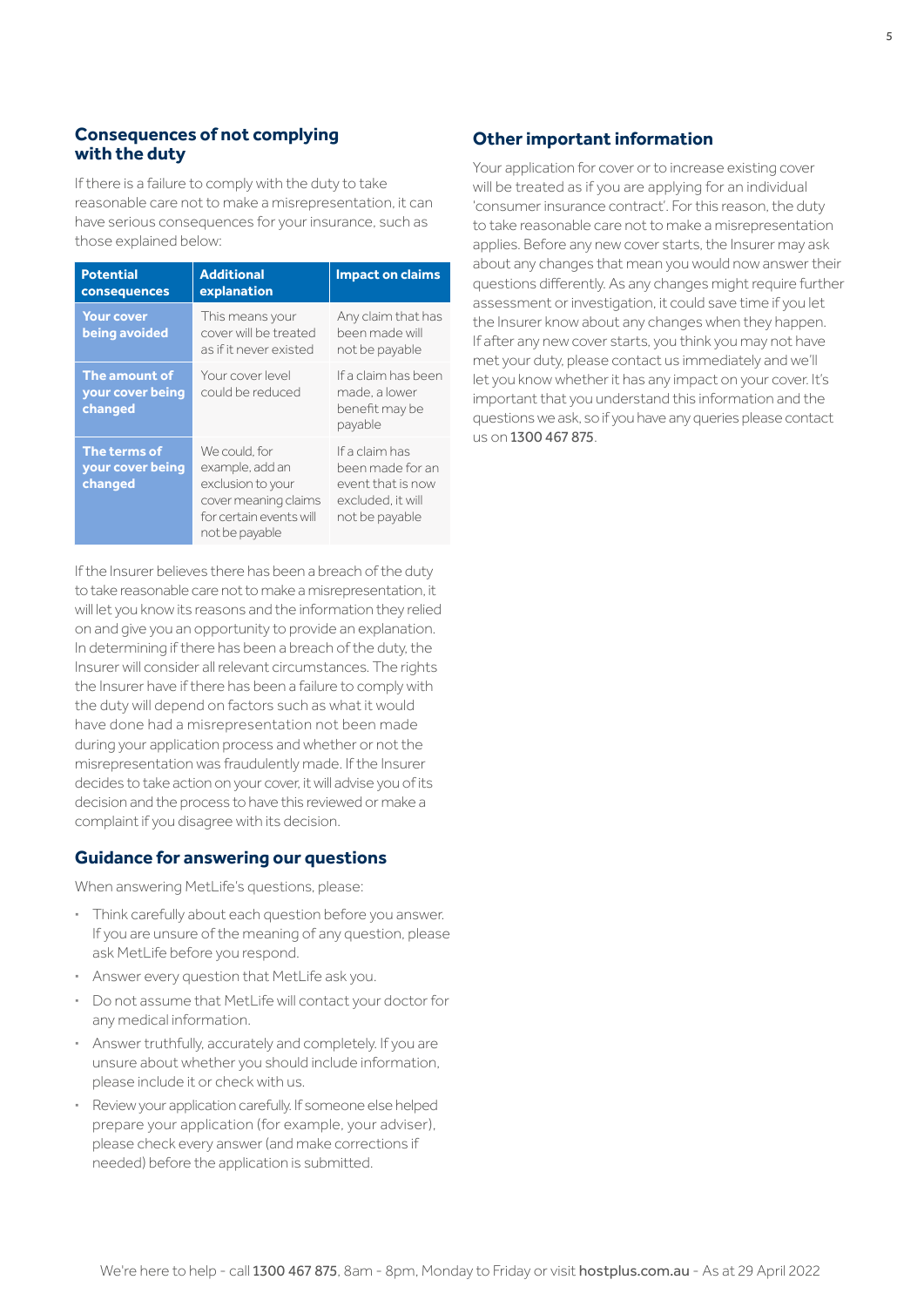## Consequences of not complying with the duty

If there is a failure to comply with the duty to take reasonable care not to make a misrepresentation, it can have serious consequences for your insurance, such as those explained below:

| Potential consequences | Additional explanation | Impact on claims |
|---|---|---|
| **Your cover being avoided** | This means your cover will be treated as if it never existed | Any claim that has been made will not be payable |
| **The amount of your cover being changed** | Your cover level could be reduced | If a claim has been made, a lower benefit may be payable |
| **The terms of your cover being changed** | We could, for example, add an exclusion to your cover meaning claims for certain events will not be payable | If a claim has been made for an event that is now excluded, it will not be payable |

If the Insurer believes there has been a breach of the duty to take reasonable care not to make a misrepresentation, it will let you know its reasons and the information they relied on and give you an opportunity to provide an explanation. In determining if there has been a breach of the duty, the Insurer will consider all relevant circumstances. The rights the Insurer have if there has been a failure to comply with the duty will depend on factors such as what it would have done had a misrepresentation not been made during your application process and whether or not the misrepresentation was fraudulently made. If the Insurer decides to take action on your cover, it will advise you of its decision and the process to have this reviewed or make a complaint if you disagree with its decision.

## Guidance for answering our questions

When answering MetLife's questions, please:

- Think carefully about each question before you answer. If you are unsure of the meaning of any question, please ask MetLife before you respond.
- Answer every question that MetLife ask you.
- Do not assume that MetLife will contact your doctor for any medical information.
- Answer truthfully, accurately and completely. If you are unsure about whether you should include information, please include it or check with us.
- Review your application carefully. If someone else helped prepare your application (for example, your adviser), please check every answer (and make corrections if needed) before the application is submitted.

## Other important information

Your application for cover or to increase existing cover will be treated as if you are applying for an individual 'consumer insurance contract'. For this reason, the duty to take reasonable care not to make a misrepresentation applies. Before any new cover starts, the Insurer may ask about any changes that mean you would now answer their questions differently. As any changes might require further assessment or investigation, it could save time if you let the Insurer know about any changes when they happen. If after any new cover starts, you think you may not have met your duty, please contact us immediately and we'll let you know whether it has any impact on your cover. It's important that you understand this information and the questions we ask, so if you have any queries please contact us on 1300 467 875.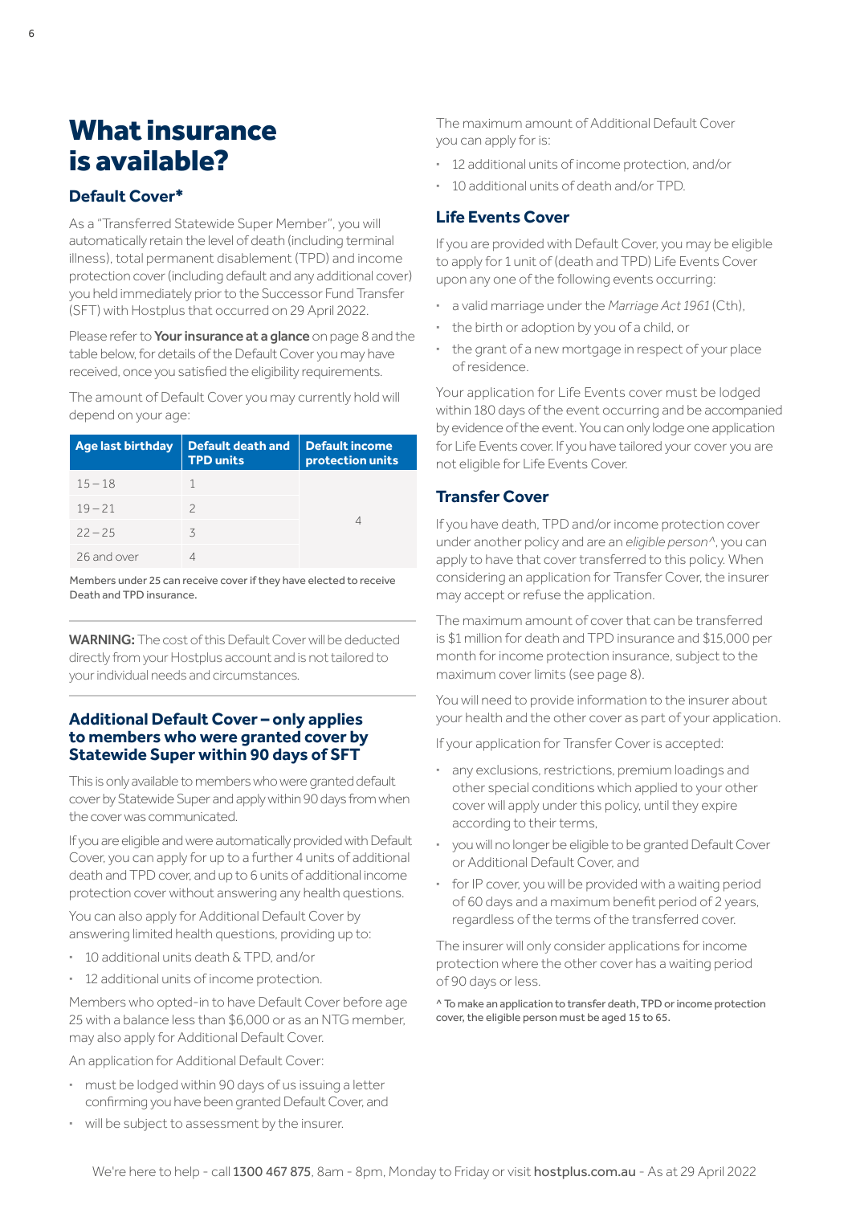# What insurance is available?

## Default Cover*

As a "Transferred Statewide Super Member", you will automatically retain the level of death (including terminal illness), total permanent disablement (TPD) and income protection cover (including default and any additional cover) you held immediately prior to the Successor Fund Transfer (SFT) with Hostplus that occurred on 29 April 2022.

Please refer to **Your insurance at a glance** on page 8 and the table below, for details of the Default Cover you may have received, once you satisfied the eligibility requirements.

The amount of Default Cover you may currently hold will depend on your age:

| Age last birthday | Default death and TPD units | Default income protection units |
|---|---|---|
| 15 – 18 | 1 | 4 |
| 19 – 21 | 2 | |
| 22 – 25 | 3 | |
| 26 and over | 4 | |

Members under 25 can receive cover if they have elected to receive Death and TPD insurance.

**WARNING:** The cost of this Default Cover will be deducted directly from your Hostplus account and is not tailored to your individual needs and circumstances.

## Additional Default Cover – only applies to members who were granted cover by Statewide Super within 90 days of SFT

This is only available to members who were granted default cover by Statewide Super and apply within 90 days from when the cover was communicated.

If you are eligible and were automatically provided with Default Cover, you can apply for up to a further 4 units of additional death and TPD cover, and up to 6 units of additional income protection cover without answering any health questions.

You can also apply for Additional Default Cover by answering limited health questions, providing up to:

- 10 additional units death & TPD, and/or
- 12 additional units of income protection.

Members who opted-in to have Default Cover before age 25 with a balance less than $6,000 or as an NTG member, may also apply for Additional Default Cover.

An application for Additional Default Cover:

- must be lodged within 90 days of us issuing a letter confirming you have been granted Default Cover, and
- will be subject to assessment by the insurer.

The maximum amount of Additional Default Cover you can apply for is:

- 12 additional units of income protection, and/or
- 10 additional units of death and/or TPD.

## Life Events Cover

If you are provided with Default Cover, you may be eligible to apply for 1 unit of (death and TPD) Life Events Cover upon any one of the following events occurring:

- a valid marriage under the *Marriage Act 1961* (Cth),
- the birth or adoption by you of a child, or
- the grant of a new mortgage in respect of your place of residence.

Your application for Life Events cover must be lodged within 180 days of the event occurring and be accompanied by evidence of the event. You can only lodge one application for Life Events cover. If you have tailored your cover you are not eligible for Life Events Cover.

## Transfer Cover

If you have death, TPD and/or income protection cover under another policy and are an *eligible person*^, you can apply to have that cover transferred to this policy. When considering an application for Transfer Cover, the insurer may accept or refuse the application.

The maximum amount of cover that can be transferred is $1 million for death and TPD insurance and $15,000 per month for income protection insurance, subject to the maximum cover limits (see page 8).

You will need to provide information to the insurer about your health and the other cover as part of your application.

If your application for Transfer Cover is accepted:

- any exclusions, restrictions, premium loadings and other special conditions which applied to your other cover will apply under this policy, until they expire according to their terms,
- you will no longer be eligible to be granted Default Cover or Additional Default Cover, and
- for IP cover, you will be provided with a waiting period of 60 days and a maximum benefit period of 2 years, regardless of the terms of the transferred cover.

The insurer will only consider applications for income protection where the other cover has a waiting period of 90 days or less.

^ To make an application to transfer death, TPD or income protection cover, the eligible person must be aged 15 to 65.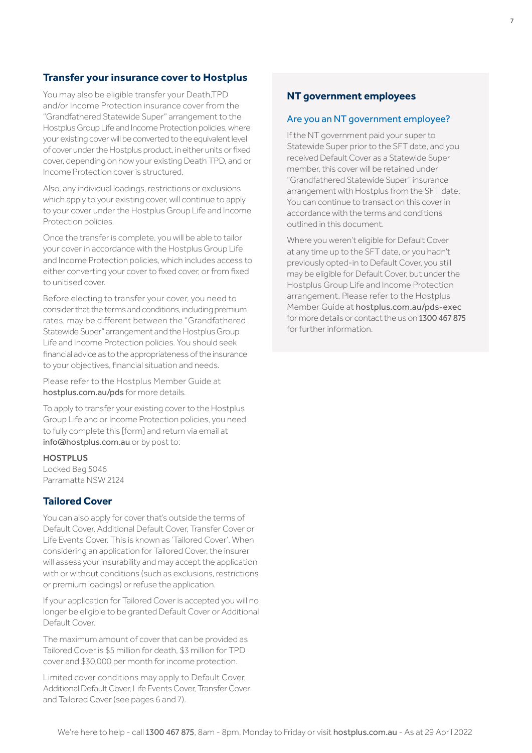## Transfer your insurance cover to Hostplus

You may also be eligible transfer your Death,TPD and/or Income Protection insurance cover from the "Grandfathered Statewide Super" arrangement to the Hostplus Group Life and Income Protection policies, where your existing cover will be converted to the equivalent level of cover under the Hostplus product, in either units or fixed cover, depending on how your existing Death TPD, and or Income Protection cover is structured.

Also, any individual loadings, restrictions or exclusions which apply to your existing cover, will continue to apply to your cover under the Hostplus Group Life and Income Protection policies.

Once the transfer is complete, you will be able to tailor your cover in accordance with the Hostplus Group Life and Income Protection policies, which includes access to either converting your cover to fixed cover, or from fixed to unitised cover.

Before electing to transfer your cover, you need to consider that the terms and conditions, including premium rates, may be different between the "Grandfathered Statewide Super" arrangement and the Hostplus Group Life and Income Protection policies. You should seek financial advice as to the appropriateness of the insurance to your objectives, financial situation and needs.

Please refer to the Hostplus Member Guide at **hostplus.com.au/pds** for more details.

To apply to transfer your existing cover to the Hostplus Group Life and or Income Protection policies, you need to fully complete this [form] and return via email at **info@hostplus.com.au** or by post to:

**HOSTPLUS**
Locked Bag 5046
Parramatta NSW 2124

## Tailored Cover

You can also apply for cover that's outside the terms of Default Cover, Additional Default Cover, Transfer Cover or Life Events Cover. This is known as 'Tailored Cover'. When considering an application for Tailored Cover, the insurer will assess your insurability and may accept the application with or without conditions (such as exclusions, restrictions or premium loadings) or refuse the application.

If your application for Tailored Cover is accepted you will no longer be eligible to be granted Default Cover or Additional Default Cover.

The maximum amount of cover that can be provided as Tailored Cover is $5 million for death, $3 million for TPD cover and $30,000 per month for income protection.

Limited cover conditions may apply to Default Cover, Additional Default Cover, Life Events Cover, Transfer Cover and Tailored Cover (see pages 6 and 7).

## NT government employees

### Are you an NT government employee?

If the NT government paid your super to Statewide Super prior to the SFT date, and you received Default Cover as a Statewide Super member, this cover will be retained under "Grandfathered Statewide Super" insurance arrangement with Hostplus from the SFT date. You can continue to transact on this cover in accordance with the terms and conditions outlined in this document.

Where you weren't eligible for Default Cover at any time up to the SFT date, or you hadn't previously opted-in to Default Cover, you still may be eligible for Default Cover, but under the Hostplus Group Life and Income Protection arrangement. Please refer to the Hostplus Member Guide at **hostplus.com.au/pds-exec** for more details or contact the us on **1300 467 875** for further information.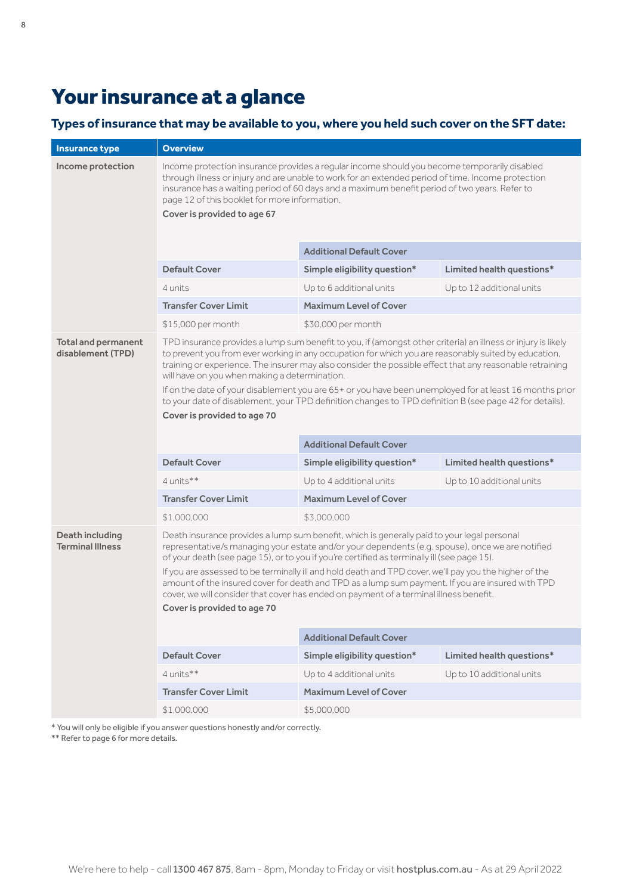# Your insurance at a glance

### Types of insurance that may be available to you, where you held such cover on the SFT date:

| Insurance type | Overview | | |
|---|---|---|---|
| **Income protection** | Income protection insurance provides a regular income should you become temporarily disabled through illness or injury and are unable to work for an extended period of time. Income protection insurance has a waiting period of 60 days and a maximum benefit period of two years. Refer to page 12 of this booklet for more information.<br>**Cover is provided to age 67** | | |
| | | **Additional Default Cover** | |
| | **Default Cover** | **Simple eligibility question*** | **Limited health questions*** |
| | 4 units | Up to 6 additional units | Up to 12 additional units |
| | **Transfer Cover Limit** | **Maximum Level of Cover** | |
| | $15,000 per month | $30,000 per month | |
| **Total and permanent disablement (TPD)** | TPD insurance provides a lump sum benefit to you, if (amongst other criteria) an illness or injury is likely to prevent you from ever working in any occupation for which you are reasonably suited by education, training or experience. The insurer may also consider the possible effect that any reasonable retraining will have on you when making a determination.<br>If on the date of your disablement you are 65+ or you have been unemployed for at least 16 months prior to your date of disablement, your TPD definition changes to TPD definition B (see page 42 for details).<br>**Cover is provided to age 70** | | |
| | | **Additional Default Cover** | |
| | **Default Cover** | **Simple eligibility question*** | **Limited health questions*** |
| | 4 units** | Up to 4 additional units | Up to 10 additional units |
| | **Transfer Cover Limit** | **Maximum Level of Cover** | |
| | $1,000,000 | $3,000,000 | |
| **Death including Terminal Illness** | Death insurance provides a lump sum benefit, which is generally paid to your legal personal representative/s managing your estate and/or your dependents (e.g. spouse), once we are notified of your death (see page 15), or to you if you're certified as terminally ill (see page 15).<br>If you are assessed to be terminally ill and hold death and TPD cover, we'll pay you the higher of the amount of the insured cover for death and TPD as a lump sum payment. If you are insured with TPD cover, we will consider that cover has ended on payment of a terminal illness benefit.<br>**Cover is provided to age 70** | | |
| | | **Additional Default Cover** | |
| | **Default Cover** | **Simple eligibility question*** | **Limited health questions*** |
| | 4 units** | Up to 4 additional units | Up to 10 additional units |
| | **Transfer Cover Limit** | **Maximum Level of Cover** | |
| | $1,000,000 | $5,000,000 | |

\* You will only be eligible if you answer questions honestly and/or correctly.

\** Refer to page 6 for more details.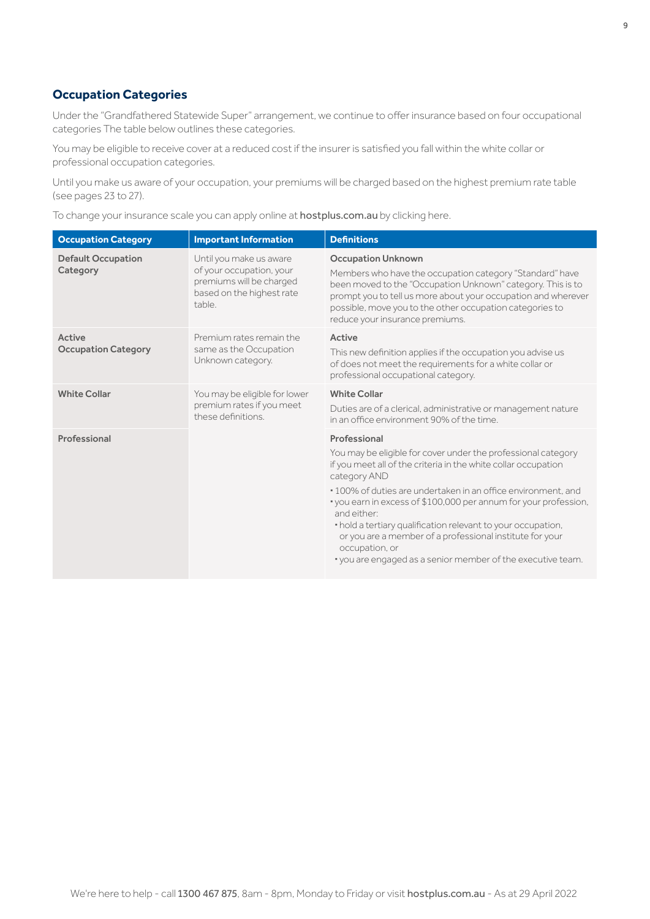## Occupation Categories

Under the "Grandfathered Statewide Super" arrangement, we continue to offer insurance based on four occupational categories The table below outlines these categories.

You may be eligible to receive cover at a reduced cost if the insurer is satisfied you fall within the white collar or professional occupation categories.

Until you make us aware of your occupation, your premiums will be charged based on the highest premium rate table (see pages 23 to 27).

To change your insurance scale you can apply online at **hostplus.com.au** by clicking here.

| Occupation Category | Important Information | Definitions |
|---|---|---|
| **Default Occupation Category** | Until you make us aware of your occupation, your premiums will be charged based on the highest rate table. | **Occupation Unknown**<br>Members who have the occupation category "Standard" have been moved to the "Occupation Unknown" category. This is to prompt you to tell us more about your occupation and wherever possible, move you to the other occupation categories to reduce your insurance premiums. |
| **Active Occupation Category** | Premium rates remain the same as the Occupation Unknown category. | **Active**<br>This new definition applies if the occupation you advise us of does not meet the requirements for a white collar or professional occupational category. |
| **White Collar** | You may be eligible for lower premium rates if you meet these definitions. | **White Collar**<br>Duties are of a clerical, administrative or management nature in an office environment 90% of the time. |
| **Professional** | | **Professional**<br>You may be eligible for cover under the professional category if you meet all of the criteria in the white collar occupation category AND<br>• 100% of duties are undertaken in an office environment, and<br>• you earn in excess of $100,000 per annum for your profession, and either:<br>  • hold a tertiary qualification relevant to your occupation, or you are a member of a professional institute for your occupation, or<br>  • you are engaged as a senior member of the executive team. |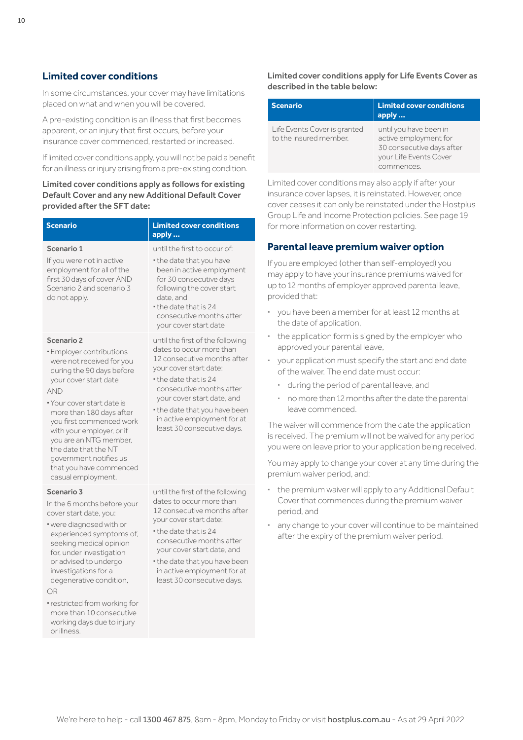## Limited cover conditions

In some circumstances, your cover may have limitations placed on what and when you will be covered.

A pre-existing condition is an illness that first becomes apparent, or an injury that first occurs, before your insurance cover commenced, restarted or increased.

If limited cover conditions apply, you will not be paid a benefit for an illness or injury arising from a pre-existing condition.

**Limited cover conditions apply as follows for existing Default Cover and any new Additional Default Cover provided after the SFT date:**

| Scenario | Limited cover conditions apply ... |
|---|---|
| **Scenario 1**<br>If you were not in active employment for all of the first 30 days of cover AND Scenario 2 and scenario 3 do not apply. | until the first to occur of:<br>• the date that you have been in active employment for 30 consecutive days following the cover start date, and<br>• the date that is 24 consecutive months after your cover start date |
| **Scenario 2**<br>• Employer contributions were not received for you during the 90 days before your cover start date<br>AND<br>• Your cover start date is more than 180 days after you first commenced work with your employer, or if you are an NTG member, the date that the NT government notifies us that you have commenced casual employment. | until the first of the following dates to occur more than 12 consecutive months after your cover start date:<br>• the date that is 24 consecutive months after your cover start date, and<br>• the date that you have been in active employment for at least 30 consecutive days. |
| **Scenario 3**<br>In the 6 months before your cover start date, you:<br>• were diagnosed with or experienced symptoms of, seeking medical opinion for, under investigation or advised to undergo investigations for a degenerative condition,<br>OR<br>• restricted from working for more than 10 consecutive working days due to injury or illness. | until the first of the following dates to occur more than 12 consecutive months after your cover start date:<br>• the date that is 24 consecutive months after your cover start date, and<br>• the date that you have been in active employment for at least 30 consecutive days. |

**Limited cover conditions apply for Life Events Cover as described in the table below:**

| Scenario | Limited cover conditions apply ... |
|---|---|
| Life Events Cover is granted to the insured member. | until you have been in active employment for 30 consecutive days after your Life Events Cover commences. |

Limited cover conditions may also apply if after your insurance cover lapses, it is reinstated. However, once cover ceases it can only be reinstated under the Hostplus Group Life and Income Protection policies. See page 19 for more information on cover restarting.

## Parental leave premium waiver option

If you are employed (other than self-employed) you may apply to have your insurance premiums waived for up to 12 months of employer approved parental leave, provided that:

- you have been a member for at least 12 months at the date of application,
- the application form is signed by the employer who approved your parental leave,
- your application must specify the start and end date of the waiver. The end date must occur:
  - during the period of parental leave, and
  - no more than 12 months after the date the parental leave commenced.

The waiver will commence from the date the application is received. The premium will not be waived for any period you were on leave prior to your application being received.

You may apply to change your cover at any time during the premium waiver period, and:

- the premium waiver will apply to any Additional Default Cover that commences during the premium waiver period, and
- any change to your cover will continue to be maintained after the expiry of the premium waiver period.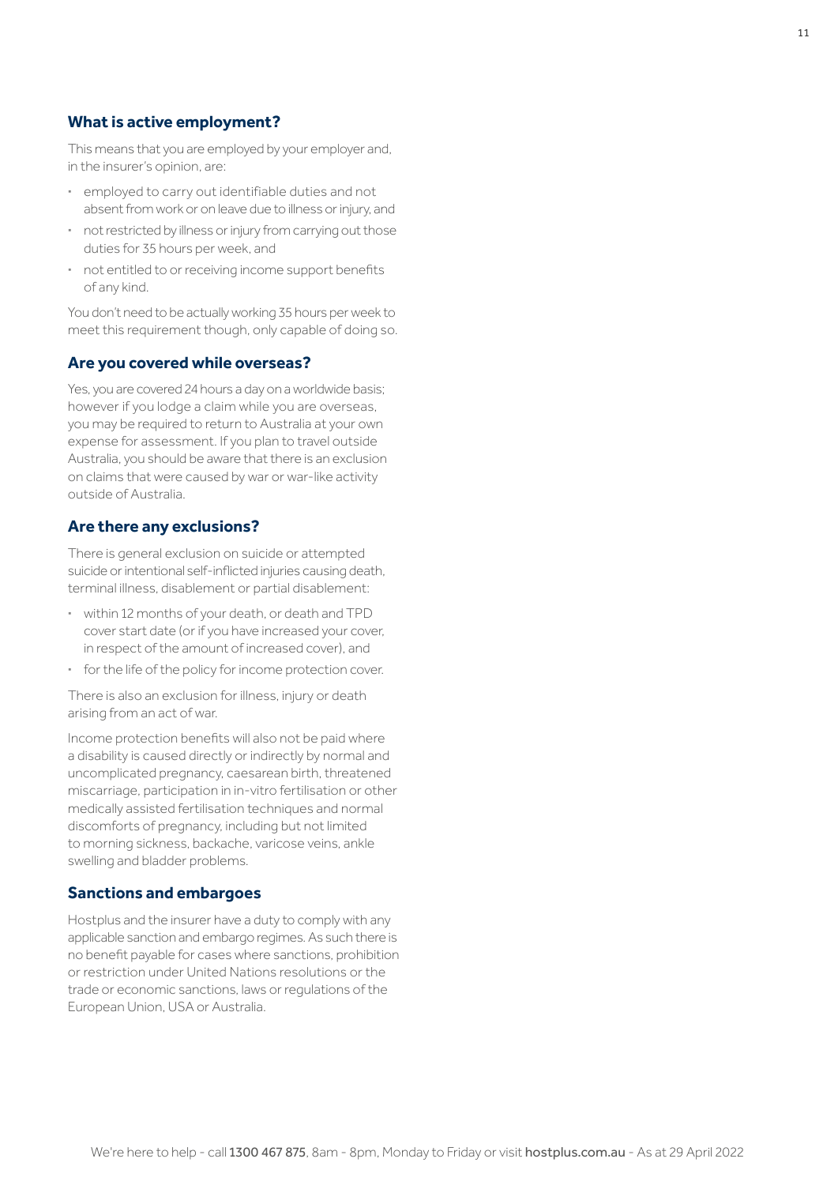### What is active employment?

This means that you are employed by your employer and, in the insurer's opinion, are:

- employed to carry out identifiable duties and not absent from work or on leave due to illness or injury, and
- not restricted by illness or injury from carrying out those duties for 35 hours per week, and
- not entitled to or receiving income support benefits of any kind.

You don't need to be actually working 35 hours per week to meet this requirement though, only capable of doing so.

### Are you covered while overseas?

Yes, you are covered 24 hours a day on a worldwide basis; however if you lodge a claim while you are overseas, you may be required to return to Australia at your own expense for assessment. If you plan to travel outside Australia, you should be aware that there is an exclusion on claims that were caused by war or war-like activity outside of Australia.

### Are there any exclusions?

There is general exclusion on suicide or attempted suicide or intentional self-inflicted injuries causing death, terminal illness, disablement or partial disablement:

- within 12 months of your death, or death and TPD cover start date (or if you have increased your cover, in respect of the amount of increased cover), and
- for the life of the policy for income protection cover.

There is also an exclusion for illness, injury or death arising from an act of war.

Income protection benefits will also not be paid where a disability is caused directly or indirectly by normal and uncomplicated pregnancy, caesarean birth, threatened miscarriage, participation in in-vitro fertilisation or other medically assisted fertilisation techniques and normal discomforts of pregnancy, including but not limited to morning sickness, backache, varicose veins, ankle swelling and bladder problems.

### Sanctions and embargoes

Hostplus and the insurer have a duty to comply with any applicable sanction and embargo regimes. As such there is no benefit payable for cases where sanctions, prohibition or restriction under United Nations resolutions or the trade or economic sanctions, laws or regulations of the European Union, USA or Australia.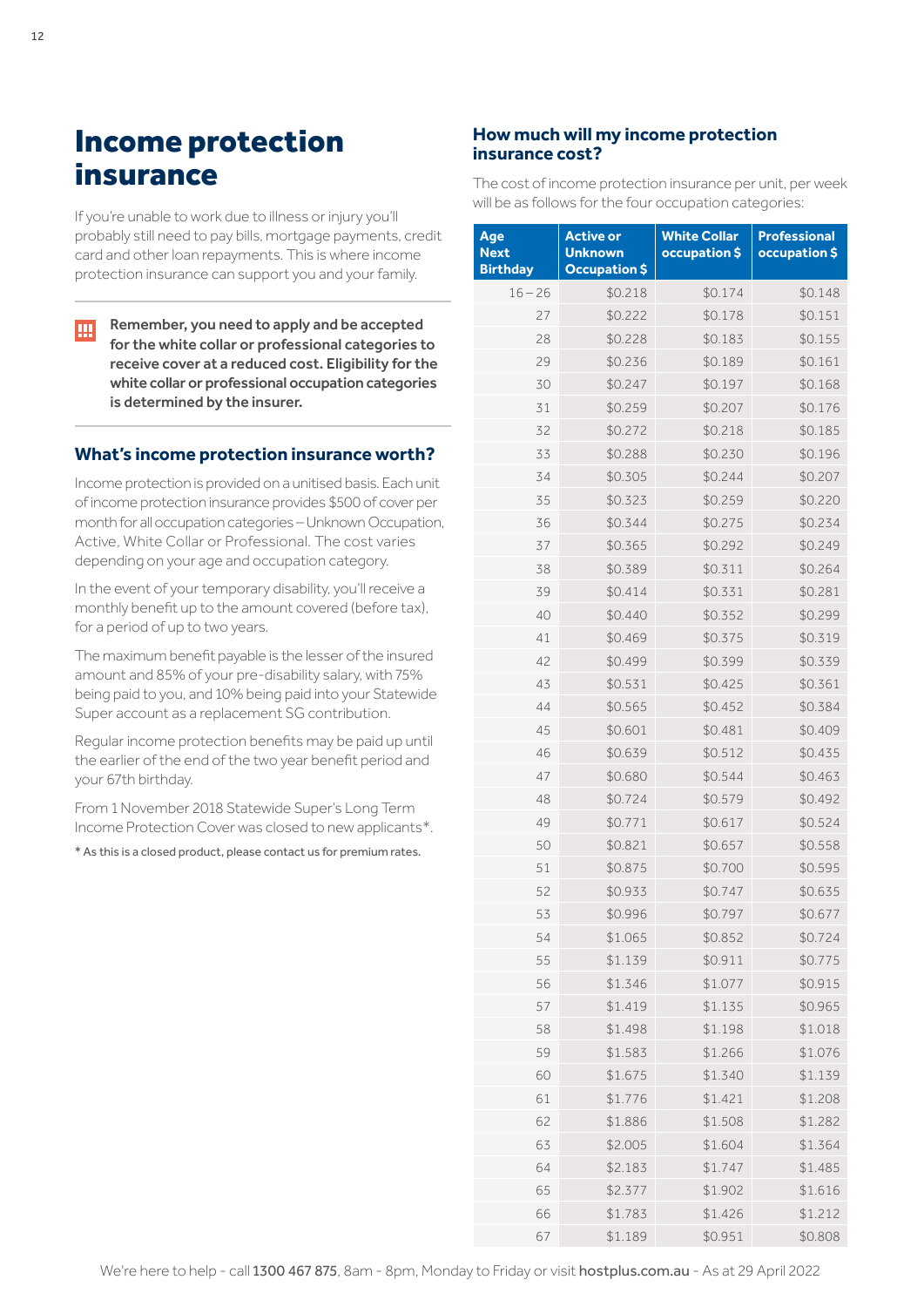# Income protection insurance

If you're unable to work due to illness or injury you'll probably still need to pay bills, mortgage payments, credit card and other loan repayments. This is where income protection insurance can support you and your family.

**Remember, you need to apply and be accepted for the white collar or professional categories to receive cover at a reduced cost. Eligibility for the white collar or professional occupation categories is determined by the insurer.**

## What's income protection insurance worth?

Income protection is provided on a unitised basis. Each unit of income protection insurance provides $500 of cover per month for all occupation categories – Unknown Occupation, Active, White Collar or Professional. The cost varies depending on your age and occupation category.

In the event of your temporary disability, you'll receive a monthly benefit up to the amount covered (before tax), for a period of up to two years.

The maximum benefit payable is the lesser of the insured amount and 85% of your pre-disability salary, with 75% being paid to you, and 10% being paid into your Statewide Super account as a replacement SG contribution.

Regular income protection benefits may be paid up until the earlier of the end of the two year benefit period and your 67th birthday.

From 1 November 2018 Statewide Super's Long Term Income Protection Cover was closed to new applicants*.

* As this is a closed product, please contact us for premium rates.

## How much will my income protection insurance cost?

The cost of income protection insurance per unit, per week will be as follows for the four occupation categories:

| Age Next Birthday | Active or Unknown Occupation $ | White Collar occupation $ | Professional occupation $ |
|---|---|---|---|
| 16 – 26 | $0.218 | $0.174 | $0.148 |
| 27 | $0.222 | $0.178 | $0.151 |
| 28 | $0.228 | $0.183 | $0.155 |
| 29 | $0.236 | $0.189 | $0.161 |
| 30 | $0.247 | $0.197 | $0.168 |
| 31 | $0.259 | $0.207 | $0.176 |
| 32 | $0.272 | $0.218 | $0.185 |
| 33 | $0.288 | $0.230 | $0.196 |
| 34 | $0.305 | $0.244 | $0.207 |
| 35 | $0.323 | $0.259 | $0.220 |
| 36 | $0.344 | $0.275 | $0.234 |
| 37 | $0.365 | $0.292 | $0.249 |
| 38 | $0.389 | $0.311 | $0.264 |
| 39 | $0.414 | $0.331 | $0.281 |
| 40 | $0.440 | $0.352 | $0.299 |
| 41 | $0.469 | $0.375 | $0.319 |
| 42 | $0.499 | $0.399 | $0.339 |
| 43 | $0.531 | $0.425 | $0.361 |
| 44 | $0.565 | $0.452 | $0.384 |
| 45 | $0.601 | $0.481 | $0.409 |
| 46 | $0.639 | $0.512 | $0.435 |
| 47 | $0.680 | $0.544 | $0.463 |
| 48 | $0.724 | $0.579 | $0.492 |
| 49 | $0.771 | $0.617 | $0.524 |
| 50 | $0.821 | $0.657 | $0.558 |
| 51 | $0.875 | $0.700 | $0.595 |
| 52 | $0.933 | $0.747 | $0.635 |
| 53 | $0.996 | $0.797 | $0.677 |
| 54 | $1.065 | $0.852 | $0.724 |
| 55 | $1.139 | $0.911 | $0.775 |
| 56 | $1.346 | $1.077 | $0.915 |
| 57 | $1.419 | $1.135 | $0.965 |
| 58 | $1.498 | $1.198 | $1.018 |
| 59 | $1.583 | $1.266 | $1.076 |
| 60 | $1.675 | $1.340 | $1.139 |
| 61 | $1.776 | $1.421 | $1.208 |
| 62 | $1.886 | $1.508 | $1.282 |
| 63 | $2.005 | $1.604 | $1.364 |
| 64 | $2.183 | $1.747 | $1.485 |
| 65 | $2.377 | $1.902 | $1.616 |
| 66 | $1.783 | $1.426 | $1.212 |
| 67 | $1.189 | $0.951 | $0.808 |

We're here to help - call **1300 467 875**, 8am - 8pm, Monday to Friday or visit **hostplus.com.au** - As at 29 April 2022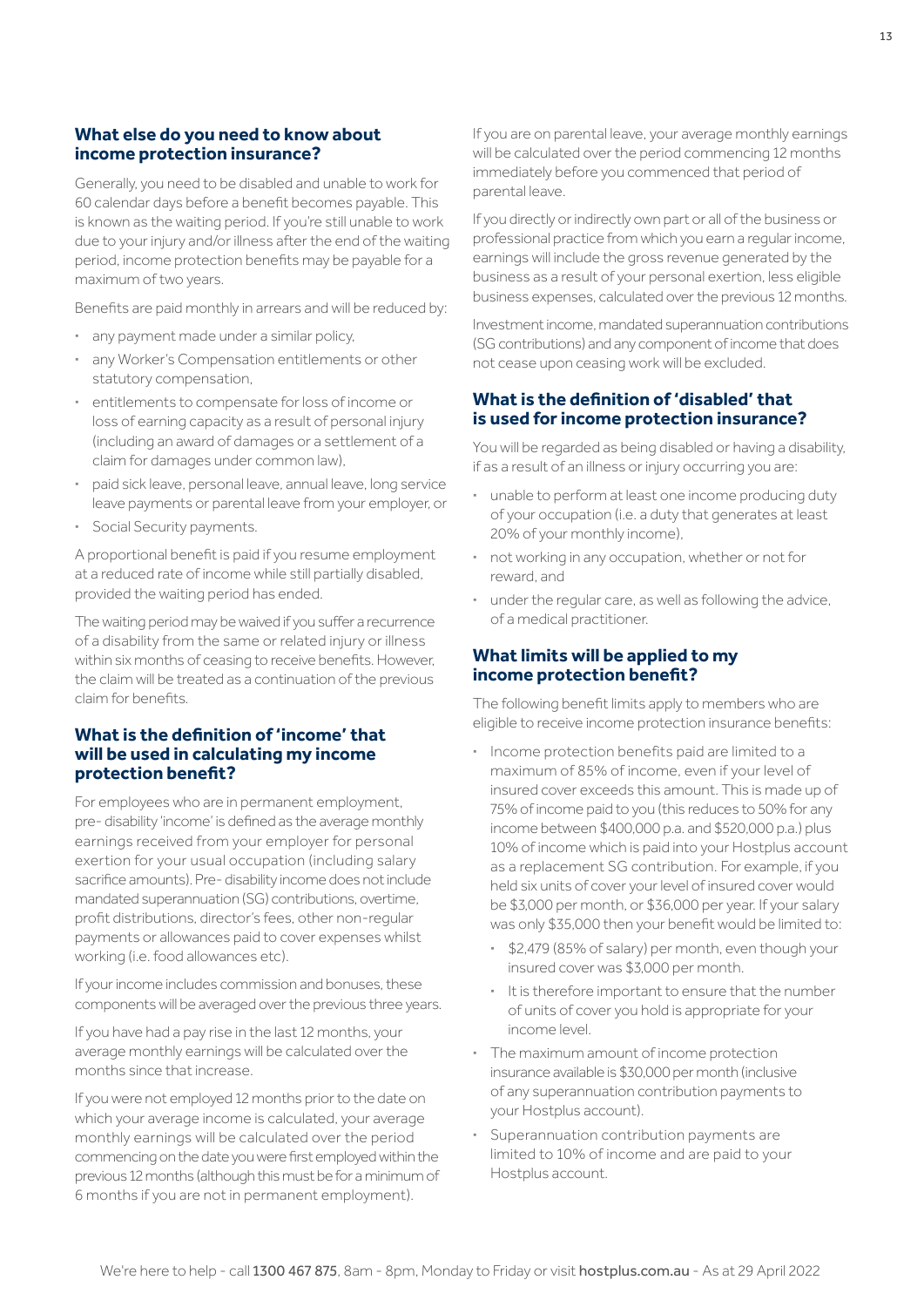### What else do you need to know about income protection insurance?

Generally, you need to be disabled and unable to work for 60 calendar days before a benefit becomes payable. This is known as the waiting period. If you're still unable to work due to your injury and/or illness after the end of the waiting period, income protection benefits may be payable for a maximum of two years.

Benefits are paid monthly in arrears and will be reduced by:

- any payment made under a similar policy,
- any Worker's Compensation entitlements or other statutory compensation,
- entitlements to compensate for loss of income or loss of earning capacity as a result of personal injury (including an award of damages or a settlement of a claim for damages under common law),
- paid sick leave, personal leave, annual leave, long service leave payments or parental leave from your employer, or
- Social Security payments.

A proportional benefit is paid if you resume employment at a reduced rate of income while still partially disabled, provided the waiting period has ended.

The waiting period may be waived if you suffer a recurrence of a disability from the same or related injury or illness within six months of ceasing to receive benefits. However, the claim will be treated as a continuation of the previous claim for benefits.

### What is the definition of 'income' that will be used in calculating my income protection benefit?

For employees who are in permanent employment, pre- disability 'income' is defined as the average monthly earnings received from your employer for personal exertion for your usual occupation (including salary sacrifice amounts). Pre- disability income does not include mandated superannuation (SG) contributions, overtime, profit distributions, director's fees, other non-regular payments or allowances paid to cover expenses whilst working (i.e. food allowances etc).

If your income includes commission and bonuses, these components will be averaged over the previous three years.

If you have had a pay rise in the last 12 months, your average monthly earnings will be calculated over the months since that increase.

If you were not employed 12 months prior to the date on which your average income is calculated, your average monthly earnings will be calculated over the period commencing on the date you were first employed within the previous 12 months (although this must be for a minimum of 6 months if you are not in permanent employment).

If you are on parental leave, your average monthly earnings will be calculated over the period commencing 12 months immediately before you commenced that period of parental leave.

If you directly or indirectly own part or all of the business or professional practice from which you earn a regular income, earnings will include the gross revenue generated by the business as a result of your personal exertion, less eligible business expenses, calculated over the previous 12 months.

Investment income, mandated superannuation contributions (SG contributions) and any component of income that does not cease upon ceasing work will be excluded.

### What is the definition of 'disabled' that is used for income protection insurance?

You will be regarded as being disabled or having a disability, if as a result of an illness or injury occurring you are:

- unable to perform at least one income producing duty of your occupation (i.e. a duty that generates at least 20% of your monthly income),
- not working in any occupation, whether or not for reward, and
- under the regular care, as well as following the advice, of a medical practitioner.

### What limits will be applied to my income protection benefit?

The following benefit limits apply to members who are eligible to receive income protection insurance benefits:

- Income protection benefits paid are limited to a maximum of 85% of income, even if your level of insured cover exceeds this amount. This is made up of 75% of income paid to you (this reduces to 50% for any income between $400,000 p.a. and $520,000 p.a.) plus 10% of income which is paid into your Hostplus account as a replacement SG contribution. For example, if you held six units of cover your level of insured cover would be $3,000 per month, or $36,000 per year. If your salary was only $35,000 then your benefit would be limited to:
  - $2,479 (85% of salary) per month, even though your insured cover was $3,000 per month.
  - It is therefore important to ensure that the number of units of cover you hold is appropriate for your income level.
- The maximum amount of income protection insurance available is $30,000 per month (inclusive of any superannuation contribution payments to your Hostplus account).
- Superannuation contribution payments are limited to 10% of income and are paid to your Hostplus account.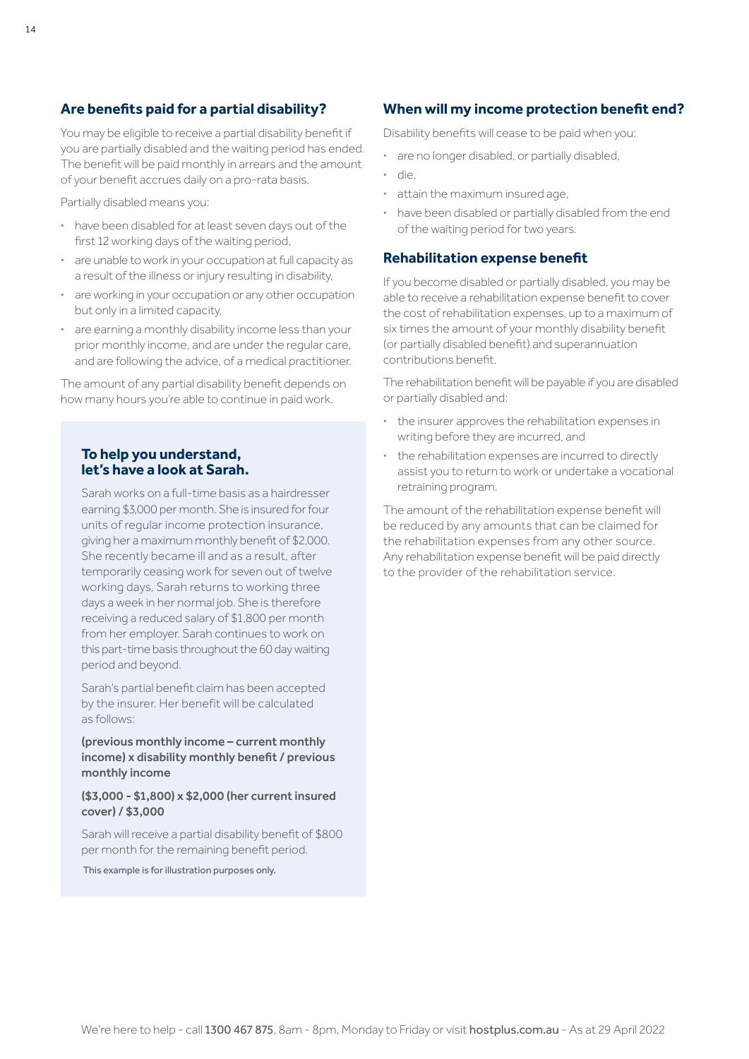## Are benefits paid for a partial disability?

You may be eligible to receive a partial disability benefit if you are partially disabled and the waiting period has ended. The benefit will be paid monthly in arrears and the amount of your benefit accrues daily on a pro-rata basis.

Partially disabled means you:

- have been disabled for at least seven days out of the first 12 working days of the waiting period,
- are unable to work in your occupation at full capacity as a result of the illness or injury resulting in disability,
- are working in your occupation or any other occupation but only in a limited capacity,
- are earning a monthly disability income less than your prior monthly income, and are under the regular care, and are following the advice, of a medical practitioner.

The amount of any partial disability benefit depends on how many hours you're able to continue in paid work.

### To help you understand, let's have a look at Sarah.

Sarah works on a full-time basis as a hairdresser earning $3,000 per month. She is insured for four units of regular income protection insurance, giving her a maximum monthly benefit of $2,000. She recently became ill and as a result, after temporarily ceasing work for seven out of twelve working days, Sarah returns to working three days a week in her normal job. She is therefore receiving a reduced salary of $1,800 per month from her employer. Sarah continues to work on this part-time basis throughout the 60 day waiting period and beyond.

Sarah's partial benefit claim has been accepted by the insurer. Her benefit will be calculated as follows:

**(previous monthly income – current monthly income) x disability monthly benefit / previous monthly income**

**($3,000 - $1,800) x $2,000 (her current insured cover) / $3,000**

Sarah will receive a partial disability benefit of $800 per month for the remaining benefit period.

This example is for illustration purposes only.

## When will my income protection benefit end?

Disability benefits will cease to be paid when you:

- are no longer disabled, or partially disabled,
- die,
- attain the maximum insured age,
- have been disabled or partially disabled from the end of the waiting period for two years.

## Rehabilitation expense benefit

If you become disabled or partially disabled, you may be able to receive a rehabilitation expense benefit to cover the cost of rehabilitation expenses, up to a maximum of six times the amount of your monthly disability benefit (or partially disabled benefit) and superannuation contributions benefit.

The rehabilitation benefit will be payable if you are disabled or partially disabled and:

- the insurer approves the rehabilitation expenses in writing before they are incurred, and
- the rehabilitation expenses are incurred to directly assist you to return to work or undertake a vocational retraining program.

The amount of the rehabilitation expense benefit will be reduced by any amounts that can be claimed for the rehabilitation expenses from any other source. Any rehabilitation expense benefit will be paid directly to the provider of the rehabilitation service.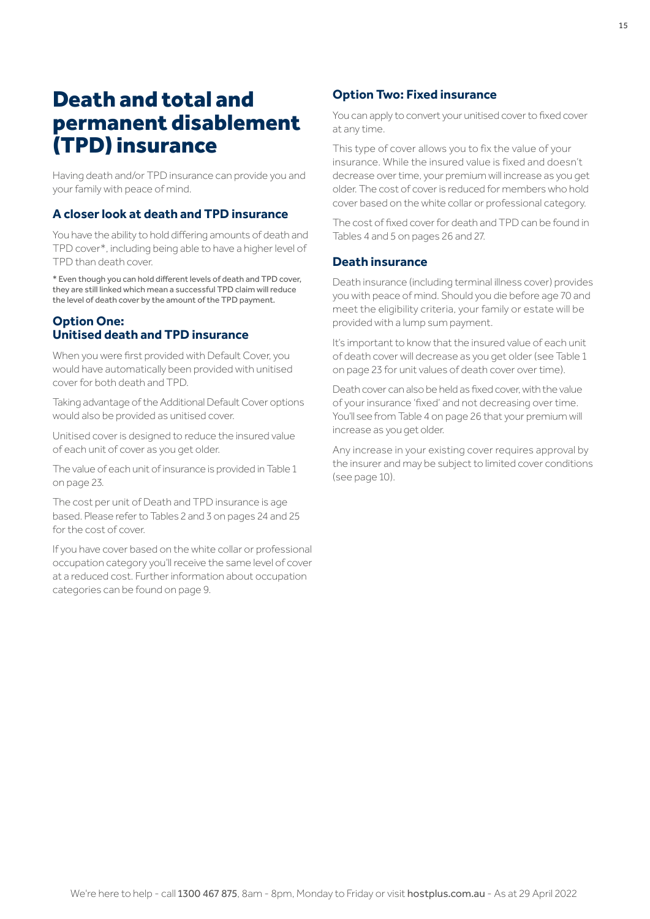# Death and total and permanent disablement (TPD) insurance

Having death and/or TPD insurance can provide you and your family with peace of mind.

### A closer look at death and TPD insurance

You have the ability to hold differing amounts of death and TPD cover*, including being able to have a higher level of TPD than death cover.

* Even though you can hold different levels of death and TPD cover, they are still linked which mean a successful TPD claim will reduce the level of death cover by the amount of the TPD payment.

### Option One: Unitised death and TPD insurance

When you were first provided with Default Cover, you would have automatically been provided with unitised cover for both death and TPD.

Taking advantage of the Additional Default Cover options would also be provided as unitised cover.

Unitised cover is designed to reduce the insured value of each unit of cover as you get older.

The value of each unit of insurance is provided in Table 1 on page 23.

The cost per unit of Death and TPD insurance is age based. Please refer to Tables 2 and 3 on pages 24 and 25 for the cost of cover.

If you have cover based on the white collar or professional occupation category you'll receive the same level of cover at a reduced cost. Further information about occupation categories can be found on page 9.

### Option Two: Fixed insurance

You can apply to convert your unitised cover to fixed cover at any time.

This type of cover allows you to fix the value of your insurance. While the insured value is fixed and doesn't decrease over time, your premium will increase as you get older. The cost of cover is reduced for members who hold cover based on the white collar or professional category.

The cost of fixed cover for death and TPD can be found in Tables 4 and 5 on pages 26 and 27.

### Death insurance

Death insurance (including terminal illness cover) provides you with peace of mind. Should you die before age 70 and meet the eligibility criteria, your family or estate will be provided with a lump sum payment.

It's important to know that the insured value of each unit of death cover will decrease as you get older (see Table 1 on page 23 for unit values of death cover over time).

Death cover can also be held as fixed cover, with the value of your insurance 'fixed' and not decreasing over time. You'll see from Table 4 on page 26 that your premium will increase as you get older.

Any increase in your existing cover requires approval by the insurer and may be subject to limited cover conditions (see page 10).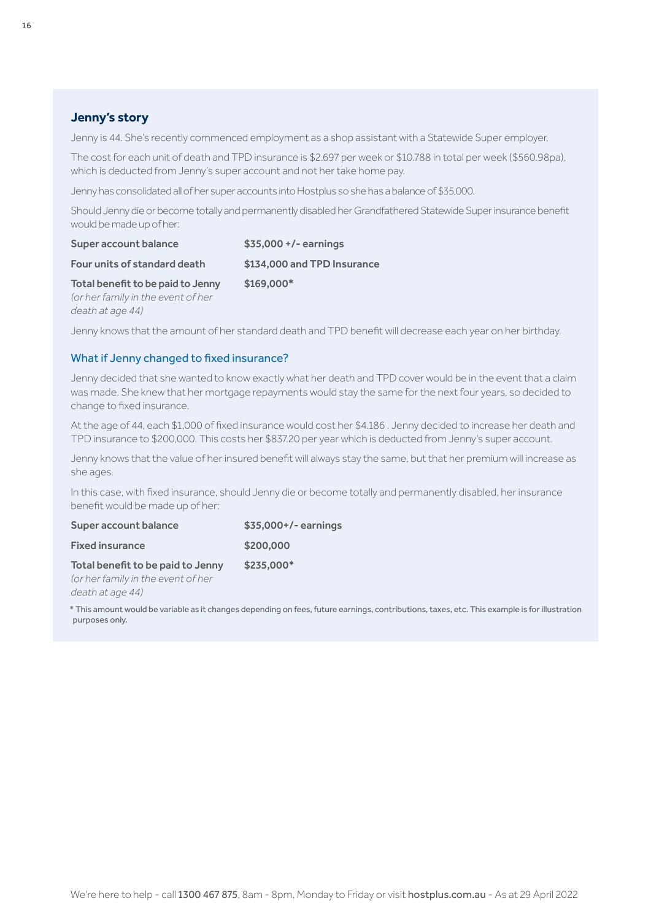## Jenny's story

Jenny is 44. She's recently commenced employment as a shop assistant with a Statewide Super employer.

The cost for each unit of death and TPD insurance is $2.697 per week or $10.788 in total per week ($560.98pa), which is deducted from Jenny's super account and not her take home pay.

Jenny has consolidated all of her super accounts into Hostplus so she has a balance of $35,000.

Should Jenny die or become totally and permanently disabled her Grandfathered Statewide Super insurance benefit would be made up of her:

| | |
|---|---|
| **Super account balance** | **$35,000 +/- earnings** |
| **Four units of standard death** | **$134,000 and TPD Insurance** |
| **Total benefit to be paid to Jenny** *(or her family in the event of her death at age 44)* | **$169,000*** |

Jenny knows that the amount of her standard death and TPD benefit will decrease each year on her birthday.

### What if Jenny changed to fixed insurance?

Jenny decided that she wanted to know exactly what her death and TPD cover would be in the event that a claim was made. She knew that her mortgage repayments would stay the same for the next four years, so decided to change to fixed insurance.

At the age of 44, each $1,000 of fixed insurance would cost her $4.186 . Jenny decided to increase her death and TPD insurance to $200,000. This costs her $837.20 per year which is deducted from Jenny's super account.

Jenny knows that the value of her insured benefit will always stay the same, but that her premium will increase as she ages.

In this case, with fixed insurance, should Jenny die or become totally and permanently disabled, her insurance benefit would be made up of her:

| | |
|---|---|
| **Super account balance** | **$35,000+/- earnings** |
| **Fixed insurance** | **$200,000** |
| **Total benefit to be paid to Jenny** *(or her family in the event of her death at age 44)* | **$235,000*** |

* This amount would be variable as it changes depending on fees, future earnings, contributions, taxes, etc. This example is for illustration purposes only.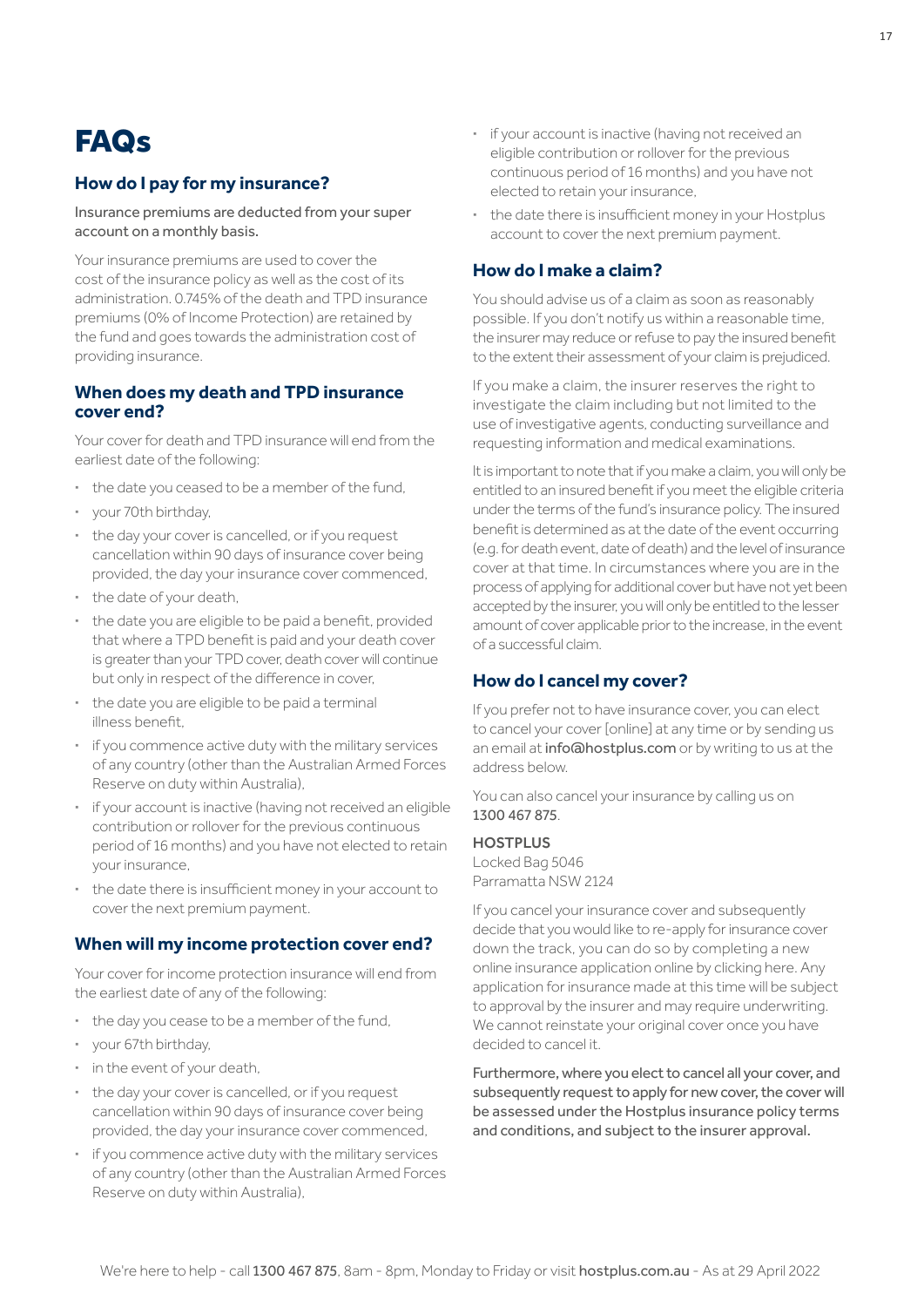# FAQs

### How do I pay for my insurance?

Insurance premiums are deducted from your super account on a monthly basis.

Your insurance premiums are used to cover the cost of the insurance policy as well as the cost of its administration. 0.745% of the death and TPD insurance premiums (0% of Income Protection) are retained by the fund and goes towards the administration cost of providing insurance.

### When does my death and TPD insurance cover end?

Your cover for death and TPD insurance will end from the earliest date of the following:

- the date you ceased to be a member of the fund,
- your 70th birthday,
- the day your cover is cancelled, or if you request cancellation within 90 days of insurance cover being provided, the day your insurance cover commenced,
- the date of your death,
- the date you are eligible to be paid a benefit, provided that where a TPD benefit is paid and your death cover is greater than your TPD cover, death cover will continue but only in respect of the difference in cover,
- the date you are eligible to be paid a terminal illness benefit,
- if you commence active duty with the military services of any country (other than the Australian Armed Forces Reserve on duty within Australia),
- if your account is inactive (having not received an eligible contribution or rollover for the previous continuous period of 16 months) and you have not elected to retain your insurance,
- the date there is insufficient money in your account to cover the next premium payment.

### When will my income protection cover end?

Your cover for income protection insurance will end from the earliest date of any of the following:

- the day you cease to be a member of the fund,
- your 67th birthday,
- in the event of your death,
- the day your cover is cancelled, or if you request cancellation within 90 days of insurance cover being provided, the day your insurance cover commenced,
- if you commence active duty with the military services of any country (other than the Australian Armed Forces Reserve on duty within Australia),
- if your account is inactive (having not received an eligible contribution or rollover for the previous continuous period of 16 months) and you have not elected to retain your insurance,
- the date there is insufficient money in your Hostplus account to cover the next premium payment.

### How do I make a claim?

You should advise us of a claim as soon as reasonably possible. If you don't notify us within a reasonable time, the insurer may reduce or refuse to pay the insured benefit to the extent their assessment of your claim is prejudiced.

If you make a claim, the insurer reserves the right to investigate the claim including but not limited to the use of investigative agents, conducting surveillance and requesting information and medical examinations.

It is important to note that if you make a claim, you will only be entitled to an insured benefit if you meet the eligible criteria under the terms of the fund's insurance policy. The insured benefit is determined as at the date of the event occurring (e.g. for death event, date of death) and the level of insurance cover at that time. In circumstances where you are in the process of applying for additional cover but have not yet been accepted by the insurer, you will only be entitled to the lesser amount of cover applicable prior to the increase, in the event of a successful claim.

### How do I cancel my cover?

If you prefer not to have insurance cover, you can elect to cancel your cover [online] at any time or by sending us an email at info@hostplus.com or by writing to us at the address below.

You can also cancel your insurance by calling us on 1300 467 875.

HOSTPLUS
Locked Bag 5046
Parramatta NSW 2124

If you cancel your insurance cover and subsequently decide that you would like to re-apply for insurance cover down the track, you can do so by completing a new online insurance application online by clicking here. Any application for insurance made at this time will be subject to approval by the insurer and may require underwriting. We cannot reinstate your original cover once you have decided to cancel it.

Furthermore, where you elect to cancel all your cover, and subsequently request to apply for new cover, the cover will be assessed under the Hostplus insurance policy terms and conditions, and subject to the insurer approval.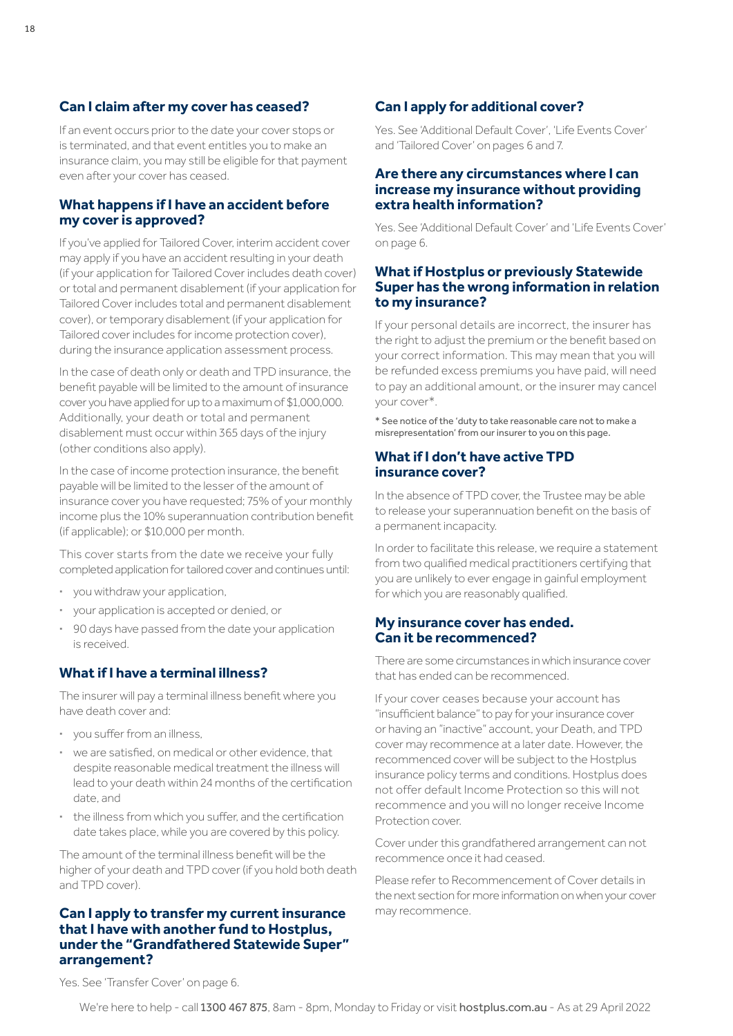### Can I claim after my cover has ceased?

If an event occurs prior to the date your cover stops or is terminated, and that event entitles you to make an insurance claim, you may still be eligible for that payment even after your cover has ceased.

### What happens if I have an accident before my cover is approved?

If you've applied for Tailored Cover, interim accident cover may apply if you have an accident resulting in your death (if your application for Tailored Cover includes death cover) or total and permanent disablement (if your application for Tailored Cover includes total and permanent disablement cover), or temporary disablement (if your application for Tailored cover includes for income protection cover), during the insurance application assessment process.

In the case of death only or death and TPD insurance, the benefit payable will be limited to the amount of insurance cover you have applied for up to a maximum of $1,000,000. Additionally, your death or total and permanent disablement must occur within 365 days of the injury (other conditions also apply).

In the case of income protection insurance, the benefit payable will be limited to the lesser of the amount of insurance cover you have requested; 75% of your monthly income plus the 10% superannuation contribution benefit (if applicable); or $10,000 per month.

This cover starts from the date we receive your fully completed application for tailored cover and continues until:

- you withdraw your application,
- your application is accepted or denied, or
- 90 days have passed from the date your application is received.

### What if I have a terminal illness?

The insurer will pay a terminal illness benefit where you have death cover and:

- you suffer from an illness,
- we are satisfied, on medical or other evidence, that despite reasonable medical treatment the illness will lead to your death within 24 months of the certification date, and
- the illness from which you suffer, and the certification date takes place, while you are covered by this policy.

The amount of the terminal illness benefit will be the higher of your death and TPD cover (if you hold both death and TPD cover).

### Can I apply to transfer my current insurance that I have with another fund to Hostplus, under the "Grandfathered Statewide Super" arrangement?

Yes. See 'Transfer Cover' on page 6.

### Can I apply for additional cover?

Yes. See 'Additional Default Cover', 'Life Events Cover' and 'Tailored Cover' on pages 6 and 7.

### Are there any circumstances where I can increase my insurance without providing extra health information?

Yes. See 'Additional Default Cover' and 'Life Events Cover' on page 6.

### What if Hostplus or previously Statewide Super has the wrong information in relation to my insurance?

If your personal details are incorrect, the insurer has the right to adjust the premium or the benefit based on your correct information. This may mean that you will be refunded excess premiums you have paid, will need to pay an additional amount, or the insurer may cancel your cover*.

* See notice of the 'duty to take reasonable care not to make a misrepresentation' from our insurer to you on this page.

### What if I don't have active TPD insurance cover?

In the absence of TPD cover, the Trustee may be able to release your superannuation benefit on the basis of a permanent incapacity.

In order to facilitate this release, we require a statement from two qualified medical practitioners certifying that you are unlikely to ever engage in gainful employment for which you are reasonably qualified.

### My insurance cover has ended. Can it be recommenced?

There are some circumstances in which insurance cover that has ended can be recommenced.

If your cover ceases because your account has "insufficient balance" to pay for your insurance cover or having an "inactive" account, your Death, and TPD cover may recommence at a later date. However, the recommenced cover will be subject to the Hostplus insurance policy terms and conditions. Hostplus does not offer default Income Protection so this will not recommence and you will no longer receive Income Protection cover.

Cover under this grandfathered arrangement can not recommence once it had ceased.

Please refer to Recommencement of Cover details in the next section for more information on when your cover may recommence.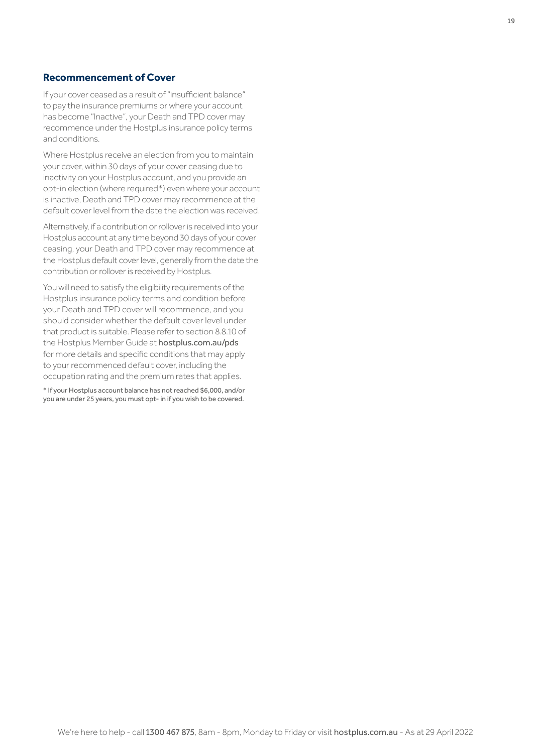## Recommencement of Cover

If your cover ceased as a result of "insufficient balance" to pay the insurance premiums or where your account has become "Inactive", your Death and TPD cover may recommence under the Hostplus insurance policy terms and conditions.

Where Hostplus receive an election from you to maintain your cover, within 30 days of your cover ceasing due to inactivity on your Hostplus account, and you provide an opt-in election (where required*) even where your account is inactive, Death and TPD cover may recommence at the default cover level from the date the election was received.

Alternatively, if a contribution or rollover is received into your Hostplus account at any time beyond 30 days of your cover ceasing, your Death and TPD cover may recommence at the Hostplus default cover level, generally from the date the contribution or rollover is received by Hostplus.

You will need to satisfy the eligibility requirements of the Hostplus insurance policy terms and condition before your Death and TPD cover will recommence, and you should consider whether the default cover level under that product is suitable. Please refer to section 8.8.10 of the Hostplus Member Guide at **hostplus.com.au/pds** for more details and specific conditions that may apply to your recommenced default cover, including the occupation rating and the premium rates that applies.

\* If your Hostplus account balance has not reached $6,000, and/or you are under 25 years, you must opt- in if you wish to be covered.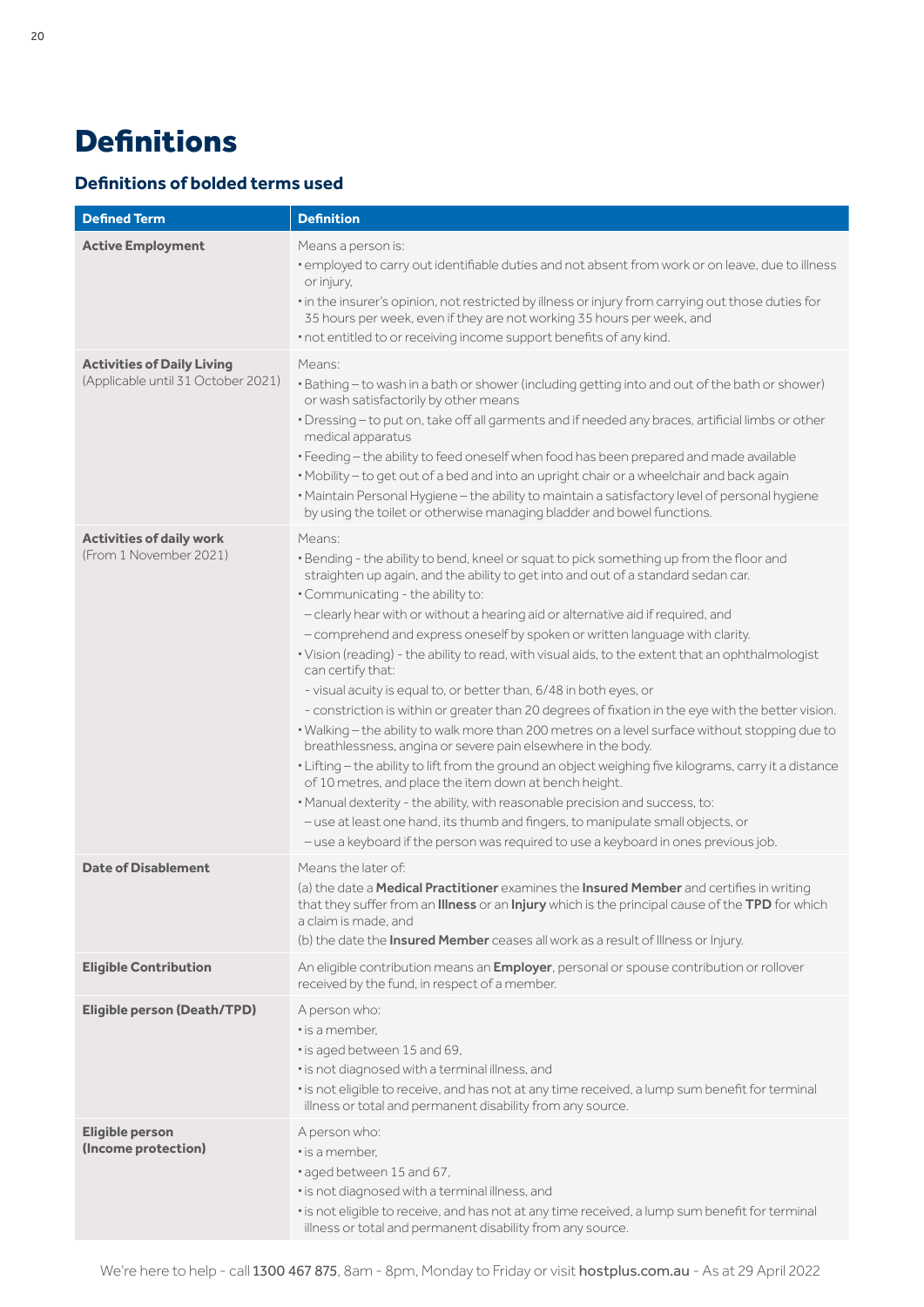# Definitions

### Definitions of bolded terms used

| Defined Term | Definition |
|---|---|
| **Active Employment** | Means a person is:<br>• employed to carry out identifiable duties and not absent from work or on leave, due to illness or injury,<br>• in the insurer's opinion, not restricted by illness or injury from carrying out those duties for 35 hours per week, even if they are not working 35 hours per week, and<br>• not entitled to or receiving income support benefits of any kind. |
| **Activities of Daily Living** (Applicable until 31 October 2021) | Means:<br>• Bathing – to wash in a bath or shower (including getting into and out of the bath or shower) or wash satisfactorily by other means<br>• Dressing – to put on, take off all garments and if needed any braces, artificial limbs or other medical apparatus<br>• Feeding – the ability to feed oneself when food has been prepared and made available<br>• Mobility – to get out of a bed and into an upright chair or a wheelchair and back again<br>• Maintain Personal Hygiene – the ability to maintain a satisfactory level of personal hygiene by using the toilet or otherwise managing bladder and bowel functions. |
| **Activities of daily work** (From 1 November 2021) | Means:<br>• Bending - the ability to bend, kneel or squat to pick something up from the floor and straighten up again, and the ability to get into and out of a standard sedan car.<br>• Communicating - the ability to:<br>– clearly hear with or without a hearing aid or alternative aid if required, and<br>– comprehend and express oneself by spoken or written language with clarity.<br>• Vision (reading) - the ability to read, with visual aids, to the extent that an ophthalmologist can certify that:<br>- visual acuity is equal to, or better than, 6/48 in both eyes, or<br>- constriction is within or greater than 20 degrees of fixation in the eye with the better vision.<br>• Walking – the ability to walk more than 200 metres on a level surface without stopping due to breathlessness, angina or severe pain elsewhere in the body.<br>• Lifting – the ability to lift from the ground an object weighing five kilograms, carry it a distance of 10 metres, and place the item down at bench height.<br>• Manual dexterity - the ability, with reasonable precision and success, to:<br>– use at least one hand, its thumb and fingers, to manipulate small objects, or<br>– use a keyboard if the person was required to use a keyboard in ones previous job. |
| **Date of Disablement** | Means the later of:<br>(a) the date a **Medical Practitioner** examines the **Insured Member** and certifies in writing that they suffer from an **Illness** or an **Injury** which is the principal cause of the **TPD** for which a claim is made, and<br>(b) the date the **Insured Member** ceases all work as a result of Illness or Injury. |
| **Eligible Contribution** | An eligible contribution means an **Employer**, personal or spouse contribution or rollover received by the fund, in respect of a member. |
| **Eligible person (Death/TPD)** | A person who:<br>• is a member,<br>• is aged between 15 and 69,<br>• is not diagnosed with a terminal illness, and<br>• is not eligible to receive, and has not at any time received, a lump sum benefit for terminal illness or total and permanent disability from any source. |
| **Eligible person (Income protection)** | A person who:<br>• is a member,<br>• aged between 15 and 67,<br>• is not diagnosed with a terminal illness, and<br>• is not eligible to receive, and has not at any time received, a lump sum benefit for terminal illness or total and permanent disability from any source. |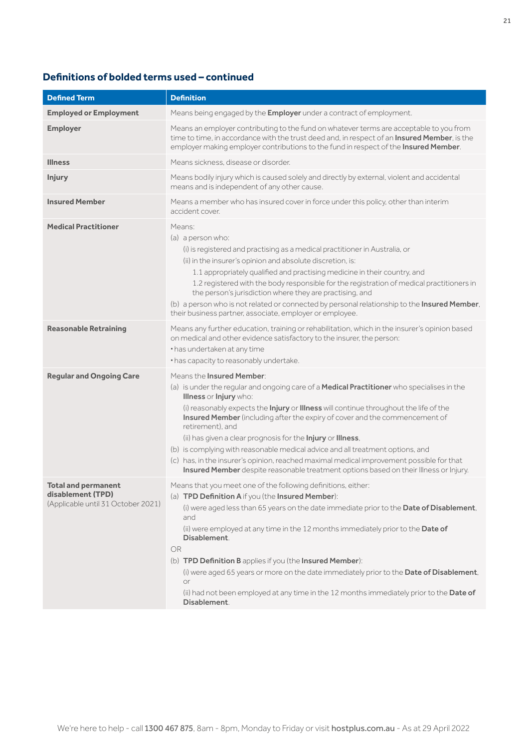## Definitions of bolded terms used – continued

| Defined Term | Definition |
|---|---|
| **Employed or Employment** | Means being engaged by the **Employer** under a contract of employment. |
| **Employer** | Means an employer contributing to the fund on whatever terms are acceptable to you from time to time, in accordance with the trust deed and, in respect of an **Insured Member**, is the employer making employer contributions to the fund in respect of the **Insured Member**. |
| **Illness** | Means sickness, disease or disorder. |
| **Injury** | Means bodily injury which is caused solely and directly by external, violent and accidental means and is independent of any other cause. |
| **Insured Member** | Means a member who has insured cover in force under this policy, other than interim accident cover. |
| **Medical Practitioner** | Means:<br>(a) a person who:<br>(i) is registered and practising as a medical practitioner in Australia, or<br>(ii) in the insurer's opinion and absolute discretion, is:<br>1.1 appropriately qualified and practising medicine in their country, and<br>1.2 registered with the body responsible for the registration of medical practitioners in the person's jurisdiction where they are practising, and<br>(b) a person who is not related or connected by personal relationship to the **Insured Member**, their business partner, associate, employer or employee. |
| **Reasonable Retraining** | Means any further education, training or rehabilitation, which in the insurer's opinion based on medical and other evidence satisfactory to the insurer, the person:<br>• has undertaken at any time<br>• has capacity to reasonably undertake. |
| **Regular and Ongoing Care** | Means the **Insured Member**:<br>(a) is under the regular and ongoing care of a **Medical Practitioner** who specialises in the **Illness** or **Injury** who:<br>(i) reasonably expects the **Injury** or **Illness** will continue throughout the life of the **Insured Member** (including after the expiry of cover and the commencement of retirement), and<br>(ii) has given a clear prognosis for the **Injury** or **Illness**,<br>(b) is complying with reasonable medical advice and all treatment options, and<br>(c) has, in the insurer's opinion, reached maximal medical improvement possible for that **Insured Member** despite reasonable treatment options based on their Illness or Injury. |
| **Total and permanent disablement (TPD)**<br>(Applicable until 31 October 2021) | Means that you meet one of the following definitions, either:<br>(a) **TPD Definition A** if you (the **Insured Member**):<br>(i) were aged less than 65 years on the date immediate prior to the **Date of Disablement**, and<br>(ii) were employed at any time in the 12 months immediately prior to the **Date of Disablement**.<br>OR<br>(b) **TPD Definition B** applies if you (the **Insured Member**):<br>(i) were aged 65 years or more on the date immediately prior to the **Date of Disablement**, or<br>(ii) had not been employed at any time in the 12 months immediately prior to the **Date of Disablement**. |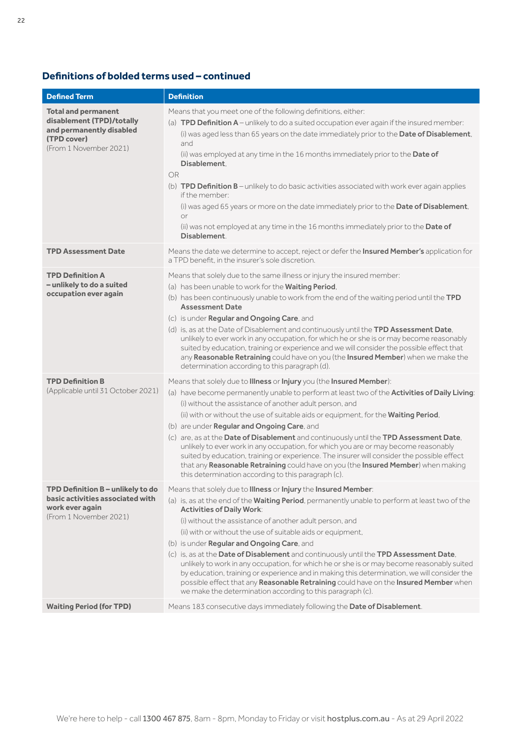## Definitions of bolded terms used – continued

| Defined Term | Definition |
|---|---|
| **Total and permanent disablement (TPD)/totally and permanently disabled (TPD cover)** (From 1 November 2021) | Means that you meet one of the following definitions, either:<br>(a) **TPD Definition A** – unlikely to do a suited occupation ever again if the insured member:<br>(i) was aged less than 65 years on the date immediately prior to the **Date of Disablement**, and<br>(ii) was employed at any time in the 16 months immediately prior to the **Date of Disablement**.<br>OR<br>(b) **TPD Definition B** – unlikely to do basic activities associated with work ever again applies if the member:<br>(i) was aged 65 years or more on the date immediately prior to the **Date of Disablement**, or<br>(ii) was not employed at any time in the 16 months immediately prior to the **Date of Disablement**. |
| **TPD Assessment Date** | Means the date we determine to accept, reject or defer the **Insured Member's** application for a TPD benefit, in the insurer's sole discretion. |
| **TPD Definition A – unlikely to do a suited occupation ever again** | Means that solely due to the same illness or injury the insured member:<br>(a) has been unable to work for the **Waiting Period**,<br>(b) has been continuously unable to work from the end of the waiting period until the **TPD Assessment Date**<br>(c) is under **Regular and Ongoing Care**, and<br>(d) is, as at the Date of Disablement and continuously until the **TPD Assessment Date**, unlikely to ever work in any occupation, for which he or she is or may become reasonably suited by education, training or experience and we will consider the possible effect that any **Reasonable Retraining** could have on you (the **Insured Member**) when we make the determination according to this paragraph (d). |
| **TPD Definition B** (Applicable until 31 October 2021) | Means that solely due to **Illness** or **Injury** you (the **Insured Member**):<br>(a) have become permanently unable to perform at least two of the **Activities of Daily Living**:<br>(i) without the assistance of another adult person, and<br>(ii) with or without the use of suitable aids or equipment, for the **Waiting Period**,<br>(b) are under **Regular and Ongoing Care**, and<br>(c) are, as at the **Date of Disablement** and continuously until the **TPD Assessment Date**, unlikely to ever work in any occupation, for which you are or may become reasonably suited by education, training or experience. The insurer will consider the possible effect that any **Reasonable Retraining** could have on you (the **Insured Member**) when making this determination according to this paragraph (c). |
| **TPD Definition B – unlikely to do basic activities associated with work ever again** (From 1 November 2021) | Means that solely due to **Illness** or **Injury** the **Insured Member**:<br>(a) is, as at the end of the **Waiting Period**, permanently unable to perform at least two of the **Activities of Daily Work**:<br>(i) without the assistance of another adult person, and<br>(ii) with or without the use of suitable aids or equipment,<br>(b) is under **Regular and Ongoing Care**, and<br>(c) is, as at the **Date of Disablement** and continuously until the **TPD Assessment Date**, unlikely to work in any occupation, for which he or she is or may become reasonably suited by education, training or experience and in making this determination, we will consider the possible effect that any **Reasonable Retraining** could have on the **Insured Member** when we make the determination according to this paragraph (c). |
| **Waiting Period (for TPD)** | Means 183 consecutive days immediately following the **Date of Disablement**. |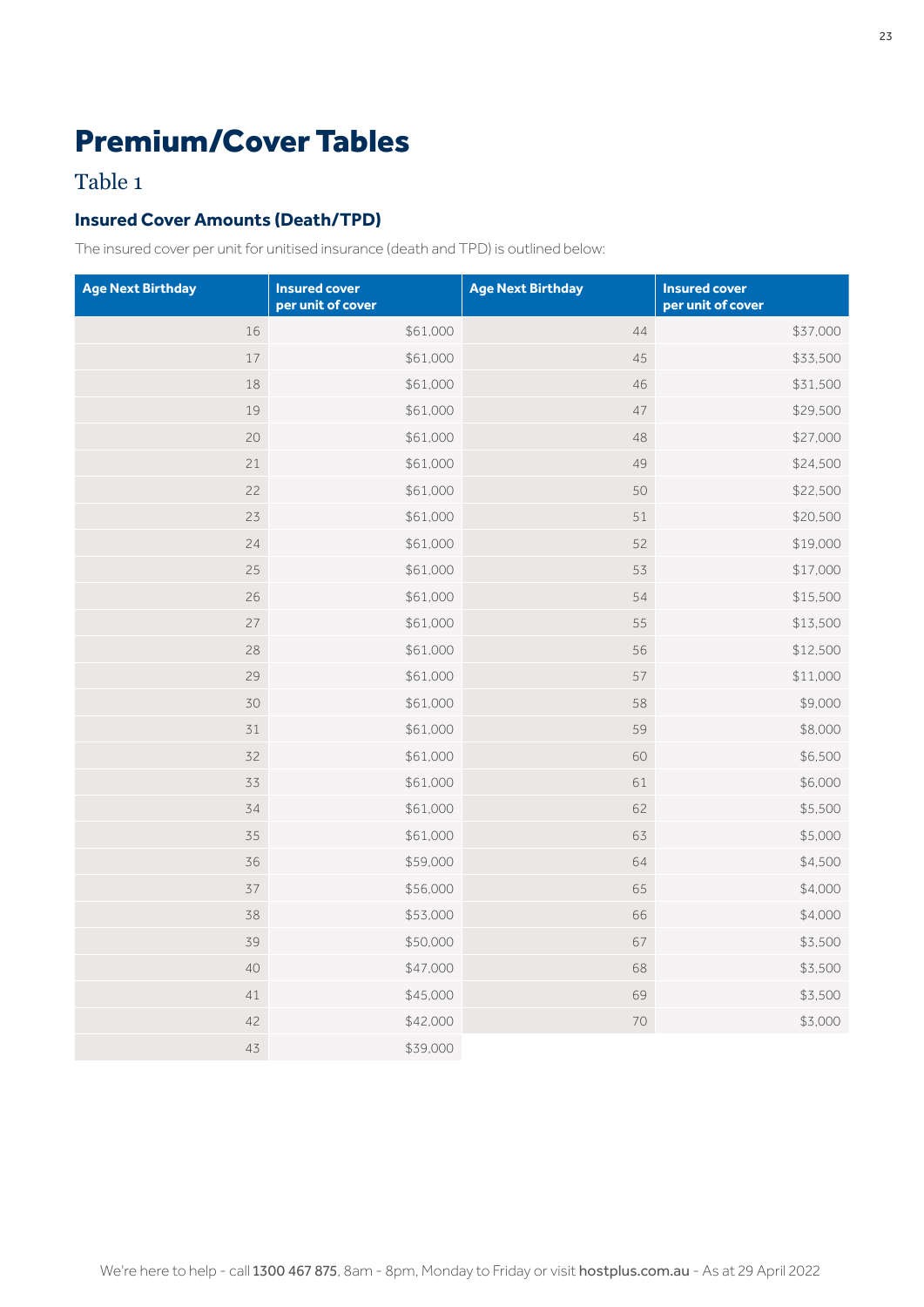# Premium/Cover Tables

## Table 1

### Insured Cover Amounts (Death/TPD)

The insured cover per unit for unitised insurance (death and TPD) is outlined below:

| Age Next Birthday | Insured cover per unit of cover | Age Next Birthday | Insured cover per unit of cover |
|---|---|---|---|
| 16 | $61,000 | 44 | $37,000 |
| 17 | $61,000 | 45 | $33,500 |
| 18 | $61,000 | 46 | $31,500 |
| 19 | $61,000 | 47 | $29,500 |
| 20 | $61,000 | 48 | $27,000 |
| 21 | $61,000 | 49 | $24,500 |
| 22 | $61,000 | 50 | $22,500 |
| 23 | $61,000 | 51 | $20,500 |
| 24 | $61,000 | 52 | $19,000 |
| 25 | $61,000 | 53 | $17,000 |
| 26 | $61,000 | 54 | $15,500 |
| 27 | $61,000 | 55 | $13,500 |
| 28 | $61,000 | 56 | $12,500 |
| 29 | $61,000 | 57 | $11,000 |
| 30 | $61,000 | 58 | $9,000 |
| 31 | $61,000 | 59 | $8,000 |
| 32 | $61,000 | 60 | $6,500 |
| 33 | $61,000 | 61 | $6,000 |
| 34 | $61,000 | 62 | $5,500 |
| 35 | $61,000 | 63 | $5,000 |
| 36 | $59,000 | 64 | $4,500 |
| 37 | $56,000 | 65 | $4,000 |
| 38 | $53,000 | 66 | $4,000 |
| 39 | $50,000 | 67 | $3,500 |
| 40 | $47,000 | 68 | $3,500 |
| 41 | $45,000 | 69 | $3,500 |
| 42 | $42,000 | 70 | $3,000 |
| 43 | $39,000 | | |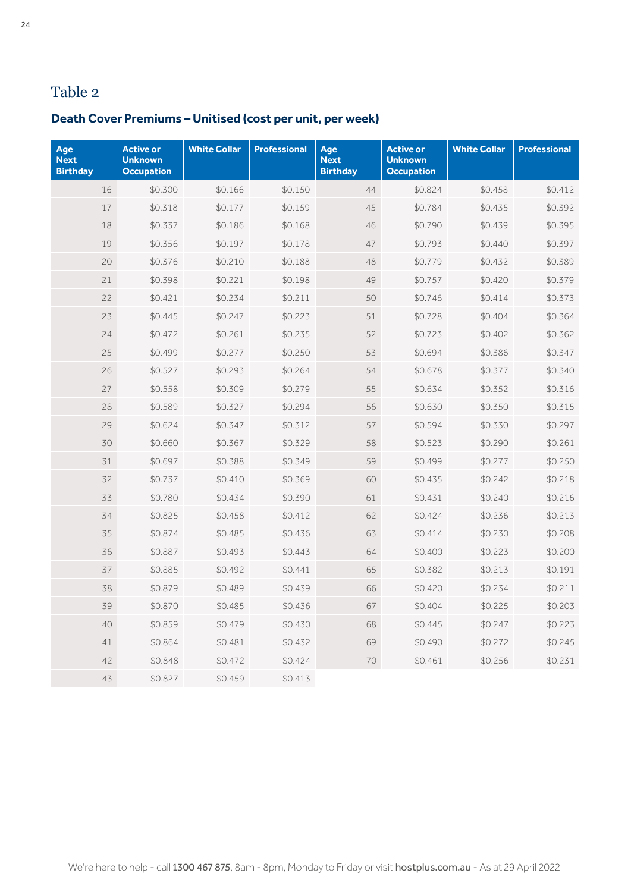# Table 2

## Death Cover Premiums – Unitised (cost per unit, per week)

| Age Next Birthday | Active or Unknown Occupation | White Collar | Professional | Age Next Birthday | Active or Unknown Occupation | White Collar | Professional |
|---|---|---|---|---|---|---|---|
| 16 | $0.300 | $0.166 | $0.150 | 44 | $0.824 | $0.458 | $0.412 |
| 17 | $0.318 | $0.177 | $0.159 | 45 | $0.784 | $0.435 | $0.392 |
| 18 | $0.337 | $0.186 | $0.168 | 46 | $0.790 | $0.439 | $0.395 |
| 19 | $0.356 | $0.197 | $0.178 | 47 | $0.793 | $0.440 | $0.397 |
| 20 | $0.376 | $0.210 | $0.188 | 48 | $0.779 | $0.432 | $0.389 |
| 21 | $0.398 | $0.221 | $0.198 | 49 | $0.757 | $0.420 | $0.379 |
| 22 | $0.421 | $0.234 | $0.211 | 50 | $0.746 | $0.414 | $0.373 |
| 23 | $0.445 | $0.247 | $0.223 | 51 | $0.728 | $0.404 | $0.364 |
| 24 | $0.472 | $0.261 | $0.235 | 52 | $0.723 | $0.402 | $0.362 |
| 25 | $0.499 | $0.277 | $0.250 | 53 | $0.694 | $0.386 | $0.347 |
| 26 | $0.527 | $0.293 | $0.264 | 54 | $0.678 | $0.377 | $0.340 |
| 27 | $0.558 | $0.309 | $0.279 | 55 | $0.634 | $0.352 | $0.316 |
| 28 | $0.589 | $0.327 | $0.294 | 56 | $0.630 | $0.350 | $0.315 |
| 29 | $0.624 | $0.347 | $0.312 | 57 | $0.594 | $0.330 | $0.297 |
| 30 | $0.660 | $0.367 | $0.329 | 58 | $0.523 | $0.290 | $0.261 |
| 31 | $0.697 | $0.388 | $0.349 | 59 | $0.499 | $0.277 | $0.250 |
| 32 | $0.737 | $0.410 | $0.369 | 60 | $0.435 | $0.242 | $0.218 |
| 33 | $0.780 | $0.434 | $0.390 | 61 | $0.431 | $0.240 | $0.216 |
| 34 | $0.825 | $0.458 | $0.412 | 62 | $0.424 | $0.236 | $0.213 |
| 35 | $0.874 | $0.485 | $0.436 | 63 | $0.414 | $0.230 | $0.208 |
| 36 | $0.887 | $0.493 | $0.443 | 64 | $0.400 | $0.223 | $0.200 |
| 37 | $0.885 | $0.492 | $0.441 | 65 | $0.382 | $0.213 | $0.191 |
| 38 | $0.879 | $0.489 | $0.439 | 66 | $0.420 | $0.234 | $0.211 |
| 39 | $0.870 | $0.485 | $0.436 | 67 | $0.404 | $0.225 | $0.203 |
| 40 | $0.859 | $0.479 | $0.430 | 68 | $0.445 | $0.247 | $0.223 |
| 41 | $0.864 | $0.481 | $0.432 | 69 | $0.490 | $0.272 | $0.245 |
| 42 | $0.848 | $0.472 | $0.424 | 70 | $0.461 | $0.256 | $0.231 |
| 43 | $0.827 | $0.459 | $0.413 | | | | |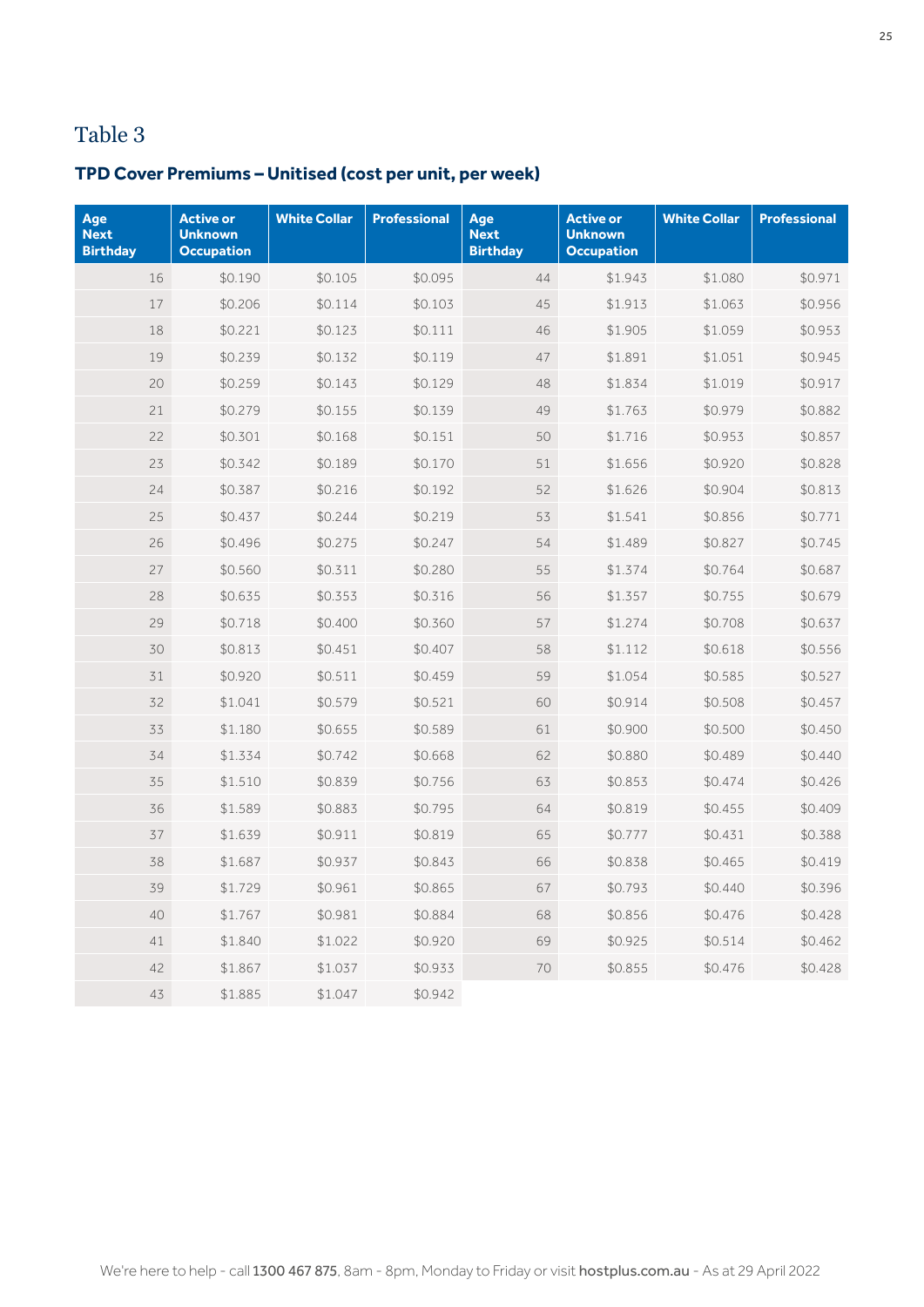# Table 3

## TPD Cover Premiums – Unitised (cost per unit, per week)

| Age Next Birthday | Active or Unknown Occupation | White Collar | Professional | Age Next Birthday | Active or Unknown Occupation | White Collar | Professional |
|---|---|---|---|---|---|---|---|
| 16 | $0.190 | $0.105 | $0.095 | 44 | $1.943 | $1.080 | $0.971 |
| 17 | $0.206 | $0.114 | $0.103 | 45 | $1.913 | $1.063 | $0.956 |
| 18 | $0.221 | $0.123 | $0.111 | 46 | $1.905 | $1.059 | $0.953 |
| 19 | $0.239 | $0.132 | $0.119 | 47 | $1.891 | $1.051 | $0.945 |
| 20 | $0.259 | $0.143 | $0.129 | 48 | $1.834 | $1.019 | $0.917 |
| 21 | $0.279 | $0.155 | $0.139 | 49 | $1.763 | $0.979 | $0.882 |
| 22 | $0.301 | $0.168 | $0.151 | 50 | $1.716 | $0.953 | $0.857 |
| 23 | $0.342 | $0.189 | $0.170 | 51 | $1.656 | $0.920 | $0.828 |
| 24 | $0.387 | $0.216 | $0.192 | 52 | $1.626 | $0.904 | $0.813 |
| 25 | $0.437 | $0.244 | $0.219 | 53 | $1.541 | $0.856 | $0.771 |
| 26 | $0.496 | $0.275 | $0.247 | 54 | $1.489 | $0.827 | $0.745 |
| 27 | $0.560 | $0.311 | $0.280 | 55 | $1.374 | $0.764 | $0.687 |
| 28 | $0.635 | $0.353 | $0.316 | 56 | $1.357 | $0.755 | $0.679 |
| 29 | $0.718 | $0.400 | $0.360 | 57 | $1.274 | $0.708 | $0.637 |
| 30 | $0.813 | $0.451 | $0.407 | 58 | $1.112 | $0.618 | $0.556 |
| 31 | $0.920 | $0.511 | $0.459 | 59 | $1.054 | $0.585 | $0.527 |
| 32 | $1.041 | $0.579 | $0.521 | 60 | $0.914 | $0.508 | $0.457 |
| 33 | $1.180 | $0.655 | $0.589 | 61 | $0.900 | $0.500 | $0.450 |
| 34 | $1.334 | $0.742 | $0.668 | 62 | $0.880 | $0.489 | $0.440 |
| 35 | $1.510 | $0.839 | $0.756 | 63 | $0.853 | $0.474 | $0.426 |
| 36 | $1.589 | $0.883 | $0.795 | 64 | $0.819 | $0.455 | $0.409 |
| 37 | $1.639 | $0.911 | $0.819 | 65 | $0.777 | $0.431 | $0.388 |
| 38 | $1.687 | $0.937 | $0.843 | 66 | $0.838 | $0.465 | $0.419 |
| 39 | $1.729 | $0.961 | $0.865 | 67 | $0.793 | $0.440 | $0.396 |
| 40 | $1.767 | $0.981 | $0.884 | 68 | $0.856 | $0.476 | $0.428 |
| 41 | $1.840 | $1.022 | $0.920 | 69 | $0.925 | $0.514 | $0.462 |
| 42 | $1.867 | $1.037 | $0.933 | 70 | $0.855 | $0.476 | $0.428 |
| 43 | $1.885 | $1.047 | $0.942 | | | | |

We're here to help - call **1300 467 875**, 8am - 8pm, Monday to Friday or visit **hostplus.com.au** - As at 29 April 2022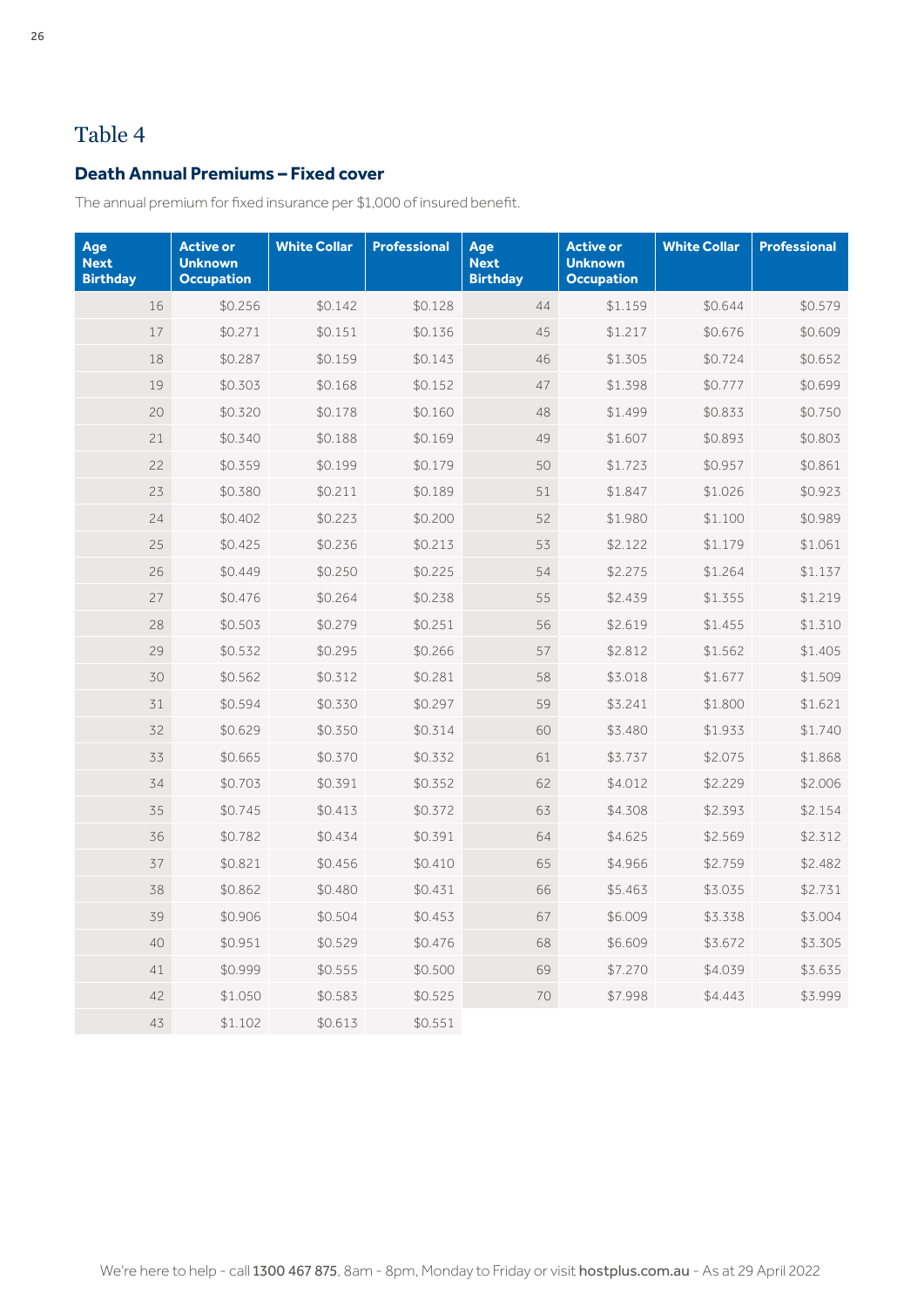# Table 4

### Death Annual Premiums – Fixed cover

The annual premium for fixed insurance per $1,000 of insured benefit.

| Age Next Birthday | Active or Unknown Occupation | White Collar | Professional | Age Next Birthday | Active or Unknown Occupation | White Collar | Professional |
|---|---|---|---|---|---|---|---|
| 16 | $0.256 | $0.142 | $0.128 | 44 | $1.159 | $0.644 | $0.579 |
| 17 | $0.271 | $0.151 | $0.136 | 45 | $1.217 | $0.676 | $0.609 |
| 18 | $0.287 | $0.159 | $0.143 | 46 | $1.305 | $0.724 | $0.652 |
| 19 | $0.303 | $0.168 | $0.152 | 47 | $1.398 | $0.777 | $0.699 |
| 20 | $0.320 | $0.178 | $0.160 | 48 | $1.499 | $0.833 | $0.750 |
| 21 | $0.340 | $0.188 | $0.169 | 49 | $1.607 | $0.893 | $0.803 |
| 22 | $0.359 | $0.199 | $0.179 | 50 | $1.723 | $0.957 | $0.861 |
| 23 | $0.380 | $0.211 | $0.189 | 51 | $1.847 | $1.026 | $0.923 |
| 24 | $0.402 | $0.223 | $0.200 | 52 | $1.980 | $1.100 | $0.989 |
| 25 | $0.425 | $0.236 | $0.213 | 53 | $2.122 | $1.179 | $1.061 |
| 26 | $0.449 | $0.250 | $0.225 | 54 | $2.275 | $1.264 | $1.137 |
| 27 | $0.476 | $0.264 | $0.238 | 55 | $2.439 | $1.355 | $1.219 |
| 28 | $0.503 | $0.279 | $0.251 | 56 | $2.619 | $1.455 | $1.310 |
| 29 | $0.532 | $0.295 | $0.266 | 57 | $2.812 | $1.562 | $1.405 |
| 30 | $0.562 | $0.312 | $0.281 | 58 | $3.018 | $1.677 | $1.509 |
| 31 | $0.594 | $0.330 | $0.297 | 59 | $3.241 | $1.800 | $1.621 |
| 32 | $0.629 | $0.350 | $0.314 | 60 | $3.480 | $1.933 | $1.740 |
| 33 | $0.665 | $0.370 | $0.332 | 61 | $3.737 | $2.075 | $1.868 |
| 34 | $0.703 | $0.391 | $0.352 | 62 | $4.012 | $2.229 | $2.006 |
| 35 | $0.745 | $0.413 | $0.372 | 63 | $4.308 | $2.393 | $2.154 |
| 36 | $0.782 | $0.434 | $0.391 | 64 | $4.625 | $2.569 | $2.312 |
| 37 | $0.821 | $0.456 | $0.410 | 65 | $4.966 | $2.759 | $2.482 |
| 38 | $0.862 | $0.480 | $0.431 | 66 | $5.463 | $3.035 | $2.731 |
| 39 | $0.906 | $0.504 | $0.453 | 67 | $6.009 | $3.338 | $3.004 |
| 40 | $0.951 | $0.529 | $0.476 | 68 | $6.609 | $3.672 | $3.305 |
| 41 | $0.999 | $0.555 | $0.500 | 69 | $7.270 | $4.039 | $3.635 |
| 42 | $1.050 | $0.583 | $0.525 | 70 | $7.998 | $4.443 | $3.999 |
| 43 | $1.102 | $0.613 | $0.551 | | | | |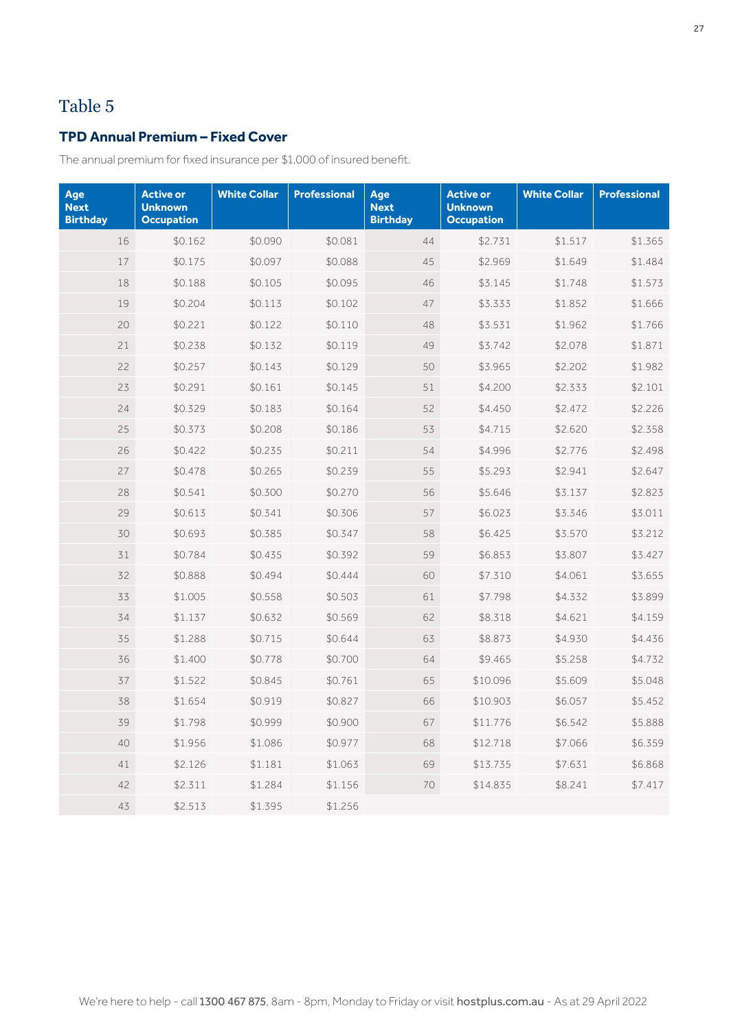# Table 5

## TPD Annual Premium – Fixed Cover

The annual premium for fixed insurance per $1,000 of insured benefit.

| Age Next Birthday | Active or Unknown Occupation | White Collar | Professional | Age Next Birthday | Active or Unknown Occupation | White Collar | Professional |
|---|---|---|---|---|---|---|---|
| 16 | $0.162 | $0.090 | $0.081 | 44 | $2.731 | $1.517 | $1.365 |
| 17 | $0.175 | $0.097 | $0.088 | 45 | $2.969 | $1.649 | $1.484 |
| 18 | $0.188 | $0.105 | $0.095 | 46 | $3.145 | $1.748 | $1.573 |
| 19 | $0.204 | $0.113 | $0.102 | 47 | $3.333 | $1.852 | $1.666 |
| 20 | $0.221 | $0.122 | $0.110 | 48 | $3.531 | $1.962 | $1.766 |
| 21 | $0.238 | $0.132 | $0.119 | 49 | $3.742 | $2.078 | $1.871 |
| 22 | $0.257 | $0.143 | $0.129 | 50 | $3.965 | $2.202 | $1.982 |
| 23 | $0.291 | $0.161 | $0.145 | 51 | $4.200 | $2.333 | $2.101 |
| 24 | $0.329 | $0.183 | $0.164 | 52 | $4.450 | $2.472 | $2.226 |
| 25 | $0.373 | $0.208 | $0.186 | 53 | $4.715 | $2.620 | $2.358 |
| 26 | $0.422 | $0.235 | $0.211 | 54 | $4.996 | $2.776 | $2.498 |
| 27 | $0.478 | $0.265 | $0.239 | 55 | $5.293 | $2.941 | $2.647 |
| 28 | $0.541 | $0.300 | $0.270 | 56 | $5.646 | $3.137 | $2.823 |
| 29 | $0.613 | $0.341 | $0.306 | 57 | $6.023 | $3.346 | $3.011 |
| 30 | $0.693 | $0.385 | $0.347 | 58 | $6.425 | $3.570 | $3.212 |
| 31 | $0.784 | $0.435 | $0.392 | 59 | $6.853 | $3.807 | $3.427 |
| 32 | $0.888 | $0.494 | $0.444 | 60 | $7.310 | $4.061 | $3.655 |
| 33 | $1.005 | $0.558 | $0.503 | 61 | $7.798 | $4.332 | $3.899 |
| 34 | $1.137 | $0.632 | $0.569 | 62 | $8.318 | $4.621 | $4.159 |
| 35 | $1.288 | $0.715 | $0.644 | 63 | $8.873 | $4.930 | $4.436 |
| 36 | $1.400 | $0.778 | $0.700 | 64 | $9.465 | $5.258 | $4.732 |
| 37 | $1.522 | $0.845 | $0.761 | 65 | $10.096 | $5.609 | $5.048 |
| 38 | $1.654 | $0.919 | $0.827 | 66 | $10.903 | $6.057 | $5.452 |
| 39 | $1.798 | $0.999 | $0.900 | 67 | $11.776 | $6.542 | $5.888 |
| 40 | $1.956 | $1.086 | $0.977 | 68 | $12.718 | $7.066 | $6.359 |
| 41 | $2.126 | $1.181 | $1.063 | 69 | $13.735 | $7.631 | $6.868 |
| 42 | $2.311 | $1.284 | $1.156 | 70 | $14.835 | $8.241 | $7.417 |
| 43 | $2.513 | $1.395 | $1.256 | | | | |

We're here to help - call 1300 467 875, 8am - 8pm, Monday to Friday or visit hostplus.com.au - As at 29 April 2022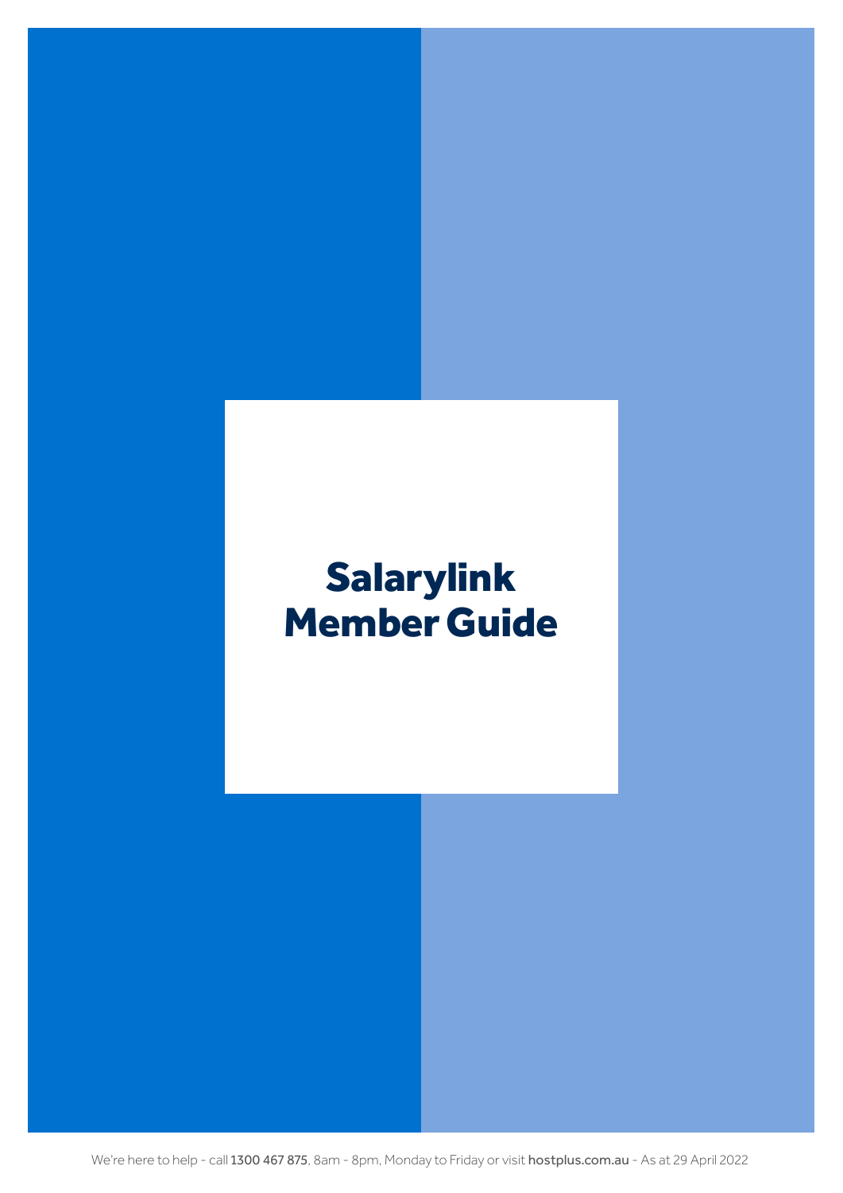# Salarylink Member Guide

We're here to help - call **1300 467 875**, 8am - 8pm, Monday to Friday or visit **hostplus.com.au** - As at 29 April 2022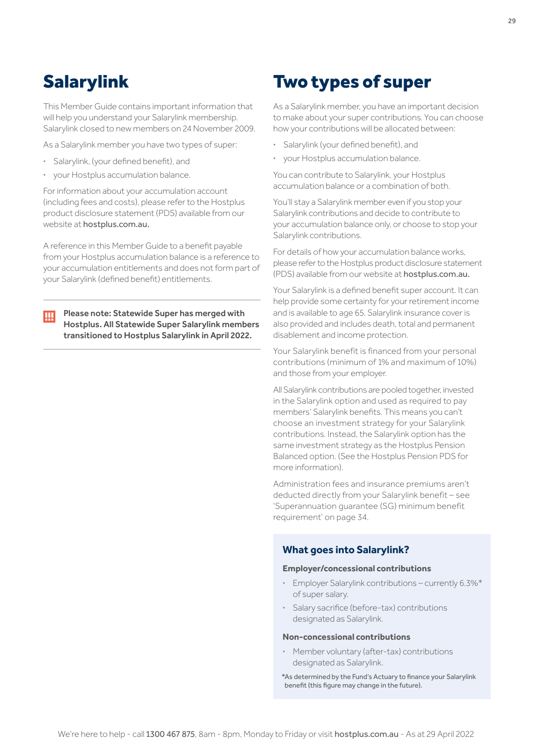# Salarylink

This Member Guide contains important information that will help you understand your Salarylink membership. Salarylink closed to new members on 24 November 2009.

As a Salarylink member you have two types of super:

- Salarylink, (your defined benefit), and
- your Hostplus accumulation balance.

For information about your accumulation account (including fees and costs), please refer to the Hostplus product disclosure statement (PDS) available from our website at **hostplus.com.au.**

A reference in this Member Guide to a benefit payable from your Hostplus accumulation balance is a reference to your accumulation entitlements and does not form part of your Salarylink (defined benefit) entitlements.

**Please note: Statewide Super has merged with Hostplus. All Statewide Super Salarylink members transitioned to Hostplus Salarylink in April 2022.**

# Two types of super

As a Salarylink member, you have an important decision to make about your super contributions. You can choose how your contributions will be allocated between:

- Salarylink (your defined benefit), and
- your Hostplus accumulation balance.

You can contribute to Salarylink, your Hostplus accumulation balance or a combination of both.

You'll stay a Salarylink member even if you stop your Salarylink contributions and decide to contribute to your accumulation balance only, or choose to stop your Salarylink contributions.

For details of how your accumulation balance works, please refer to the Hostplus product disclosure statement (PDS) available from our website at **hostplus.com.au.**

Your Salarylink is a defined benefit super account. It can help provide some certainty for your retirement income and is available to age 65. Salarylink insurance cover is also provided and includes death, total and permanent disablement and income protection.

Your Salarylink benefit is financed from your personal contributions (minimum of 1% and maximum of 10%) and those from your employer.

All Salarylink contributions are pooled together, invested in the Salarylink option and used as required to pay members' Salarylink benefits. This means you can't choose an investment strategy for your Salarylink contributions. Instead, the Salarylink option has the same investment strategy as the Hostplus Pension Balanced option. (See the Hostplus Pension PDS for more information).

Administration fees and insurance premiums aren't deducted directly from your Salarylink benefit – see 'Superannuation guarantee (SG) minimum benefit requirement' on page 34.

## What goes into Salarylink?

**Employer/concessional contributions**

- Employer Salarylink contributions – currently 6.3%* of super salary.
- Salary sacrifice (before-tax) contributions designated as Salarylink.

**Non-concessional contributions**

- Member voluntary (after-tax) contributions designated as Salarylink.

*As determined by the Fund's Actuary to finance your Salarylink benefit (this figure may change in the future).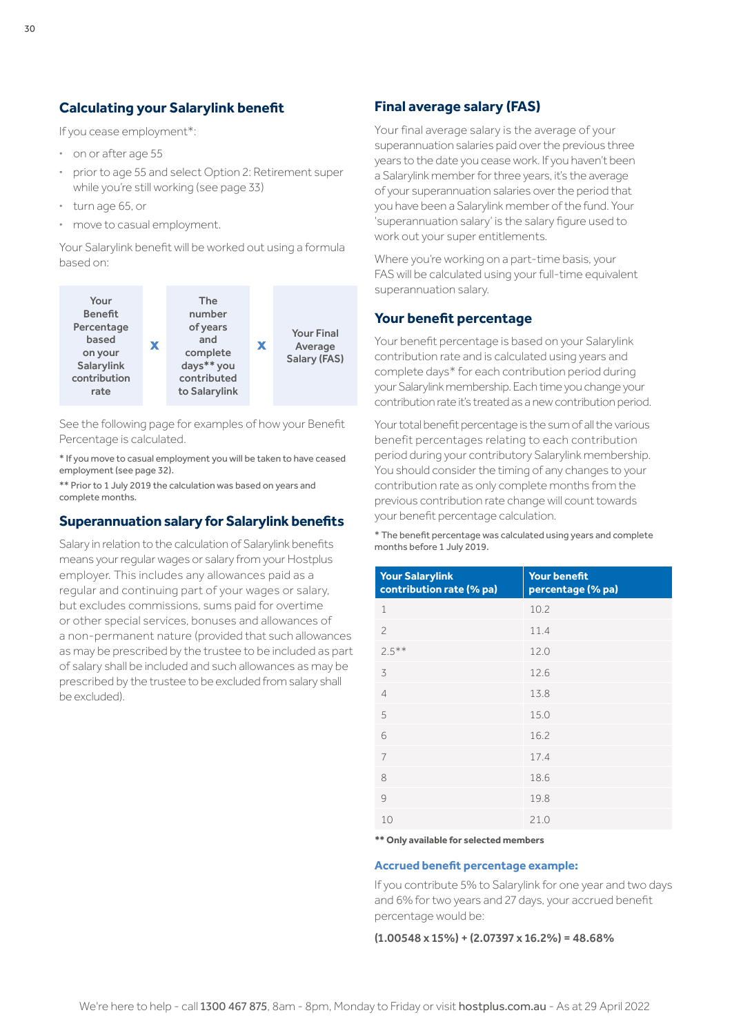## Calculating your Salarylink benefit

If you cease employment*:

- on or after age 55
- prior to age 55 and select Option 2: Retirement super while you're still working (see page 33)
- turn age 65, or
- move to casual employment.

Your Salarylink benefit will be worked out using a formula based on:

| Your Benefit Percentage based on your Salarylink contribution rate | x | The number of years and complete days** you contributed to Salarylink | x | Your Final Average Salary (FAS) |
|---|---|---|---|---|

See the following page for examples of how your Benefit Percentage is calculated.

* If you move to casual employment you will be taken to have ceased employment (see page 32).

** Prior to 1 July 2019 the calculation was based on years and complete months.

## Superannuation salary for Salarylink benefits

Salary in relation to the calculation of Salarylink benefits means your regular wages or salary from your Hostplus employer. This includes any allowances paid as a regular and continuing part of your wages or salary, but excludes commissions, sums paid for overtime or other special services, bonuses and allowances of a non-permanent nature (provided that such allowances as may be prescribed by the trustee to be included as part of salary shall be included and such allowances as may be prescribed by the trustee to be excluded from salary shall be excluded).

## Final average salary (FAS)

Your final average salary is the average of your superannuation salaries paid over the previous three years to the date you cease work. If you haven't been a Salarylink member for three years, it's the average of your superannuation salaries over the period that you have been a Salarylink member of the fund. Your 'superannuation salary' is the salary figure used to work out your super entitlements.

Where you're working on a part-time basis, your FAS will be calculated using your full-time equivalent superannuation salary.

## Your benefit percentage

Your benefit percentage is based on your Salarylink contribution rate and is calculated using years and complete days* for each contribution period during your Salarylink membership. Each time you change your contribution rate it's treated as a new contribution period.

Your total benefit percentage is the sum of all the various benefit percentages relating to each contribution period during your contributory Salarylink membership. You should consider the timing of any changes to your contribution rate as only complete months from the previous contribution rate change will count towards your benefit percentage calculation.

* The benefit percentage was calculated using years and complete months before 1 July 2019.

| Your Salarylink contribution rate (% pa) | Your benefit percentage (% pa) |
|---|---|
| 1 | 10.2 |
| 2 | 11.4 |
| 2.5** | 12.0 |
| 3 | 12.6 |
| 4 | 13.8 |
| 5 | 15.0 |
| 6 | 16.2 |
| 7 | 17.4 |
| 8 | 18.6 |
| 9 | 19.8 |
| 10 | 21.0 |

**** Only available for selected members**

### Accrued benefit percentage example:

If you contribute 5% to Salarylink for one year and two days and 6% for two years and 27 days, your accrued benefit percentage would be:

**(1.00548 x 15%) + (2.07397 x 16.2%) = 48.68%**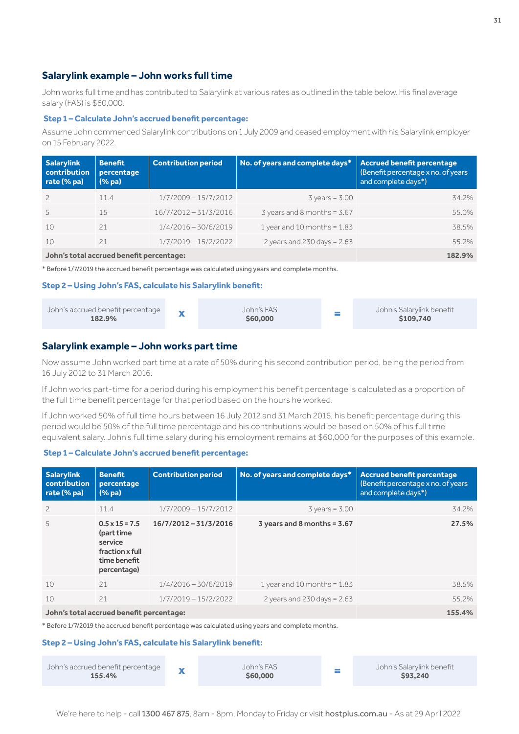## Salarylink example – John works full time

John works full time and has contributed to Salarylink at various rates as outlined in the table below. His final average salary (FAS) is $60,000.

**Step 1 – Calculate John's accrued benefit percentage:**

Assume John commenced Salarylink contributions on 1 July 2009 and ceased employment with his Salarylink employer on 15 February 2022.

| Salarylink contribution rate (% pa) | Benefit percentage (% pa) | Contribution period | No. of years and complete days* | Accrued benefit percentage (Benefit percentage x no. of years and complete days*) |
|---|---|---|---|---|
| 2 | 11.4 | 1/7/2009 – 15/7/2012 | 3 years = 3.00 | 34.2% |
| 5 | 15 | 16/7/2012 – 31/3/2016 | 3 years and 8 months = 3.67 | 55.0% |
| 10 | 21 | 1/4/2016 – 30/6/2019 | 1 year and 10 months = 1.83 | 38.5% |
| 10 | 21 | 1/7/2019 – 15/2/2022 | 2 years and 230 days = 2.63 | 55.2% |
| **John's total accrued benefit percentage:** | | | | **182.9%** |

\* Before 1/7/2019 the accrued benefit percentage was calculated using years and complete months.

**Step 2 – Using John's FAS, calculate his Salarylink benefit:**

| John's accrued benefit percentage | | John's FAS | | John's Salarylink benefit |
|---|---|---|---|---|
| **182.9%** | x | **$60,000** | = | **$109,740** |

## Salarylink example – John works part time

Now assume John worked part time at a rate of 50% during his second contribution period, being the period from 16 July 2012 to 31 March 2016.

If John works part-time for a period during his employment his benefit percentage is calculated as a proportion of the full time benefit percentage for that period based on the hours he worked.

If John worked 50% of full time hours between 16 July 2012 and 31 March 2016, his benefit percentage during this period would be 50% of the full time percentage and his contributions would be based on 50% of his full time equivalent salary. John's full time salary during his employment remains at $60,000 for the purposes of this example.

**Step 1 – Calculate John's accrued benefit percentage:**

| Salarylink contribution rate (% pa) | Benefit percentage (% pa) | Contribution period | No. of years and complete days* | Accrued benefit percentage (Benefit percentage x no. of years and complete days*) |
|---|---|---|---|---|
| 2 | 11.4 | 1/7/2009 – 15/7/2012 | 3 years = 3.00 | 34.2% |
| 5 | **0.5 x 15 = 7.5 (part time service fraction x full time benefit percentage)** | **16/7/2012 – 31/3/2016** | **3 years and 8 months = 3.67** | **27.5%** |
| 10 | 21 | 1/4/2016 – 30/6/2019 | 1 year and 10 months = 1.83 | 38.5% |
| 10 | 21 | 1/7/2019 – 15/2/2022 | 2 years and 230 days = 2.63 | 55.2% |
| **John's total accrued benefit percentage:** | | | | **155.4%** |

\* Before 1/7/2019 the accrued benefit percentage was calculated using years and complete months.

**Step 2 – Using John's FAS, calculate his Salarylink benefit:**

| John's accrued benefit percentage | | John's FAS | | John's Salarylink benefit |
|---|---|---|---|---|
| **155.4%** | x | **$60,000** | = | **$93,240** |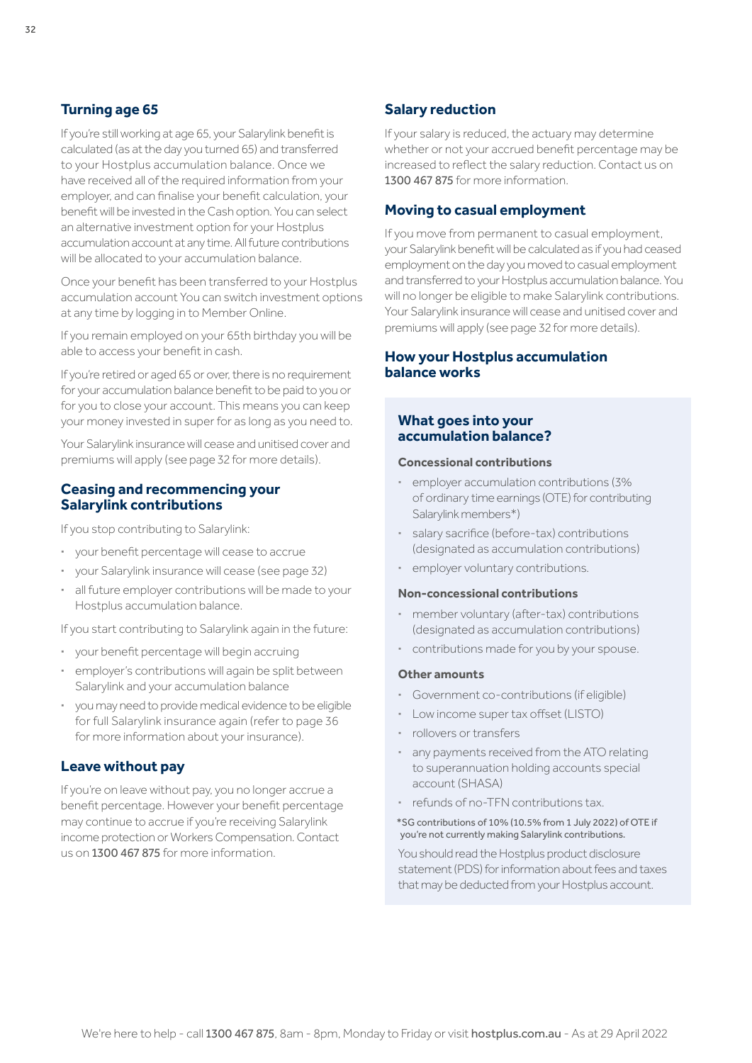## Turning age 65

If you're still working at age 65, your Salarylink benefit is calculated (as at the day you turned 65) and transferred to your Hostplus accumulation balance. Once we have received all of the required information from your employer, and can finalise your benefit calculation, your benefit will be invested in the Cash option. You can select an alternative investment option for your Hostplus accumulation account at any time. All future contributions will be allocated to your accumulation balance.

Once your benefit has been transferred to your Hostplus accumulation account You can switch investment options at any time by logging in to Member Online.

If you remain employed on your 65th birthday you will be able to access your benefit in cash.

If you're retired or aged 65 or over, there is no requirement for your accumulation balance benefit to be paid to you or for you to close your account. This means you can keep your money invested in super for as long as you need to.

Your Salarylink insurance will cease and unitised cover and premiums will apply (see page 32 for more details).

## Ceasing and recommencing your Salarylink contributions

If you stop contributing to Salarylink:

- your benefit percentage will cease to accrue
- your Salarylink insurance will cease (see page 32)
- all future employer contributions will be made to your Hostplus accumulation balance.

If you start contributing to Salarylink again in the future:

- your benefit percentage will begin accruing
- employer's contributions will again be split between Salarylink and your accumulation balance
- you may need to provide medical evidence to be eligible for full Salarylink insurance again (refer to page 36 for more information about your insurance).

## Leave without pay

If you're on leave without pay, you no longer accrue a benefit percentage. However your benefit percentage may continue to accrue if you're receiving Salarylink income protection or Workers Compensation. Contact us on 1300 467 875 for more information.

## Salary reduction

If your salary is reduced, the actuary may determine whether or not your accrued benefit percentage may be increased to reflect the salary reduction. Contact us on 1300 467 875 for more information.

## Moving to casual employment

If you move from permanent to casual employment, your Salarylink benefit will be calculated as if you had ceased employment on the day you moved to casual employment and transferred to your Hostplus accumulation balance. You will no longer be eligible to make Salarylink contributions. Your Salarylink insurance will cease and unitised cover and premiums will apply (see page 32 for more details).

## How your Hostplus accumulation balance works

### What goes into your accumulation balance?

**Concessional contributions**

- employer accumulation contributions (3% of ordinary time earnings (OTE) for contributing Salarylink members*)
- salary sacrifice (before-tax) contributions (designated as accumulation contributions)
- employer voluntary contributions.

**Non-concessional contributions**

- member voluntary (after-tax) contributions (designated as accumulation contributions)
- contributions made for you by your spouse.

**Other amounts**

- Government co-contributions (if eligible)
- Low income super tax offset (LISTO)
- rollovers or transfers
- any payments received from the ATO relating to superannuation holding accounts special account (SHASA)
- refunds of no-TFN contributions tax.

*SG contributions of 10% (10.5% from 1 July 2022) of OTE if you're not currently making Salarylink contributions.

You should read the Hostplus product disclosure statement (PDS) for information about fees and taxes that may be deducted from your Hostplus account.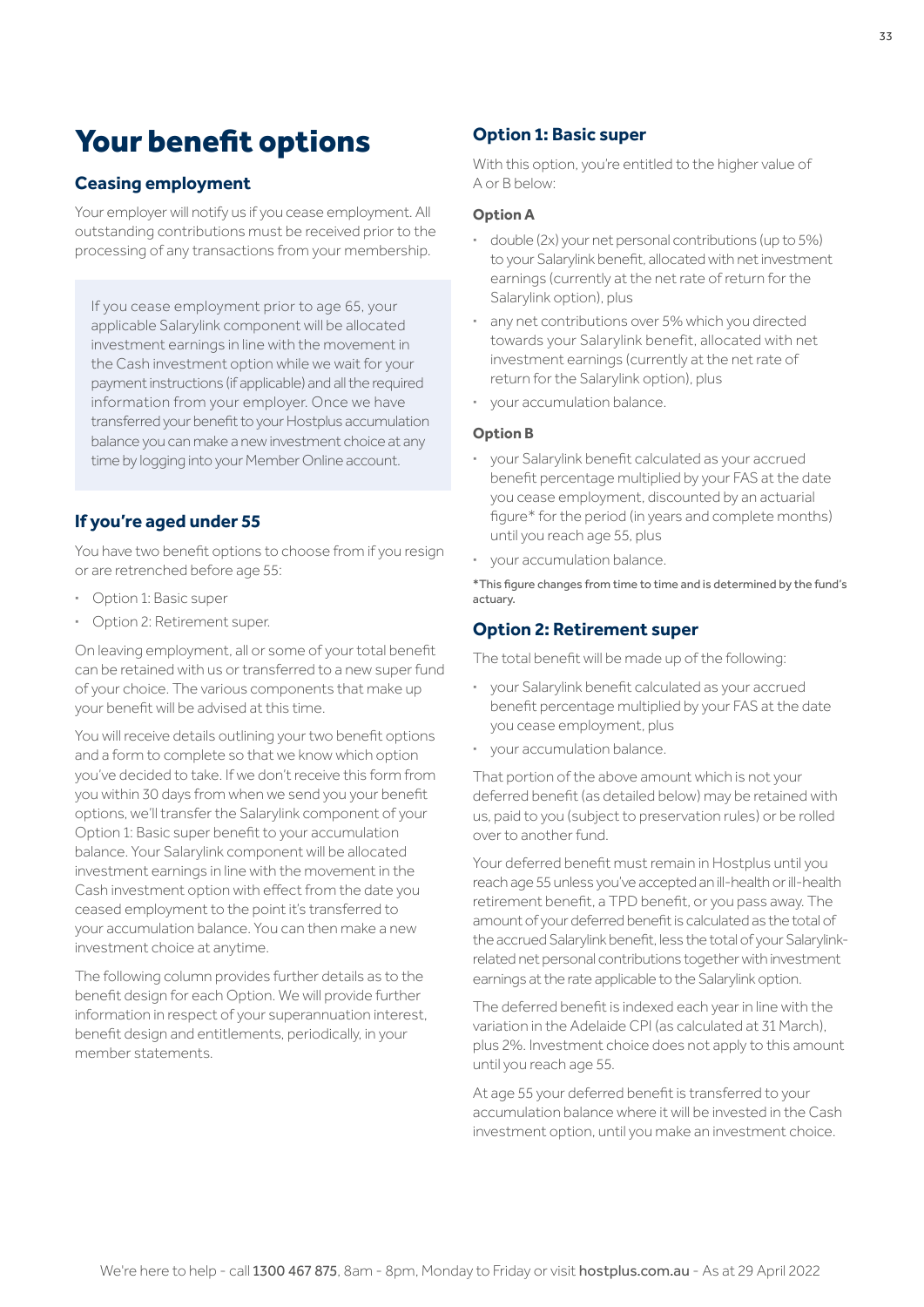# Your benefit options

## Ceasing employment

Your employer will notify us if you cease employment. All outstanding contributions must be received prior to the processing of any transactions from your membership.

If you cease employment prior to age 65, your applicable Salarylink component will be allocated investment earnings in line with the movement in the Cash investment option while we wait for your payment instructions (if applicable) and all the required information from your employer. Once we have transferred your benefit to your Hostplus accumulation balance you can make a new investment choice at any time by logging into your Member Online account.

## If you're aged under 55

You have two benefit options to choose from if you resign or are retrenched before age 55:

- Option 1: Basic super
- Option 2: Retirement super.

On leaving employment, all or some of your total benefit can be retained with us or transferred to a new super fund of your choice. The various components that make up your benefit will be advised at this time.

You will receive details outlining your two benefit options and a form to complete so that we know which option you've decided to take. If we don't receive this form from you within 30 days from when we send you your benefit options, we'll transfer the Salarylink component of your Option 1: Basic super benefit to your accumulation balance. Your Salarylink component will be allocated investment earnings in line with the movement in the Cash investment option with effect from the date you ceased employment to the point it's transferred to your accumulation balance. You can then make a new investment choice at anytime.

The following column provides further details as to the benefit design for each Option. We will provide further information in respect of your superannuation interest, benefit design and entitlements, periodically, in your member statements.

## Option 1: Basic super

With this option, you're entitled to the higher value of A or B below:

### Option A

- double (2x) your net personal contributions (up to 5%) to your Salarylink benefit, allocated with net investment earnings (currently at the net rate of return for the Salarylink option), plus
- any net contributions over 5% which you directed towards your Salarylink benefit, allocated with net investment earnings (currently at the net rate of return for the Salarylink option), plus
- your accumulation balance.

### Option B

- your Salarylink benefit calculated as your accrued benefit percentage multiplied by your FAS at the date you cease employment, discounted by an actuarial figure* for the period (in years and complete months) until you reach age 55, plus
- your accumulation balance.

*This figure changes from time to time and is determined by the fund's actuary.

## Option 2: Retirement super

The total benefit will be made up of the following:

- your Salarylink benefit calculated as your accrued benefit percentage multiplied by your FAS at the date you cease employment, plus
- your accumulation balance.

That portion of the above amount which is not your deferred benefit (as detailed below) may be retained with us, paid to you (subject to preservation rules) or be rolled over to another fund.

Your deferred benefit must remain in Hostplus until you reach age 55 unless you've accepted an ill-health or ill-health retirement benefit, a TPD benefit, or you pass away. The amount of your deferred benefit is calculated as the total of the accrued Salarylink benefit, less the total of your Salarylink-related net personal contributions together with investment earnings at the rate applicable to the Salarylink option.

The deferred benefit is indexed each year in line with the variation in the Adelaide CPI (as calculated at 31 March), plus 2%. Investment choice does not apply to this amount until you reach age 55.

At age 55 your deferred benefit is transferred to your accumulation balance where it will be invested in the Cash investment option, until you make an investment choice.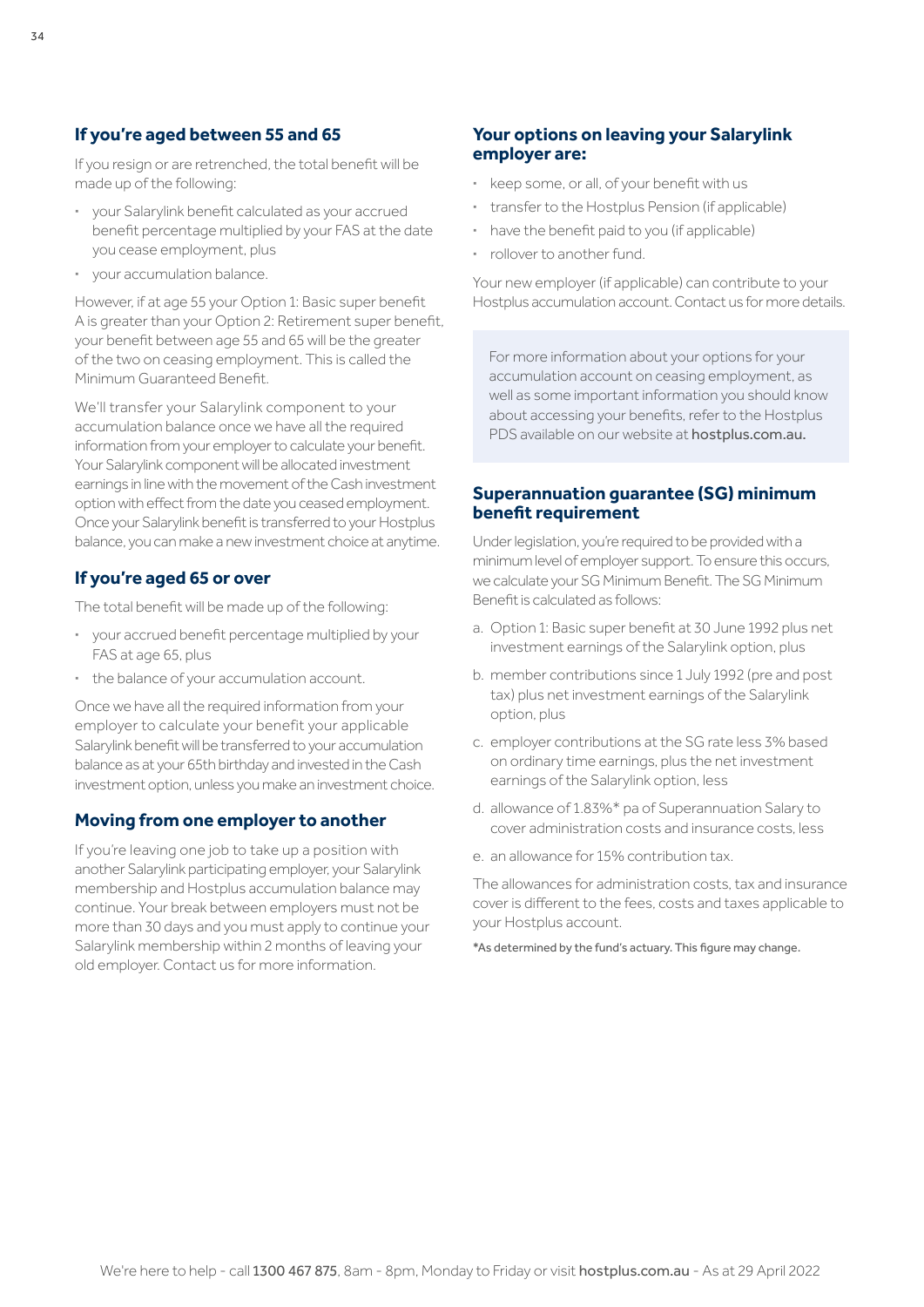### If you're aged between 55 and 65

If you resign or are retrenched, the total benefit will be made up of the following:

- your Salarylink benefit calculated as your accrued benefit percentage multiplied by your FAS at the date you cease employment, plus
- your accumulation balance.

However, if at age 55 your Option 1: Basic super benefit A is greater than your Option 2: Retirement super benefit, your benefit between age 55 and 65 will be the greater of the two on ceasing employment. This is called the Minimum Guaranteed Benefit.

We'll transfer your Salarylink component to your accumulation balance once we have all the required information from your employer to calculate your benefit. Your Salarylink component will be allocated investment earnings in line with the movement of the Cash investment option with effect from the date you ceased employment. Once your Salarylink benefit is transferred to your Hostplus balance, you can make a new investment choice at anytime.

### If you're aged 65 or over

The total benefit will be made up of the following:

- your accrued benefit percentage multiplied by your FAS at age 65, plus
- the balance of your accumulation account.

Once we have all the required information from your employer to calculate your benefit your applicable Salarylink benefit will be transferred to your accumulation balance as at your 65th birthday and invested in the Cash investment option, unless you make an investment choice.

### Moving from one employer to another

If you're leaving one job to take up a position with another Salarylink participating employer, your Salarylink membership and Hostplus accumulation balance may continue. Your break between employers must not be more than 30 days and you must apply to continue your Salarylink membership within 2 months of leaving your old employer. Contact us for more information.

### Your options on leaving your Salarylink employer are:

- keep some, or all, of your benefit with us
- transfer to the Hostplus Pension (if applicable)
- have the benefit paid to you (if applicable)
- rollover to another fund.

Your new employer (if applicable) can contribute to your Hostplus accumulation account. Contact us for more details.

For more information about your options for your accumulation account on ceasing employment, as well as some important information you should know about accessing your benefits, refer to the Hostplus PDS available on our website at **hostplus.com.au.**

### Superannuation guarantee (SG) minimum benefit requirement

Under legislation, you're required to be provided with a minimum level of employer support. To ensure this occurs, we calculate your SG Minimum Benefit. The SG Minimum Benefit is calculated as follows:

a. Option 1: Basic super benefit at 30 June 1992 plus net investment earnings of the Salarylink option, plus
b. member contributions since 1 July 1992 (pre and post tax) plus net investment earnings of the Salarylink option, plus
c. employer contributions at the SG rate less 3% based on ordinary time earnings, plus the net investment earnings of the Salarylink option, less
d. allowance of 1.83%* pa of Superannuation Salary to cover administration costs and insurance costs, less
e. an allowance for 15% contribution tax.

The allowances for administration costs, tax and insurance cover is different to the fees, costs and taxes applicable to your Hostplus account.

*As determined by the fund's actuary. This figure may change.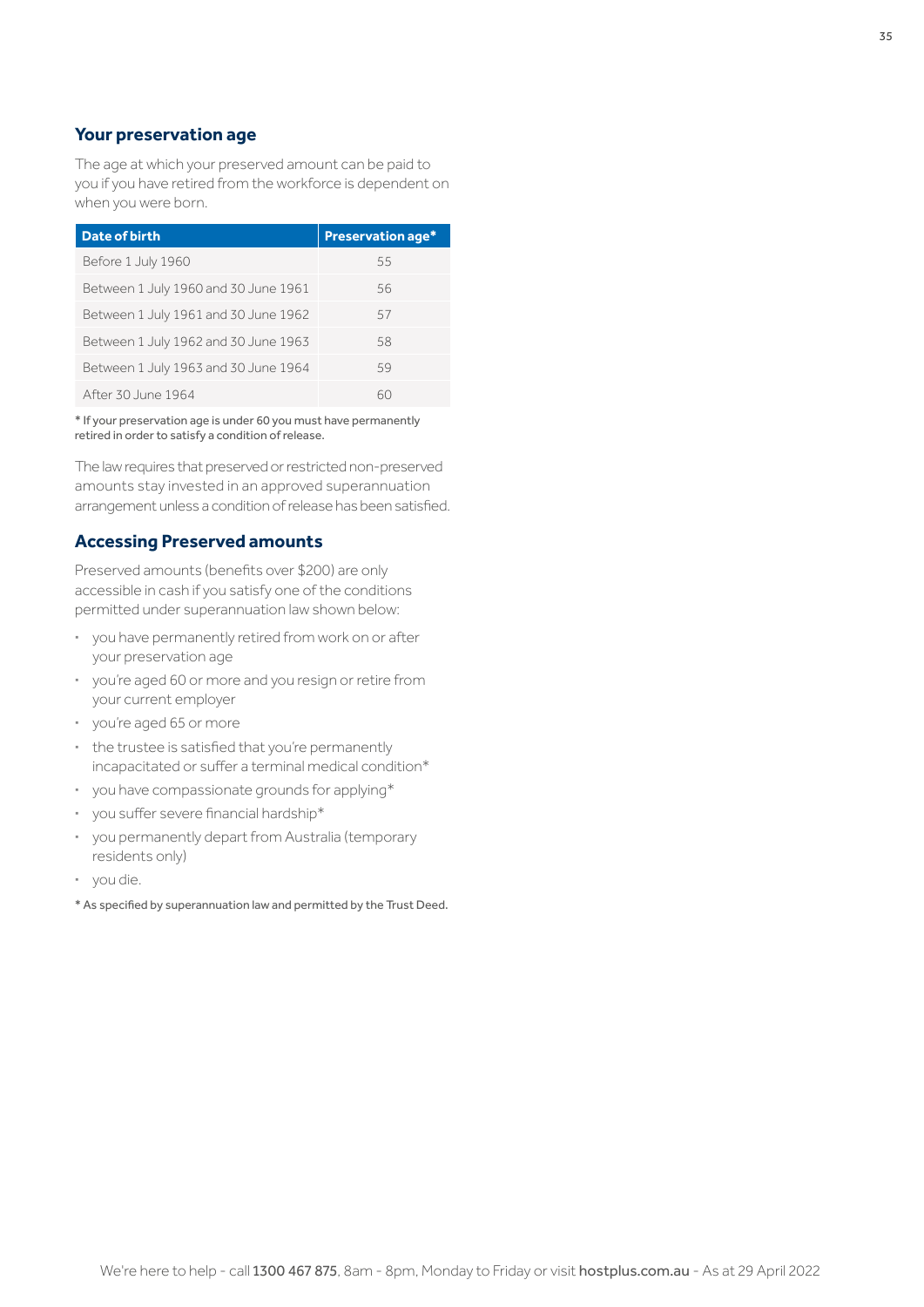## Your preservation age

The age at which your preserved amount can be paid to you if you have retired from the workforce is dependent on when you were born.

| Date of birth | Preservation age* |
|---|---|
| Before 1 July 1960 | 55 |
| Between 1 July 1960 and 30 June 1961 | 56 |
| Between 1 July 1961 and 30 June 1962 | 57 |
| Between 1 July 1962 and 30 June 1963 | 58 |
| Between 1 July 1963 and 30 June 1964 | 59 |
| After 30 June 1964 | 60 |

* If your preservation age is under 60 you must have permanently retired in order to satisfy a condition of release.

The law requires that preserved or restricted non-preserved amounts stay invested in an approved superannuation arrangement unless a condition of release has been satisfied.

## Accessing Preserved amounts

Preserved amounts (benefits over $200) are only accessible in cash if you satisfy one of the conditions permitted under superannuation law shown below:

- you have permanently retired from work on or after your preservation age
- you're aged 60 or more and you resign or retire from your current employer
- you're aged 65 or more
- the trustee is satisfied that you're permanently incapacitated or suffer a terminal medical condition*
- you have compassionate grounds for applying*
- you suffer severe financial hardship*
- you permanently depart from Australia (temporary residents only)
- you die.

* As specified by superannuation law and permitted by the Trust Deed.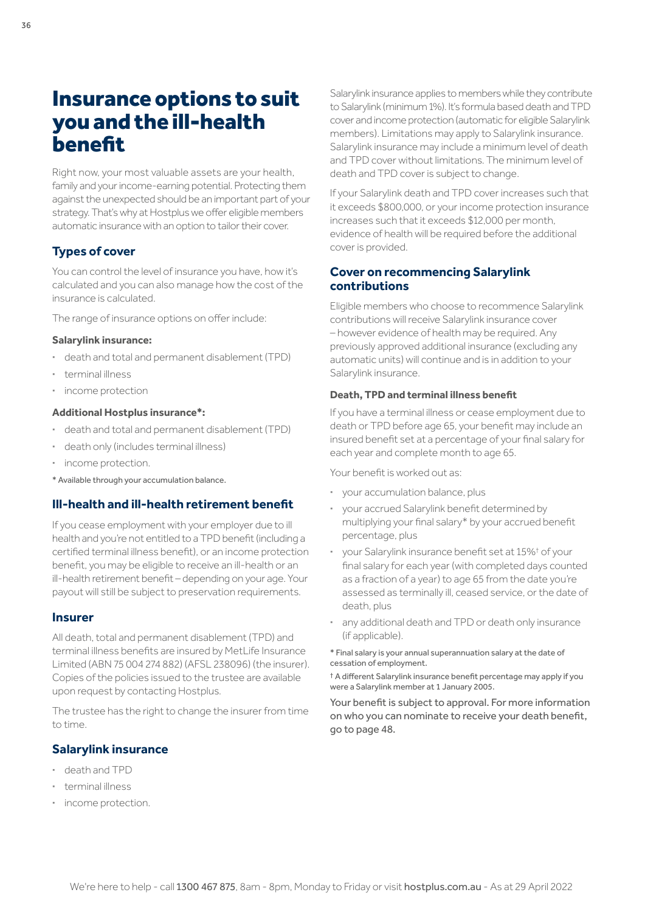# Insurance options to suit you and the ill-health benefit

Right now, your most valuable assets are your health, family and your income-earning potential. Protecting them against the unexpected should be an important part of your strategy. That's why at Hostplus we offer eligible members automatic insurance with an option to tailor their cover.

## Types of cover

You can control the level of insurance you have, how it's calculated and you can also manage how the cost of the insurance is calculated.

The range of insurance options on offer include:

**Salarylink insurance:**

- death and total and permanent disablement (TPD)
- terminal illness
- income protection

**Additional Hostplus insurance*:**

- death and total and permanent disablement (TPD)
- death only (includes terminal illness)
- income protection.

\* Available through your accumulation balance.

## Ill-health and ill-health retirement benefit

If you cease employment with your employer due to ill health and you're not entitled to a TPD benefit (including a certified terminal illness benefit), or an income protection benefit, you may be eligible to receive an ill-health or an ill-health retirement benefit – depending on your age. Your payout will still be subject to preservation requirements.

## Insurer

All death, total and permanent disablement (TPD) and terminal illness benefits are insured by MetLife Insurance Limited (ABN 75 004 274 882) (AFSL 238096) (the insurer). Copies of the policies issued to the trustee are available upon request by contacting Hostplus.

The trustee has the right to change the insurer from time to time.

## Salarylink insurance

- death and TPD
- terminal illness
- income protection.

Salarylink insurance applies to members while they contribute to Salarylink (minimum 1%). It's formula based death and TPD cover and income protection (automatic for eligible Salarylink members). Limitations may apply to Salarylink insurance. Salarylink insurance may include a minimum level of death and TPD cover without limitations. The minimum level of death and TPD cover is subject to change.

If your Salarylink death and TPD cover increases such that it exceeds $800,000, or your income protection insurance increases such that it exceeds $12,000 per month, evidence of health will be required before the additional cover is provided.

## Cover on recommencing Salarylink contributions

Eligible members who choose to recommence Salarylink contributions will receive Salarylink insurance cover – however evidence of health may be required. Any previously approved additional insurance (excluding any automatic units) will continue and is in addition to your Salarylink insurance.

### Death, TPD and terminal illness benefit

If you have a terminal illness or cease employment due to death or TPD before age 65, your benefit may include an insured benefit set at a percentage of your final salary for each year and complete month to age 65.

Your benefit is worked out as:

- your accumulation balance, plus
- your accrued Salarylink benefit determined by multiplying your final salary* by your accrued benefit percentage, plus
- your Salarylink insurance benefit set at 15%† of your final salary for each year (with completed days counted as a fraction of a year) to age 65 from the date you're assessed as terminally ill, ceased service, or the date of death, plus
- any additional death and TPD or death only insurance (if applicable).

\* Final salary is your annual superannuation salary at the date of cessation of employment.

† A different Salarylink insurance benefit percentage may apply if you were a Salarylink member at 1 January 2005.

Your benefit is subject to approval. For more information on who you can nominate to receive your death benefit, go to page 48.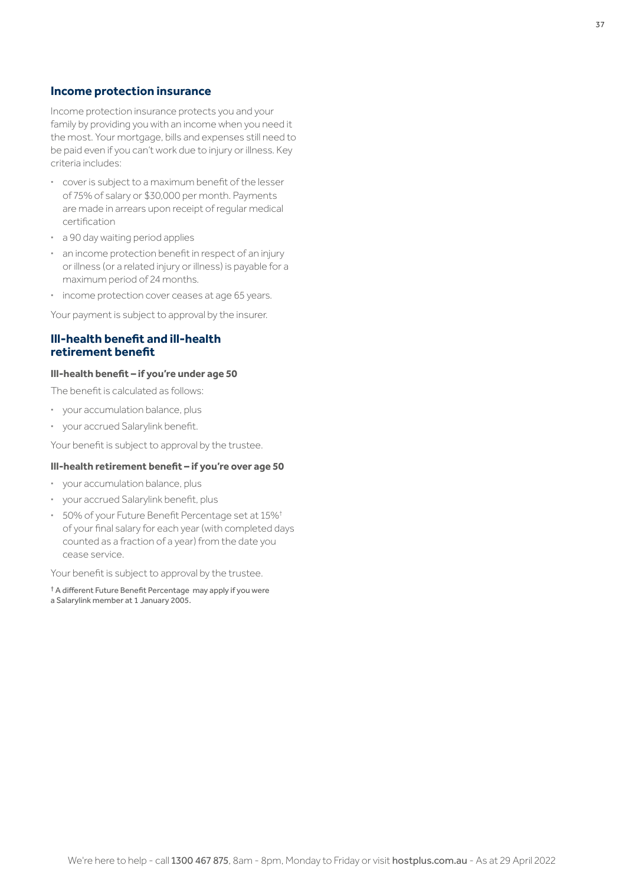## Income protection insurance

Income protection insurance protects you and your family by providing you with an income when you need it the most. Your mortgage, bills and expenses still need to be paid even if you can't work due to injury or illness. Key criteria includes:

- cover is subject to a maximum benefit of the lesser of 75% of salary or $30,000 per month. Payments are made in arrears upon receipt of regular medical certification
- a 90 day waiting period applies
- an income protection benefit in respect of an injury or illness (or a related injury or illness) is payable for a maximum period of 24 months.
- income protection cover ceases at age 65 years.

Your payment is subject to approval by the insurer.

## Ill-health benefit and ill-health retirement benefit

### Ill-health benefit – if you're under age 50

The benefit is calculated as follows:

- your accumulation balance, plus
- your accrued Salarylink benefit.

Your benefit is subject to approval by the trustee.

### Ill-health retirement benefit – if you're over age 50

- your accumulation balance, plus
- your accrued Salarylink benefit, plus
- 50% of your Future Benefit Percentage set at 15%† of your final salary for each year (with completed days counted as a fraction of a year) from the date you cease service.

Your benefit is subject to approval by the trustee.

† A different Future Benefit Percentage may apply if you were a Salarylink member at 1 January 2005.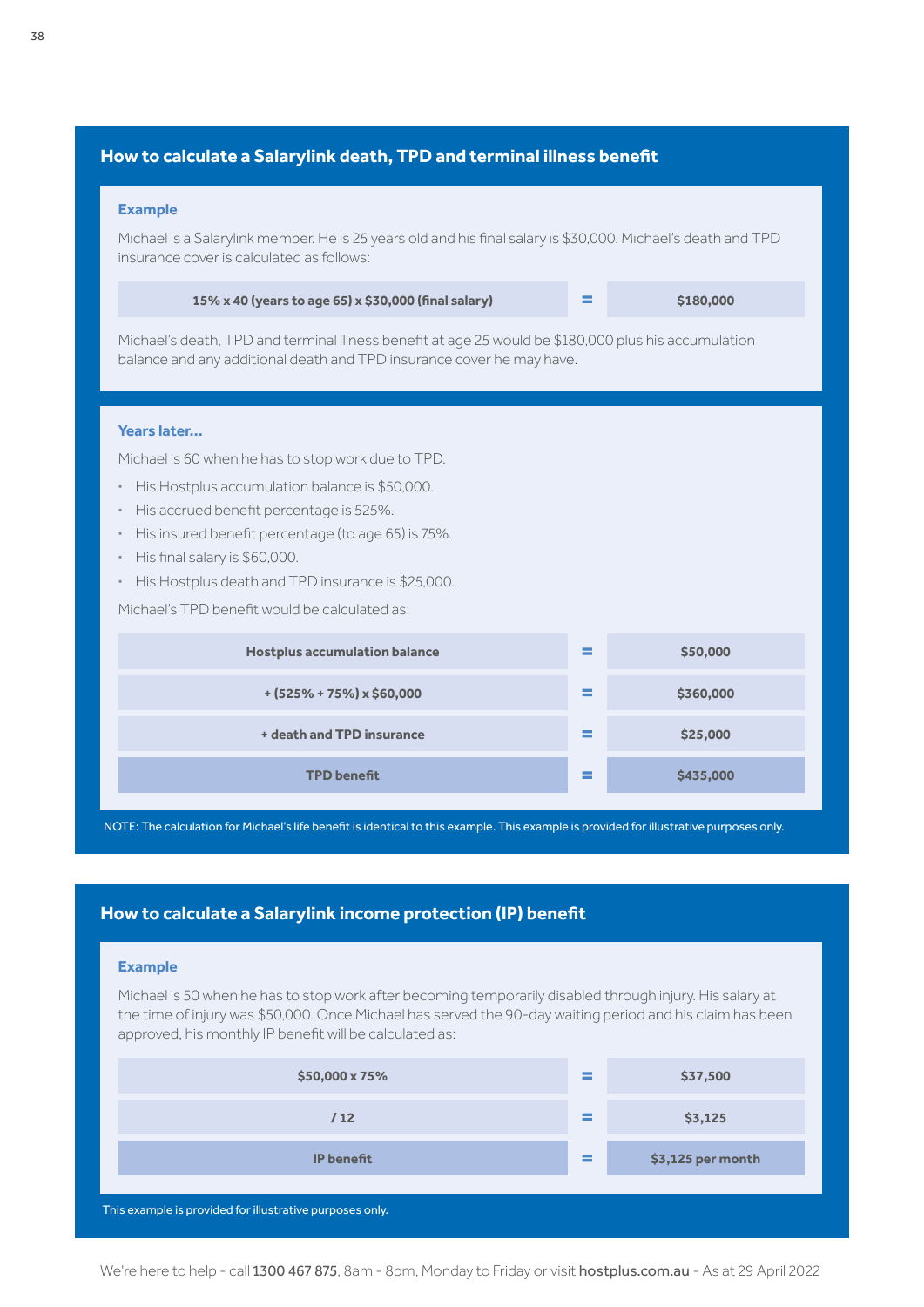## How to calculate a Salarylink death, TPD and terminal illness benefit

### Example

Michael is a Salarylink member. He is 25 years old and his final salary is $30,000. Michael's death and TPD insurance cover is calculated as follows:

| | | |
|---|---|---|
| **15% x 40 (years to age 65) x $30,000 (final salary)** | = | **$180,000** |

Michael's death, TPD and terminal illness benefit at age 25 would be $180,000 plus his accumulation balance and any additional death and TPD insurance cover he may have.

### Years later...

Michael is 60 when he has to stop work due to TPD.

- His Hostplus accumulation balance is $50,000.
- His accrued benefit percentage is 525%.
- His insured benefit percentage (to age 65) is 75%.
- His final salary is $60,000.
- His Hostplus death and TPD insurance is $25,000.

Michael's TPD benefit would be calculated as:

| | | |
|---|---|---|
| **Hostplus accumulation balance** | = | **$50,000** |
| **+ (525% + 75%) x $60,000** | = | **$360,000** |
| **+ death and TPD insurance** | = | **$25,000** |
| **TPD benefit** | = | **$435,000** |

NOTE: The calculation for Michael's life benefit is identical to this example. This example is provided for illustrative purposes only.

## How to calculate a Salarylink income protection (IP) benefit

### Example

Michael is 50 when he has to stop work after becoming temporarily disabled through injury. His salary at the time of injury was $50,000. Once Michael has served the 90-day waiting period and his claim has been approved, his monthly IP benefit will be calculated as:

| | | |
|---|---|---|
| **$50,000 x 75%** | = | **$37,500** |
| **/ 12** | = | **$3,125** |
| **IP benefit** | = | **$3,125 per month** |

This example is provided for illustrative purposes only.

We're here to help - call **1300 467 875**, 8am - 8pm, Monday to Friday or visit **hostplus.com.au** - As at 29 April 2022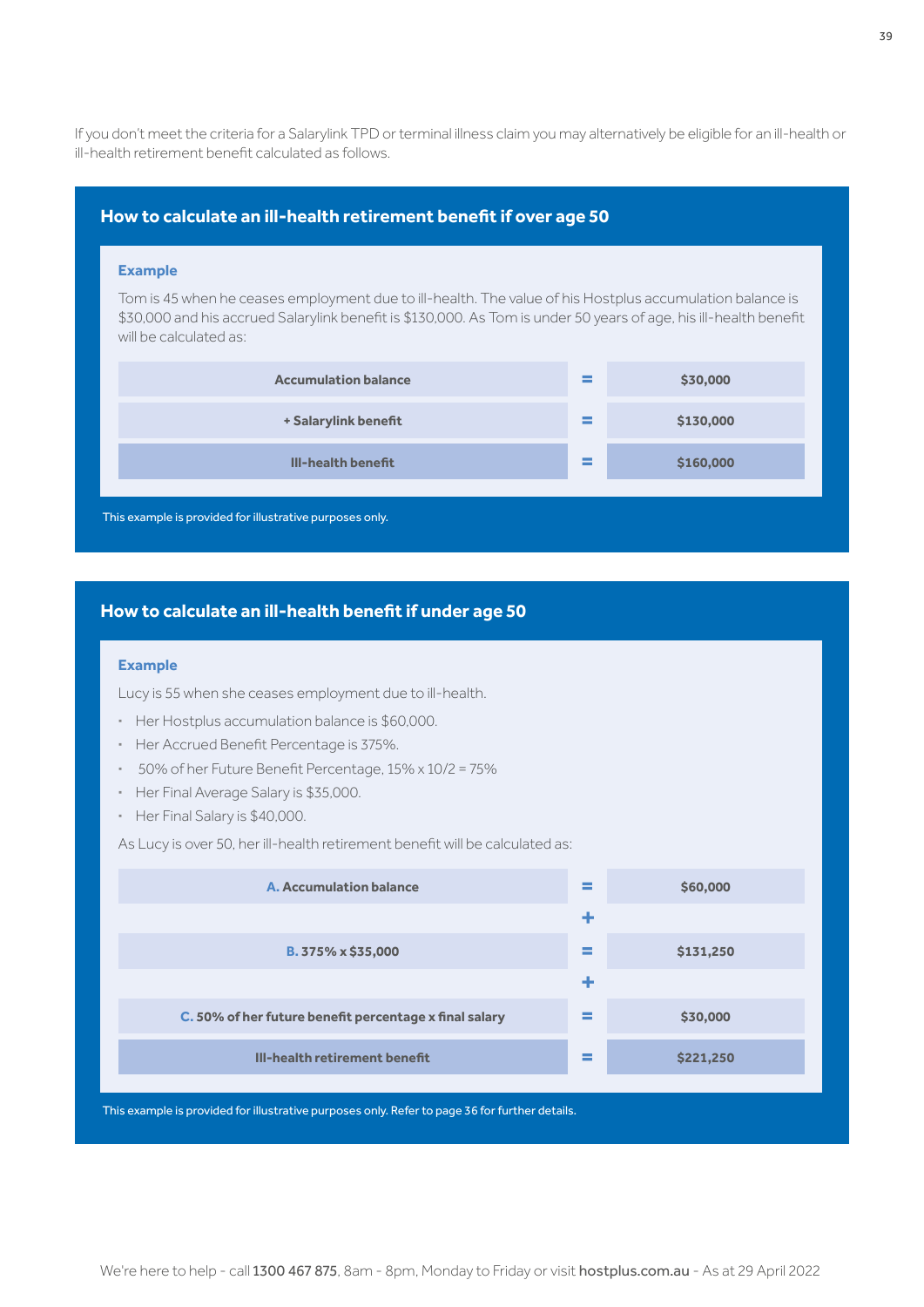If you don't meet the criteria for a Salarylink TPD or terminal illness claim you may alternatively be eligible for an ill-health or ill-health retirement benefit calculated as follows.

## How to calculate an ill-health retirement benefit if over age 50

### Example

Tom is 45 when he ceases employment due to ill-health. The value of his Hostplus accumulation balance is $30,000 and his accrued Salarylink benefit is $130,000. As Tom is under 50 years of age, his ill-health benefit will be calculated as:

| | | |
|---|---|---|
| **Accumulation balance** | = | **$30,000** |
| **+ Salarylink benefit** | = | **$130,000** |
| **Ill-health benefit** | = | **$160,000** |

This example is provided for illustrative purposes only.

## How to calculate an ill-health benefit if under age 50

### Example

Lucy is 55 when she ceases employment due to ill-health.

- Her Hostplus accumulation balance is $60,000.
- Her Accrued Benefit Percentage is 375%.
- 50% of her Future Benefit Percentage, 15% x 10/2 = 75%
- Her Final Average Salary is $35,000.
- Her Final Salary is $40,000.

As Lucy is over 50, her ill-health retirement benefit will be calculated as:

| | | |
|---|---|---|
| **A. Accumulation balance** | = | **$60,000** |
| | + | |
| **B. 375% x $35,000** | = | **$131,250** |
| | + | |
| **C. 50% of her future benefit percentage x final salary** | = | **$30,000** |
| **Ill-health retirement benefit** | = | **$221,250** |

This example is provided for illustrative purposes only. Refer to page 36 for further details.

We're here to help - call **1300 467 875**, 8am - 8pm, Monday to Friday or visit **hostplus.com.au** - As at 29 April 2022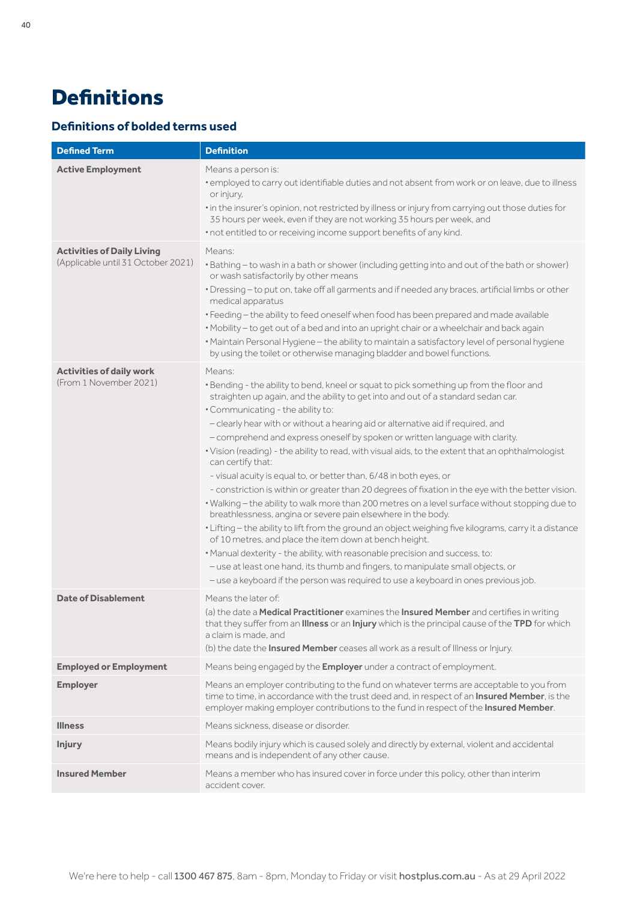# Definitions

## Definitions of bolded terms used

| Defined Term | Definition |
|---|---|
| **Active Employment** | Means a person is:<br>• employed to carry out identifiable duties and not absent from work or on leave, due to illness or injury,<br>• in the insurer's opinion, not restricted by illness or injury from carrying out those duties for 35 hours per week, even if they are not working 35 hours per week, and<br>• not entitled to or receiving income support benefits of any kind. |
| **Activities of Daily Living** (Applicable until 31 October 2021) | Means:<br>• Bathing – to wash in a bath or shower (including getting into and out of the bath or shower) or wash satisfactorily by other means<br>• Dressing – to put on, take off all garments and if needed any braces, artificial limbs or other medical apparatus<br>• Feeding – the ability to feed oneself when food has been prepared and made available<br>• Mobility – to get out of a bed and into an upright chair or a wheelchair and back again<br>• Maintain Personal Hygiene – the ability to maintain a satisfactory level of personal hygiene by using the toilet or otherwise managing bladder and bowel functions. |
| **Activities of daily work** (From 1 November 2021) | Means:<br>• Bending - the ability to bend, kneel or squat to pick something up from the floor and straighten up again, and the ability to get into and out of a standard sedan car.<br>• Communicating - the ability to:<br>– clearly hear with or without a hearing aid or alternative aid if required, and<br>– comprehend and express oneself by spoken or written language with clarity.<br>• Vision (reading) - the ability to read, with visual aids, to the extent that an ophthalmologist can certify that:<br>- visual acuity is equal to, or better than, 6/48 in both eyes, or<br>- constriction is within or greater than 20 degrees of fixation in the eye with the better vision.<br>• Walking – the ability to walk more than 200 metres on a level surface without stopping due to breathlessness, angina or severe pain elsewhere in the body.<br>• Lifting – the ability to lift from the ground an object weighing five kilograms, carry it a distance of 10 metres, and place the item down at bench height.<br>• Manual dexterity - the ability, with reasonable precision and success, to:<br>– use at least one hand, its thumb and fingers, to manipulate small objects, or<br>– use a keyboard if the person was required to use a keyboard in ones previous job. |
| **Date of Disablement** | Means the later of:<br>(a) the date a **Medical Practitioner** examines the **Insured Member** and certifies in writing that they suffer from an **Illness** or an **Injury** which is the principal cause of the **TPD** for which a claim is made, and<br>(b) the date the **Insured Member** ceases all work as a result of Illness or Injury. |
| **Employed or Employment** | Means being engaged by the **Employer** under a contract of employment. |
| **Employer** | Means an employer contributing to the fund on whatever terms are acceptable to you from time to time, in accordance with the trust deed and, in respect of an **Insured Member**, is the employer making employer contributions to the fund in respect of the **Insured Member**. |
| **Illness** | Means sickness, disease or disorder. |
| **Injury** | Means bodily injury which is caused solely and directly by external, violent and accidental means and is independent of any other cause. |
| **Insured Member** | Means a member who has insured cover in force under this policy, other than interim accident cover. |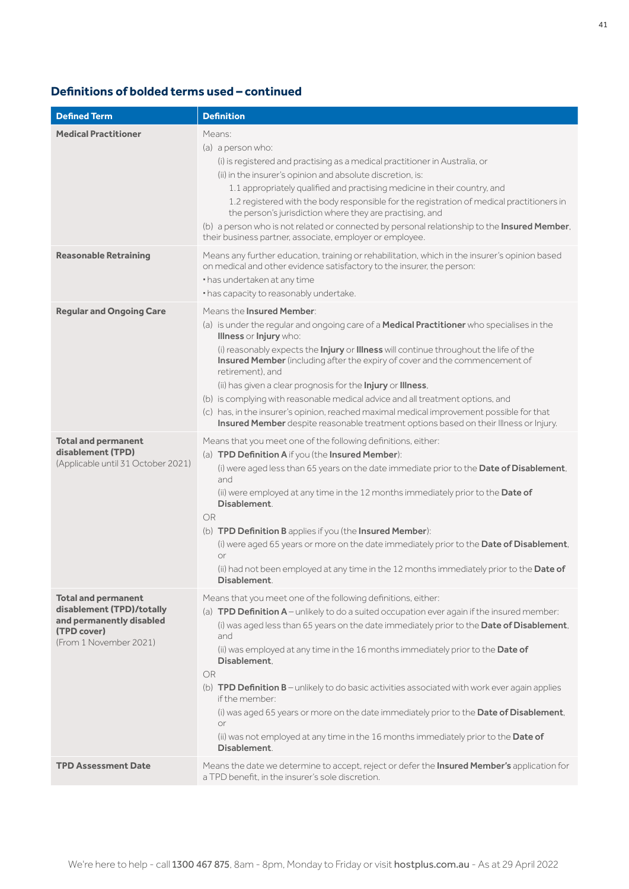## Definitions of bolded terms used – continued

| Defined Term | Definition |
|---|---|
| **Medical Practitioner** | Means:<br>(a) a person who:<br>(i) is registered and practising as a medical practitioner in Australia, or<br>(ii) in the insurer's opinion and absolute discretion, is:<br>1.1 appropriately qualified and practising medicine in their country, and<br>1.2 registered with the body responsible for the registration of medical practitioners in the person's jurisdiction where they are practising, and<br>(b) a person who is not related or connected by personal relationship to the **Insured Member**, their business partner, associate, employer or employee. |
| **Reasonable Retraining** | Means any further education, training or rehabilitation, which in the insurer's opinion based on medical and other evidence satisfactory to the insurer, the person:<br>• has undertaken at any time<br>• has capacity to reasonably undertake. |
| **Regular and Ongoing Care** | Means the **Insured Member**:<br>(a) is under the regular and ongoing care of a **Medical Practitioner** who specialises in the **Illness** or **Injury** who:<br>(i) reasonably expects the **Injury** or **Illness** will continue throughout the life of the **Insured Member** (including after the expiry of cover and the commencement of retirement), and<br>(ii) has given a clear prognosis for the **Injury** or **Illness**,<br>(b) is complying with reasonable medical advice and all treatment options, and<br>(c) has, in the insurer's opinion, reached maximal medical improvement possible for that **Insured Member** despite reasonable treatment options based on their Illness or Injury. |
| **Total and permanent disablement (TPD)**<br>(Applicable until 31 October 2021) | Means that you meet one of the following definitions, either:<br>(a) **TPD Definition A** if you (the **Insured Member**):<br>(i) were aged less than 65 years on the date immediate prior to the **Date of Disablement**, and<br>(ii) were employed at any time in the 12 months immediately prior to the **Date of Disablement**.<br>OR<br>(b) **TPD Definition B** applies if you (the **Insured Member**):<br>(i) were aged 65 years or more on the date immediately prior to the **Date of Disablement**, or<br>(ii) had not been employed at any time in the 12 months immediately prior to the **Date of Disablement**. |
| **Total and permanent disablement (TPD)/totally and permanently disabled (TPD cover)**<br>(From 1 November 2021) | Means that you meet one of the following definitions, either:<br>(a) **TPD Definition A** – unlikely to do a suited occupation ever again if the insured member:<br>(i) was aged less than 65 years on the date immediately prior to the **Date of Disablement**, and<br>(ii) was employed at any time in the 16 months immediately prior to the **Date of Disablement**,<br>OR<br>(b) **TPD Definition B** – unlikely to do basic activities associated with work ever again applies if the member:<br>(i) was aged 65 years or more on the date immediately prior to the **Date of Disablement**, or<br>(ii) was not employed at any time in the 16 months immediately prior to the **Date of Disablement**. |
| **TPD Assessment Date** | Means the date we determine to accept, reject or defer the **Insured Member's** application for a TPD benefit, in the insurer's sole discretion. |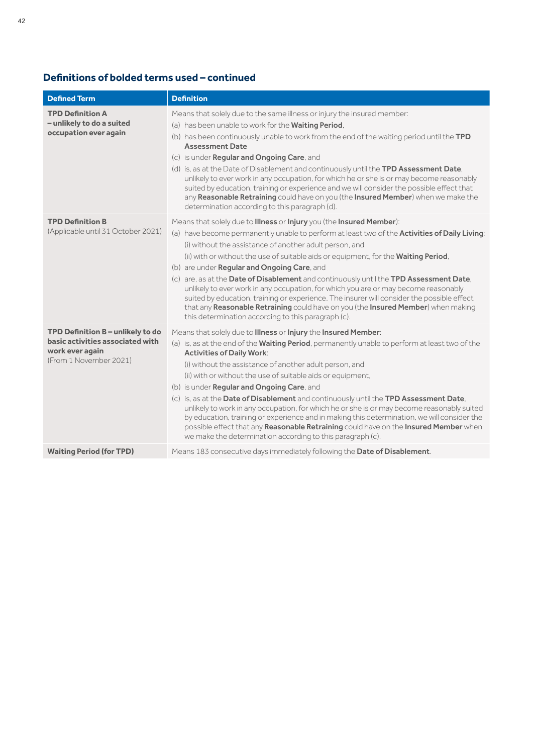## Definitions of bolded terms used – continued

| Defined Term | Definition |
|---|---|
| **TPD Definition A – unlikely to do a suited occupation ever again** | Means that solely due to the same illness or injury the insured member:<br>(a) has been unable to work for the **Waiting Period**,<br>(b) has been continuously unable to work from the end of the waiting period until the **TPD Assessment Date**<br>(c) is under **Regular and Ongoing Care**, and<br>(d) is, as at the Date of Disablement and continuously until the **TPD Assessment Date**, unlikely to ever work in any occupation, for which he or she is or may become reasonably suited by education, training or experience and we will consider the possible effect that any **Reasonable Retraining** could have on you (the **Insured Member**) when we make the determination according to this paragraph (d). |
| **TPD Definition B** (Applicable until 31 October 2021) | Means that solely due to **Illness** or **Injury** you (the **Insured Member**):<br>(a) have become permanently unable to perform at least two of the **Activities of Daily Living**:<br>(i) without the assistance of another adult person, and<br>(ii) with or without the use of suitable aids or equipment, for the **Waiting Period**,<br>(b) are under **Regular and Ongoing Care**, and<br>(c) are, as at the **Date of Disablement** and continuously until the **TPD Assessment Date**, unlikely to ever work in any occupation, for which you are or may become reasonably suited by education, training or experience. The insurer will consider the possible effect that any **Reasonable Retraining** could have on you (the **Insured Member**) when making this determination according to this paragraph (c). |
| **TPD Definition B – unlikely to do basic activities associated with work ever again** (From 1 November 2021) | Means that solely due to **Illness** or **Injury** the **Insured Member**:<br>(a) is, as at the end of the **Waiting Period**, permanently unable to perform at least two of the **Activities of Daily Work**:<br>(i) without the assistance of another adult person, and<br>(ii) with or without the use of suitable aids or equipment,<br>(b) is under **Regular and Ongoing Care**, and<br>(c) is, as at the **Date of Disablement** and continuously until the **TPD Assessment Date**, unlikely to work in any occupation, for which he or she is or may become reasonably suited by education, training or experience and in making this determination, we will consider the possible effect that any **Reasonable Retraining** could have on the **Insured Member** when we make the determination according to this paragraph (c). |
| **Waiting Period (for TPD)** | Means 183 consecutive days immediately following the **Date of Disablement**. |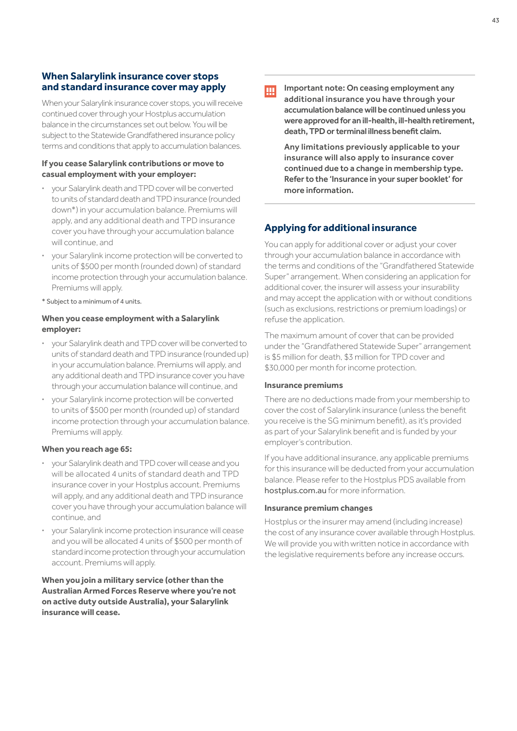## When Salarylink insurance cover stops and standard insurance cover may apply

When your Salarylink insurance cover stops, you will receive continued cover through your Hostplus accumulation balance in the circumstances set out below. You will be subject to the Statewide Grandfathered insurance policy terms and conditions that apply to accumulation balances.

#### If you cease Salarylink contributions or move to casual employment with your employer:

- your Salarylink death and TPD cover will be converted to units of standard death and TPD insurance (rounded down*) in your accumulation balance. Premiums will apply, and any additional death and TPD insurance cover you have through your accumulation balance will continue, and
- your Salarylink income protection will be converted to units of $500 per month (rounded down) of standard income protection through your accumulation balance. Premiums will apply.

\* Subject to a minimum of 4 units.

#### When you cease employment with a Salarylink employer:

- your Salarylink death and TPD cover will be converted to units of standard death and TPD insurance (rounded up) in your accumulation balance. Premiums will apply, and any additional death and TPD insurance cover you have through your accumulation balance will continue, and
- your Salarylink income protection will be converted to units of $500 per month (rounded up) of standard income protection through your accumulation balance. Premiums will apply.

#### When you reach age 65:

- your Salarylink death and TPD cover will cease and you will be allocated 4 units of standard death and TPD insurance cover in your Hostplus account. Premiums will apply, and any additional death and TPD insurance cover you have through your accumulation balance will continue, and
- your Salarylink income protection insurance will cease and you will be allocated 4 units of $500 per month of standard income protection through your accumulation account. Premiums will apply.

**When you join a military service (other than the Australian Armed Forces Reserve where you're not on active duty outside Australia), your Salarylink insurance will cease.**

**Important note: On ceasing employment any additional insurance you have through your accumulation balance will be continued unless you were approved for an ill-health, ill-health retirement, death, TPD or terminal illness benefit claim.**

**Any limitations previously applicable to your insurance will also apply to insurance cover continued due to a change in membership type. Refer to the 'Insurance in your super booklet' for more information.**

## Applying for additional insurance

You can apply for additional cover or adjust your cover through your accumulation balance in accordance with the terms and conditions of the "Grandfathered Statewide Super" arrangement. When considering an application for additional cover, the insurer will assess your insurability and may accept the application with or without conditions (such as exclusions, restrictions or premium loadings) or refuse the application.

The maximum amount of cover that can be provided under the "Grandfathered Statewide Super" arrangement is $5 million for death, $3 million for TPD cover and $30,000 per month for income protection.

#### Insurance premiums

There are no deductions made from your membership to cover the cost of Salarylink insurance (unless the benefit you receive is the SG minimum benefit), as it's provided as part of your Salarylink benefit and is funded by your employer's contribution.

If you have additional insurance, any applicable premiums for this insurance will be deducted from your accumulation balance. Please refer to the Hostplus PDS available from hostplus.com.au for more information.

#### Insurance premium changes

Hostplus or the insurer may amend (including increase) the cost of any insurance cover available through Hostplus. We will provide you with written notice in accordance with the legislative requirements before any increase occurs.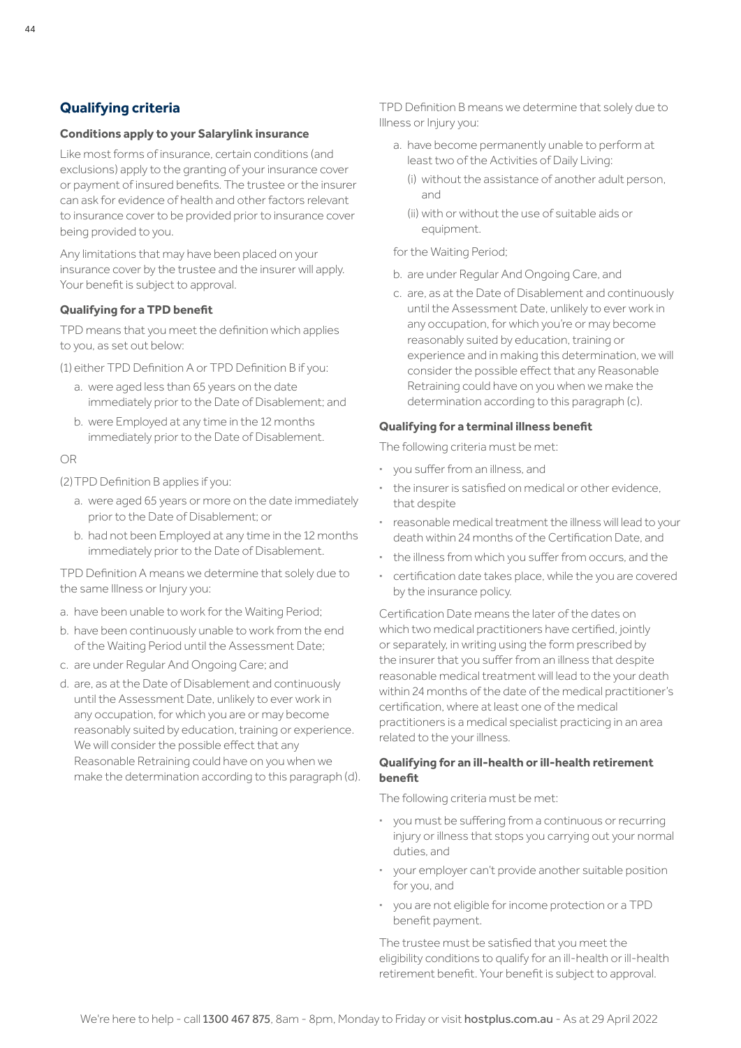## Qualifying criteria

### Conditions apply to your Salarylink insurance

Like most forms of insurance, certain conditions (and exclusions) apply to the granting of your insurance cover or payment of insured benefits. The trustee or the insurer can ask for evidence of health and other factors relevant to insurance cover to be provided prior to insurance cover being provided to you.

Any limitations that may have been placed on your insurance cover by the trustee and the insurer will apply. Your benefit is subject to approval.

### Qualifying for a TPD benefit

TPD means that you meet the definition which applies to you, as set out below:

(1) either TPD Definition A or TPD Definition B if you:

- a. were aged less than 65 years on the date immediately prior to the Date of Disablement; and
- b. were Employed at any time in the 12 months immediately prior to the Date of Disablement.

OR

(2) TPD Definition B applies if you:

- a. were aged 65 years or more on the date immediately prior to the Date of Disablement; or
- b. had not been Employed at any time in the 12 months immediately prior to the Date of Disablement.

TPD Definition A means we determine that solely due to the same Illness or Injury you:

- a. have been unable to work for the Waiting Period;
- b. have been continuously unable to work from the end of the Waiting Period until the Assessment Date;
- c. are under Regular And Ongoing Care; and
- d. are, as at the Date of Disablement and continuously until the Assessment Date, unlikely to ever work in any occupation, for which you are or may become reasonably suited by education, training or experience. We will consider the possible effect that any Reasonable Retraining could have on you when we make the determination according to this paragraph (d).

TPD Definition B means we determine that solely due to Illness or Injury you:

- a. have become permanently unable to perform at least two of the Activities of Daily Living:
  - (i) without the assistance of another adult person, and
  - (ii) with or without the use of suitable aids or equipment.

  for the Waiting Period;
- b. are under Regular And Ongoing Care, and
- c. are, as at the Date of Disablement and continuously until the Assessment Date, unlikely to ever work in any occupation, for which you're or may become reasonably suited by education, training or experience and in making this determination, we will consider the possible effect that any Reasonable Retraining could have on you when we make the determination according to this paragraph (c).

### Qualifying for a terminal illness benefit

The following criteria must be met:

- you suffer from an illness, and
- the insurer is satisfied on medical or other evidence, that despite
- reasonable medical treatment the illness will lead to your death within 24 months of the Certification Date, and
- the illness from which you suffer from occurs, and the
- certification date takes place, while the you are covered by the insurance policy.

Certification Date means the later of the dates on which two medical practitioners have certified, jointly or separately, in writing using the form prescribed by the insurer that you suffer from an illness that despite reasonable medical treatment will lead to the your death within 24 months of the date of the medical practitioner's certification, where at least one of the medical practitioners is a medical specialist practicing in an area related to the your illness.

### Qualifying for an ill-health or ill-health retirement benefit

The following criteria must be met:

- you must be suffering from a continuous or recurring injury or illness that stops you carrying out your normal duties, and
- your employer can't provide another suitable position for you, and
- you are not eligible for income protection or a TPD benefit payment.

The trustee must be satisfied that you meet the eligibility conditions to qualify for an ill-health or ill-health retirement benefit. Your benefit is subject to approval.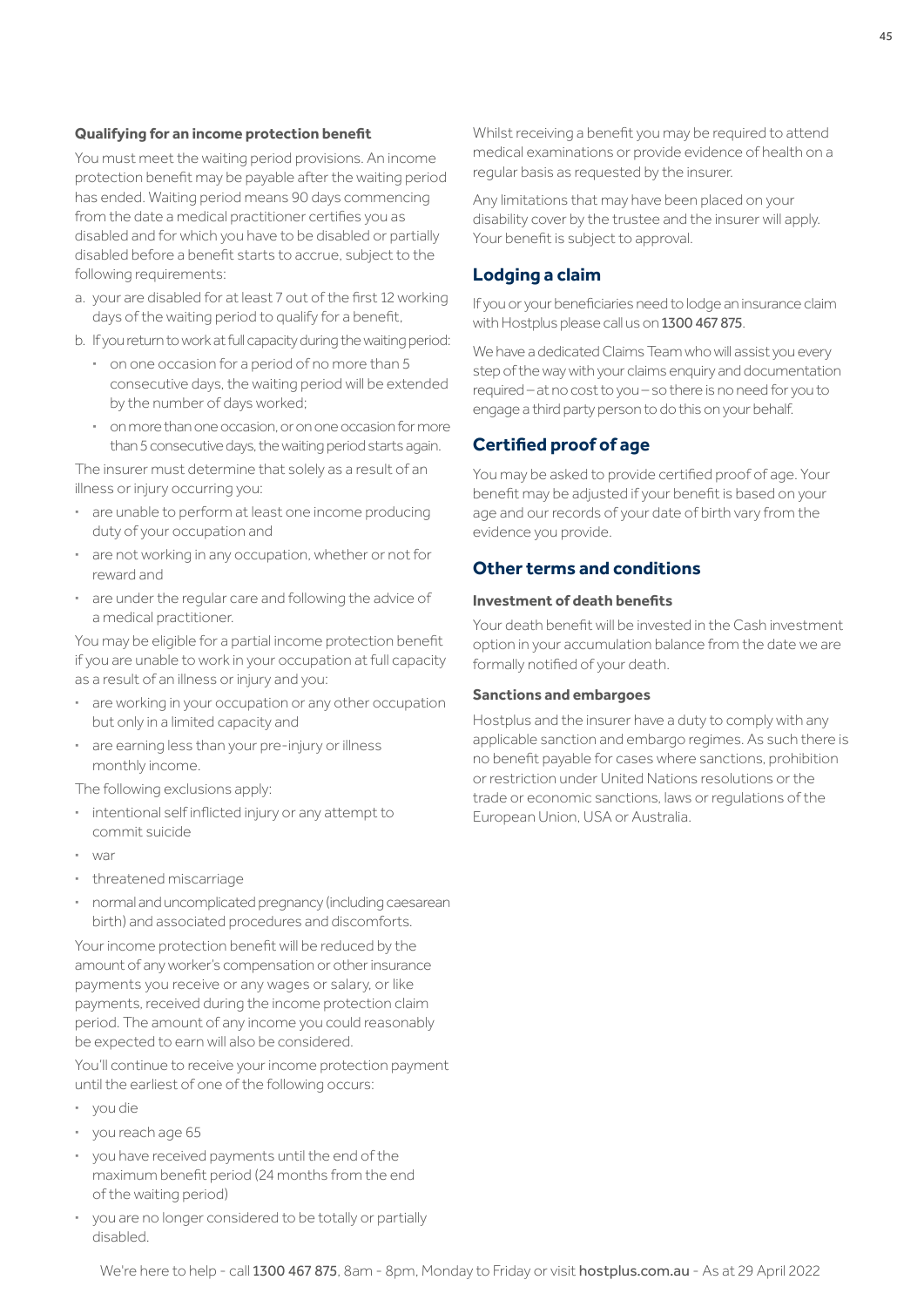**Qualifying for an income protection benefit**

You must meet the waiting period provisions. An income protection benefit may be payable after the waiting period has ended. Waiting period means 90 days commencing from the date a medical practitioner certifies you as disabled and for which you have to be disabled or partially disabled before a benefit starts to accrue, subject to the following requirements:

a. your are disabled for at least 7 out of the first 12 working days of the waiting period to qualify for a benefit,
b. If you return to work at full capacity during the waiting period:
   - on one occasion for a period of no more than 5 consecutive days, the waiting period will be extended by the number of days worked;
   - on more than one occasion, or on one occasion for more than 5 consecutive days, the waiting period starts again.

The insurer must determine that solely as a result of an illness or injury occurring you:

- are unable to perform at least one income producing duty of your occupation and
- are not working in any occupation, whether or not for reward and
- are under the regular care and following the advice of a medical practitioner.

You may be eligible for a partial income protection benefit if you are unable to work in your occupation at full capacity as a result of an illness or injury and you:

- are working in your occupation or any other occupation but only in a limited capacity and
- are earning less than your pre-injury or illness monthly income.

The following exclusions apply:

- intentional self inflicted injury or any attempt to commit suicide
- war
- threatened miscarriage
- normal and uncomplicated pregnancy (including caesarean birth) and associated procedures and discomforts.

Your income protection benefit will be reduced by the amount of any worker's compensation or other insurance payments you receive or any wages or salary, or like payments, received during the income protection claim period. The amount of any income you could reasonably be expected to earn will also be considered.

You'll continue to receive your income protection payment until the earliest of one of the following occurs:

- you die
- you reach age 65
- you have received payments until the end of the maximum benefit period (24 months from the end of the waiting period)
- you are no longer considered to be totally or partially disabled.

Whilst receiving a benefit you may be required to attend medical examinations or provide evidence of health on a regular basis as requested by the insurer.

Any limitations that may have been placed on your disability cover by the trustee and the insurer will apply. Your benefit is subject to approval.

## Lodging a claim

If you or your beneficiaries need to lodge an insurance claim with Hostplus please call us on 1300 467 875.

We have a dedicated Claims Team who will assist you every step of the way with your claims enquiry and documentation required – at no cost to you – so there is no need for you to engage a third party person to do this on your behalf.

## Certified proof of age

You may be asked to provide certified proof of age. Your benefit may be adjusted if your benefit is based on your age and our records of your date of birth vary from the evidence you provide.

## Other terms and conditions

### Investment of death benefits

Your death benefit will be invested in the Cash investment option in your accumulation balance from the date we are formally notified of your death.

### Sanctions and embargoes

Hostplus and the insurer have a duty to comply with any applicable sanction and embargo regimes. As such there is no benefit payable for cases where sanctions, prohibition or restriction under United Nations resolutions or the trade or economic sanctions, laws or regulations of the European Union, USA or Australia.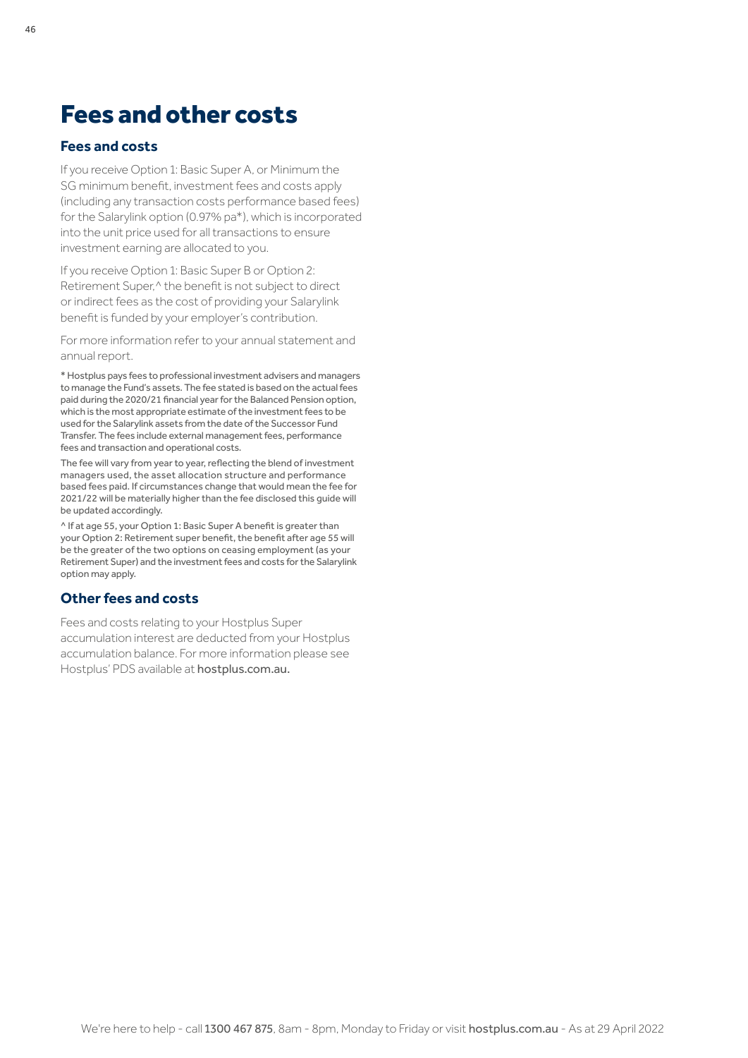# Fees and other costs

## Fees and costs

If you receive Option 1: Basic Super A, or Minimum the SG minimum benefit, investment fees and costs apply (including any transaction costs performance based fees) for the Salarylink option (0.97% pa*), which is incorporated into the unit price used for all transactions to ensure investment earning are allocated to you.

If you receive Option 1: Basic Super B or Option 2: Retirement Super,^ the benefit is not subject to direct or indirect fees as the cost of providing your Salarylink benefit is funded by your employer's contribution.

For more information refer to your annual statement and annual report.

* Hostplus pays fees to professional investment advisers and managers to manage the Fund's assets. The fee stated is based on the actual fees paid during the 2020/21 financial year for the Balanced Pension option, which is the most appropriate estimate of the investment fees to be used for the Salarylink assets from the date of the Successor Fund Transfer. The fees include external management fees, performance fees and transaction and operational costs.

The fee will vary from year to year, reflecting the blend of investment managers used, the asset allocation structure and performance based fees paid. If circumstances change that would mean the fee for 2021/22 will be materially higher than the fee disclosed this guide will be updated accordingly.

^ If at age 55, your Option 1: Basic Super A benefit is greater than your Option 2: Retirement super benefit, the benefit after age 55 will be the greater of the two options on ceasing employment (as your Retirement Super) and the investment fees and costs for the Salarylink option may apply.

## Other fees and costs

Fees and costs relating to your Hostplus Super accumulation interest are deducted from your Hostplus accumulation balance. For more information please see Hostplus' PDS available at **hostplus.com.au.**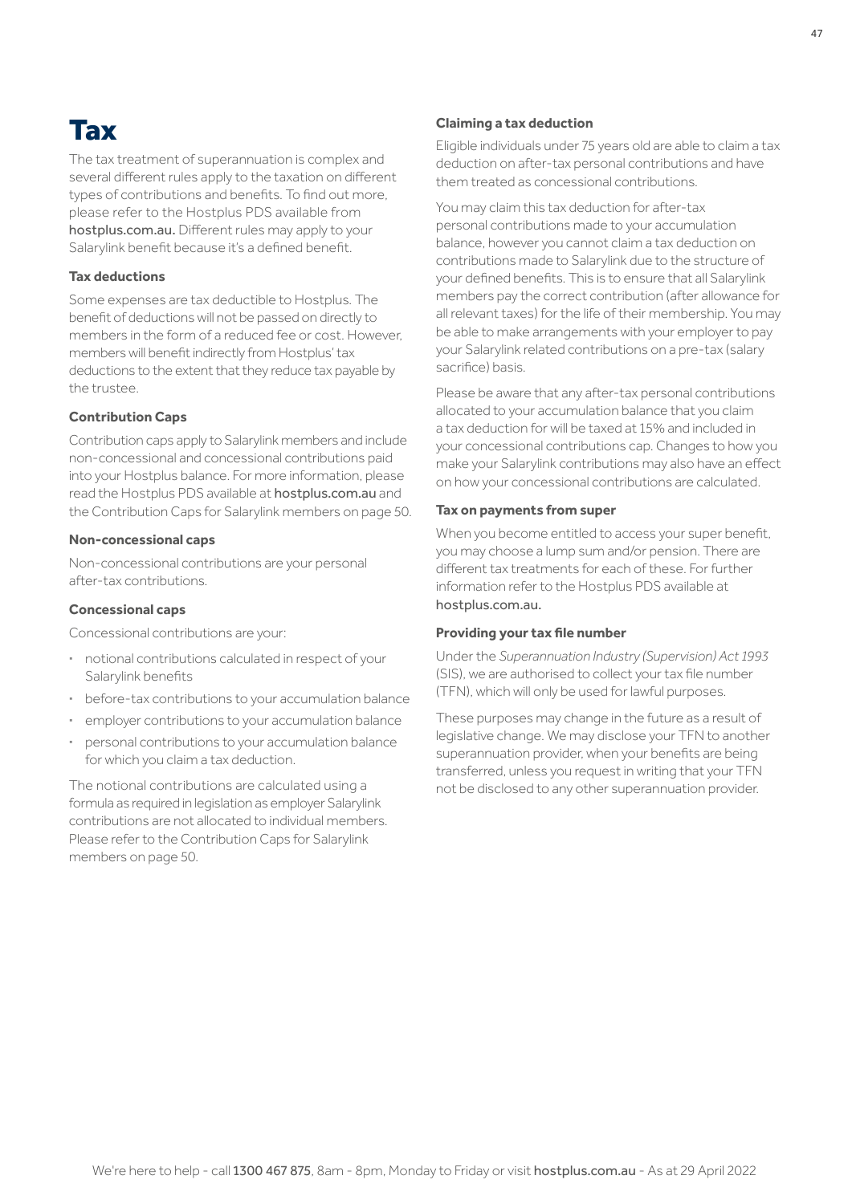# Tax

The tax treatment of superannuation is complex and several different rules apply to the taxation on different types of contributions and benefits. To find out more, please refer to the Hostplus PDS available from hostplus.com.au. Different rules may apply to your Salarylink benefit because it's a defined benefit.

### Tax deductions

Some expenses are tax deductible to Hostplus. The benefit of deductions will not be passed on directly to members in the form of a reduced fee or cost. However, members will benefit indirectly from Hostplus' tax deductions to the extent that they reduce tax payable by the trustee.

### Contribution Caps

Contribution caps apply to Salarylink members and include non-concessional and concessional contributions paid into your Hostplus balance. For more information, please read the Hostplus PDS available at hostplus.com.au and the Contribution Caps for Salarylink members on page 50.

### Non-concessional caps

Non-concessional contributions are your personal after-tax contributions.

### Concessional caps

Concessional contributions are your:

- notional contributions calculated in respect of your Salarylink benefits
- before-tax contributions to your accumulation balance
- employer contributions to your accumulation balance
- personal contributions to your accumulation balance for which you claim a tax deduction.

The notional contributions are calculated using a formula as required in legislation as employer Salarylink contributions are not allocated to individual members. Please refer to the Contribution Caps for Salarylink members on page 50.

### Claiming a tax deduction

Eligible individuals under 75 years old are able to claim a tax deduction on after-tax personal contributions and have them treated as concessional contributions.

You may claim this tax deduction for after-tax personal contributions made to your accumulation balance, however you cannot claim a tax deduction on contributions made to Salarylink due to the structure of your defined benefits. This is to ensure that all Salarylink members pay the correct contribution (after allowance for all relevant taxes) for the life of their membership. You may be able to make arrangements with your employer to pay your Salarylink related contributions on a pre-tax (salary sacrifice) basis.

Please be aware that any after-tax personal contributions allocated to your accumulation balance that you claim a tax deduction for will be taxed at 15% and included in your concessional contributions cap. Changes to how you make your Salarylink contributions may also have an effect on how your concessional contributions are calculated.

### Tax on payments from super

When you become entitled to access your super benefit, you may choose a lump sum and/or pension. There are different tax treatments for each of these. For further information refer to the Hostplus PDS available at hostplus.com.au.

### Providing your tax file number

Under the *Superannuation Industry (Supervision) Act 1993* (SIS), we are authorised to collect your tax file number (TFN), which will only be used for lawful purposes.

These purposes may change in the future as a result of legislative change. We may disclose your TFN to another superannuation provider, when your benefits are being transferred, unless you request in writing that your TFN not be disclosed to any other superannuation provider.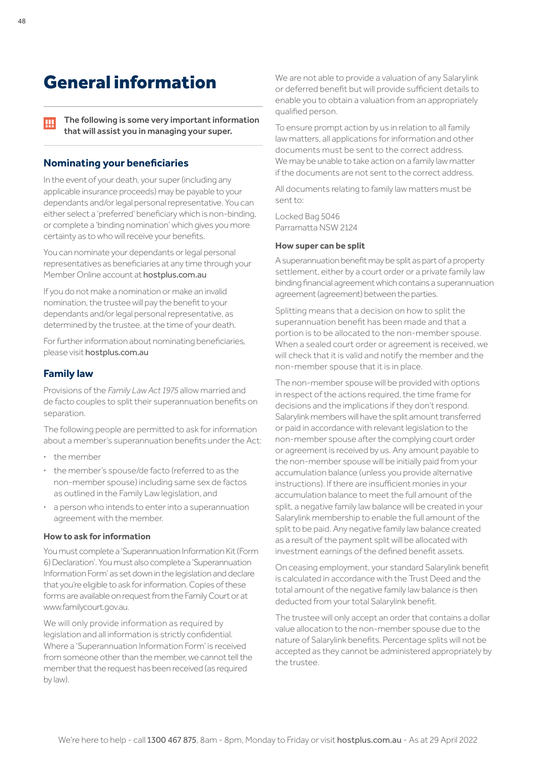# General information

**The following is some very important information that will assist you in managing your super.**

## Nominating your beneficiaries

In the event of your death, your super (including any applicable insurance proceeds) may be payable to your dependants and/or legal personal representative. You can either select a 'preferred' beneficiary which is non-binding, or complete a 'binding nomination' which gives you more certainty as to who will receive your benefits.

You can nominate your dependants or legal personal representatives as beneficiaries at any time through your Member Online account at **hostplus.com.au**

If you do not make a nomination or make an invalid nomination, the trustee will pay the benefit to your dependants and/or legal personal representative, as determined by the trustee, at the time of your death.

For further information about nominating beneficiaries, please visit **hostplus.com.au**

## Family law

Provisions of the *Family Law Act 1975* allow married and de facto couples to split their superannuation benefits on separation.

The following people are permitted to ask for information about a member's superannuation benefits under the Act:

- the member
- the member's spouse/de facto (referred to as the non-member spouse) including same sex de factos as outlined in the Family Law legislation, and
- a person who intends to enter into a superannuation agreement with the member.

### How to ask for information

You must complete a 'Superannuation Information Kit (Form 6) Declaration'. You must also complete a 'Superannuation Information Form' as set down in the legislation and declare that you're eligible to ask for information. Copies of these forms are available on request from the Family Court or at www.familycourt.gov.au.

We will only provide information as required by legislation and all information is strictly confidential. Where a 'Superannuation Information Form' is received from someone other than the member, we cannot tell the member that the request has been received (as required by law).

We are not able to provide a valuation of any Salarylink or deferred benefit but will provide sufficient details to enable you to obtain a valuation from an appropriately qualified person.

To ensure prompt action by us in relation to all family law matters, all applications for information and other documents must be sent to the correct address. We may be unable to take action on a family law matter if the documents are not sent to the correct address.

All documents relating to family law matters must be sent to:

Locked Bag 5046
Parramatta NSW 2124

### How super can be split

A superannuation benefit may be split as part of a property settlement, either by a court order or a private family law binding financial agreement which contains a superannuation agreement (agreement) between the parties.

Splitting means that a decision on how to split the superannuation benefit has been made and that a portion is to be allocated to the non-member spouse. When a sealed court order or agreement is received, we will check that it is valid and notify the member and the non-member spouse that it is in place.

The non-member spouse will be provided with options in respect of the actions required, the time frame for decisions and the implications if they don't respond. Salarylink members will have the split amount transferred or paid in accordance with relevant legislation to the non-member spouse after the complying court order or agreement is received by us. Any amount payable to the non-member spouse will be initially paid from your accumulation balance (unless you provide alternative instructions). If there are insufficient monies in your accumulation balance to meet the full amount of the split, a negative family law balance will be created in your Salarylink membership to enable the full amount of the split to be paid. Any negative family law balance created as a result of the payment split will be allocated with investment earnings of the defined benefit assets.

On ceasing employment, your standard Salarylink benefit is calculated in accordance with the Trust Deed and the total amount of the negative family law balance is then deducted from your total Salarylink benefit.

The trustee will only accept an order that contains a dollar value allocation to the non-member spouse due to the nature of Salarylink benefits. Percentage splits will not be accepted as they cannot be administered appropriately by the trustee.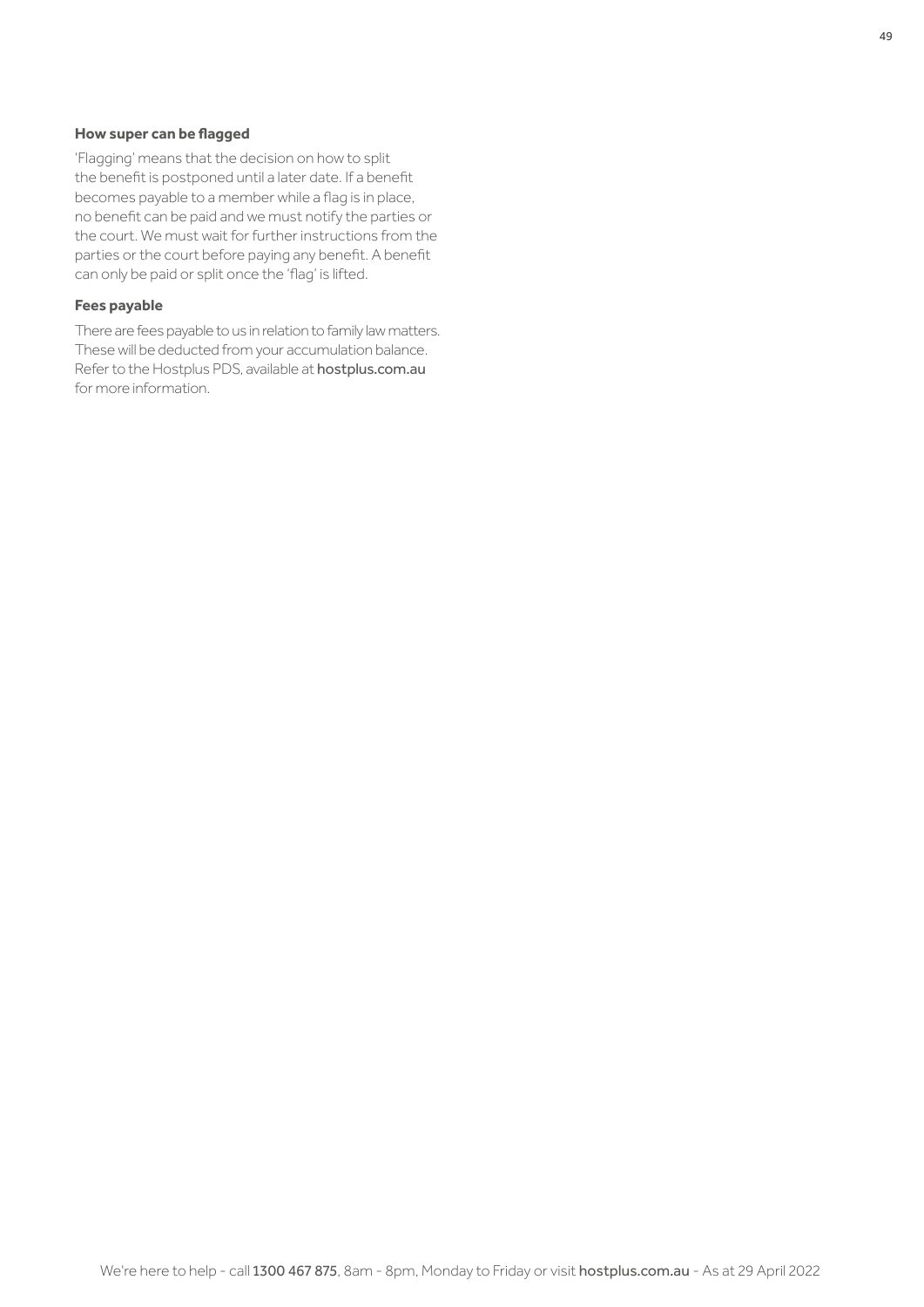### How super can be flagged

'Flagging' means that the decision on how to split the benefit is postponed until a later date. If a benefit becomes payable to a member while a flag is in place, no benefit can be paid and we must notify the parties or the court. We must wait for further instructions from the parties or the court before paying any benefit. A benefit can only be paid or split once the 'flag' is lifted.

### Fees payable

There are fees payable to us in relation to family law matters. These will be deducted from your accumulation balance. Refer to the Hostplus PDS, available at **hostplus.com.au** for more information.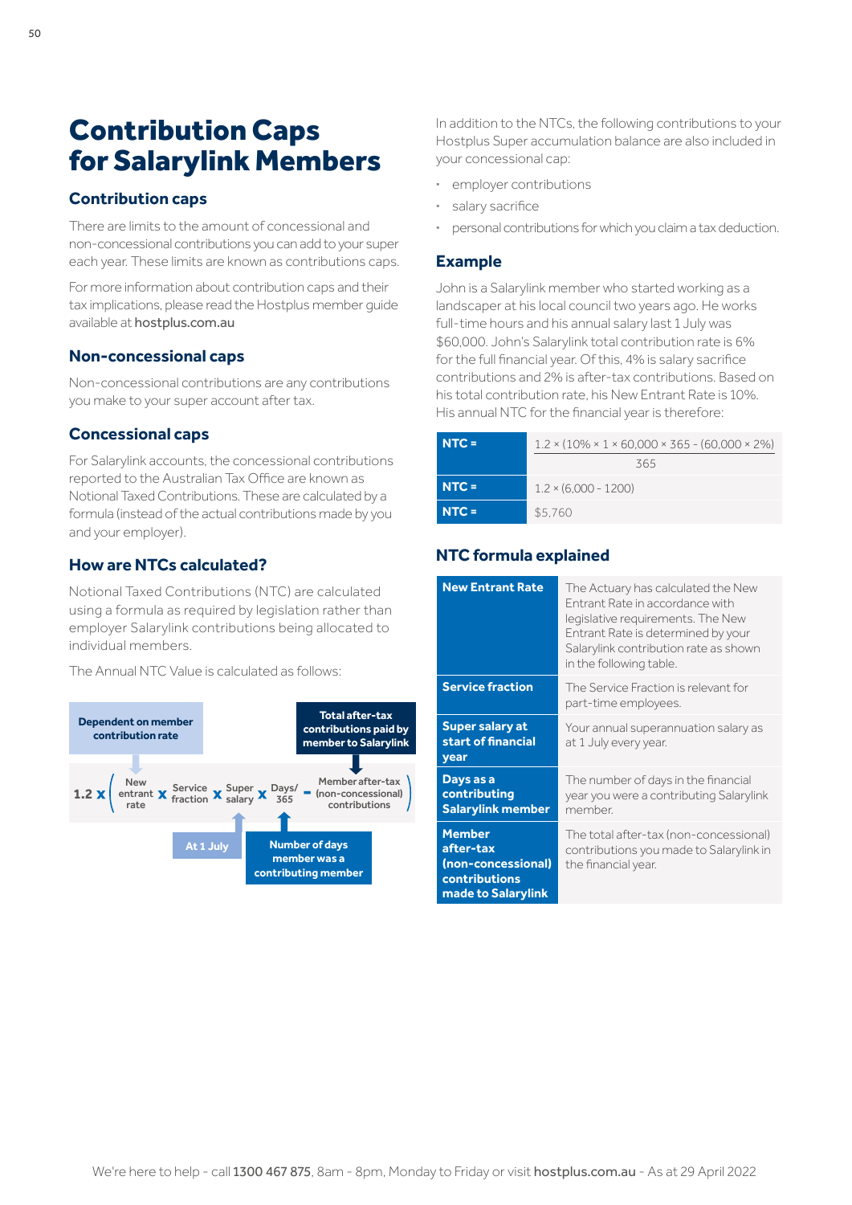# Contribution Caps for Salarylink Members

### Contribution caps

There are limits to the amount of concessional and non-concessional contributions you can add to your super each year. These limits are known as contributions caps.

For more information about contribution caps and their tax implications, please read the Hostplus member guide available at **hostplus.com.au**

### Non-concessional caps

Non-concessional contributions are any contributions you make to your super account after tax.

### Concessional caps

For Salarylink accounts, the concessional contributions reported to the Australian Tax Office are known as Notional Taxed Contributions. These are calculated by a formula (instead of the actual contributions made by you and your employer).

### How are NTCs calculated?

Notional Taxed Contributions (NTC) are calculated using a formula as required by legislation rather than employer Salarylink contributions being allocated to individual members.

The Annual NTC Value is calculated as follows:

$$1.2 \times \left( \text{New entrant rate} \times \text{Service fraction} \times \text{Super salary} \times \frac{\text{Days}}{365} - \text{Member after-tax (non-concessional) contributions} \right)$$

- New entrant rate: Dependent on member contribution rate
- Super salary: At 1 July
- Days: Number of days member was a contributing member
- Member after-tax (non-concessional) contributions: Total after-tax contributions paid by member to Salarylink

In addition to the NTCs, the following contributions to your Hostplus Super accumulation balance are also included in your concessional cap:

- employer contributions
- salary sacrifice
- personal contributions for which you claim a tax deduction.

### Example

John is a Salarylink member who started working as a landscaper at his local council two years ago. He works full-time hours and his annual salary last 1 July was $60,000. John's Salarylink total contribution rate is 6% for the full financial year. Of this, 4% is salary sacrifice contributions and 2% is after-tax contributions. Based on his total contribution rate, his New Entrant Rate is 10%. His annual NTC for the financial year is therefore:

| | |
|---|---|
| **NTC =** | $\dfrac{1.2 \times (10\% \times 1 \times 60{,}000 \times 365 - (60{,}000 \times 2\%)}{365}$ |
| **NTC =** | 1.2 × (6,000 - 1200) |
| **NTC =** | $5,760 |

### NTC formula explained

| | |
|---|---|
| **New Entrant Rate** | The Actuary has calculated the New Entrant Rate in accordance with legislative requirements. The New Entrant Rate is determined by your Salarylink contribution rate as shown in the following table. |
| **Service fraction** | The Service Fraction is relevant for part-time employees. |
| **Super salary at start of financial year** | Your annual superannuation salary as at 1 July every year. |
| **Days as a contributing Salarylink member** | The number of days in the financial year you were a contributing Salarylink member. |
| **Member after-tax (non-concessional) contributions made to Salarylink** | The total after-tax (non-concessional) contributions you made to Salarylink in the financial year. |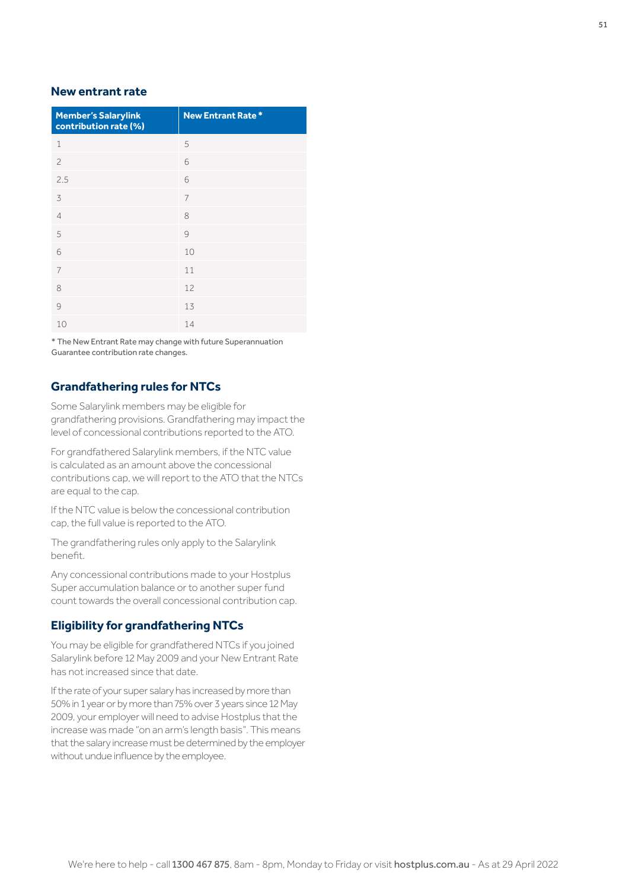## New entrant rate

| Member's Salarylink contribution rate (%) | New Entrant Rate * |
|---|---|
| 1 | 5 |
| 2 | 6 |
| 2.5 | 6 |
| 3 | 7 |
| 4 | 8 |
| 5 | 9 |
| 6 | 10 |
| 7 | 11 |
| 8 | 12 |
| 9 | 13 |
| 10 | 14 |

* The New Entrant Rate may change with future Superannuation Guarantee contribution rate changes.

## Grandfathering rules for NTCs

Some Salarylink members may be eligible for grandfathering provisions. Grandfathering may impact the level of concessional contributions reported to the ATO.

For grandfathered Salarylink members, if the NTC value is calculated as an amount above the concessional contributions cap, we will report to the ATO that the NTCs are equal to the cap.

If the NTC value is below the concessional contribution cap, the full value is reported to the ATO.

The grandfathering rules only apply to the Salarylink benefit.

Any concessional contributions made to your Hostplus Super accumulation balance or to another super fund count towards the overall concessional contribution cap.

## Eligibility for grandfathering NTCs

You may be eligible for grandfathered NTCs if you joined Salarylink before 12 May 2009 and your New Entrant Rate has not increased since that date.

If the rate of your super salary has increased by more than 50% in 1 year or by more than 75% over 3 years since 12 May 2009, your employer will need to advise Hostplus that the increase was made "on an arm's length basis". This means that the salary increase must be determined by the employer without undue influence by the employee.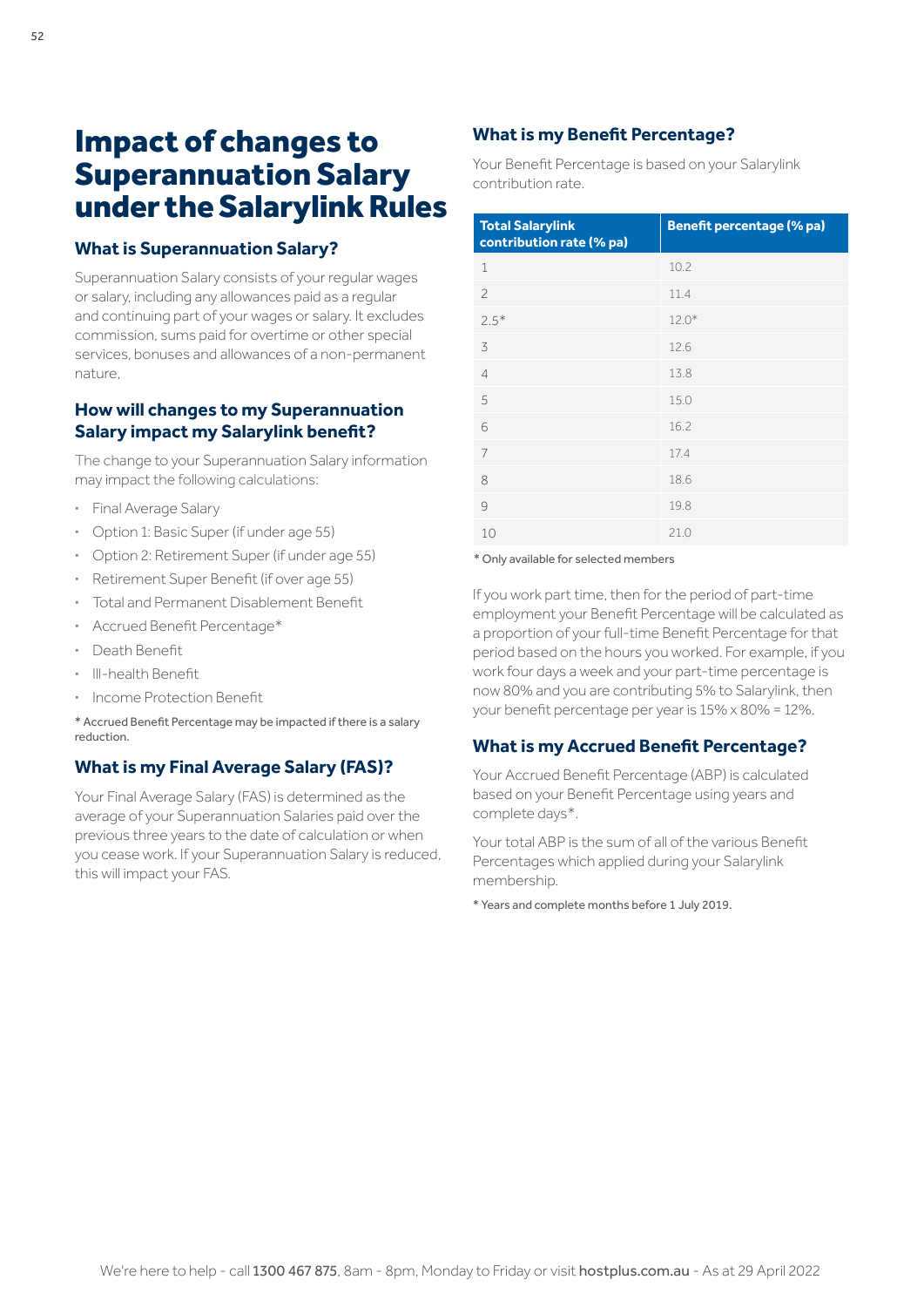# Impact of changes to Superannuation Salary under the Salarylink Rules

## What is Superannuation Salary?

Superannuation Salary consists of your regular wages or salary, including any allowances paid as a regular and continuing part of your wages or salary. It excludes commission, sums paid for overtime or other special services, bonuses and allowances of a non-permanent nature,

## How will changes to my Superannuation Salary impact my Salarylink benefit?

The change to your Superannuation Salary information may impact the following calculations:

- Final Average Salary
- Option 1: Basic Super (if under age 55)
- Option 2: Retirement Super (if under age 55)
- Retirement Super Benefit (if over age 55)
- Total and Permanent Disablement Benefit
- Accrued Benefit Percentage*
- Death Benefit
- Ill-health Benefit
- Income Protection Benefit

* Accrued Benefit Percentage may be impacted if there is a salary reduction.

## What is my Final Average Salary (FAS)?

Your Final Average Salary (FAS) is determined as the average of your Superannuation Salaries paid over the previous three years to the date of calculation or when you cease work. If your Superannuation Salary is reduced, this will impact your FAS.

## What is my Benefit Percentage?

Your Benefit Percentage is based on your Salarylink contribution rate.

| Total Salarylink contribution rate (% pa) | Benefit percentage (% pa) |
|---|---|
| 1 | 10.2 |
| 2 | 11.4 |
| 2.5* | 12.0* |
| 3 | 12.6 |
| 4 | 13.8 |
| 5 | 15.0 |
| 6 | 16.2 |
| 7 | 17.4 |
| 8 | 18.6 |
| 9 | 19.8 |
| 10 | 21.0 |

* Only available for selected members

If you work part time, then for the period of part-time employment your Benefit Percentage will be calculated as a proportion of your full-time Benefit Percentage for that period based on the hours you worked. For example, if you work four days a week and your part-time percentage is now 80% and you are contributing 5% to Salarylink, then your benefit percentage per year is 15% x 80% = 12%.

## What is my Accrued Benefit Percentage?

Your Accrued Benefit Percentage (ABP) is calculated based on your Benefit Percentage using years and complete days*.

Your total ABP is the sum of all of the various Benefit Percentages which applied during your Salarylink membership.

* Years and complete months before 1 July 2019.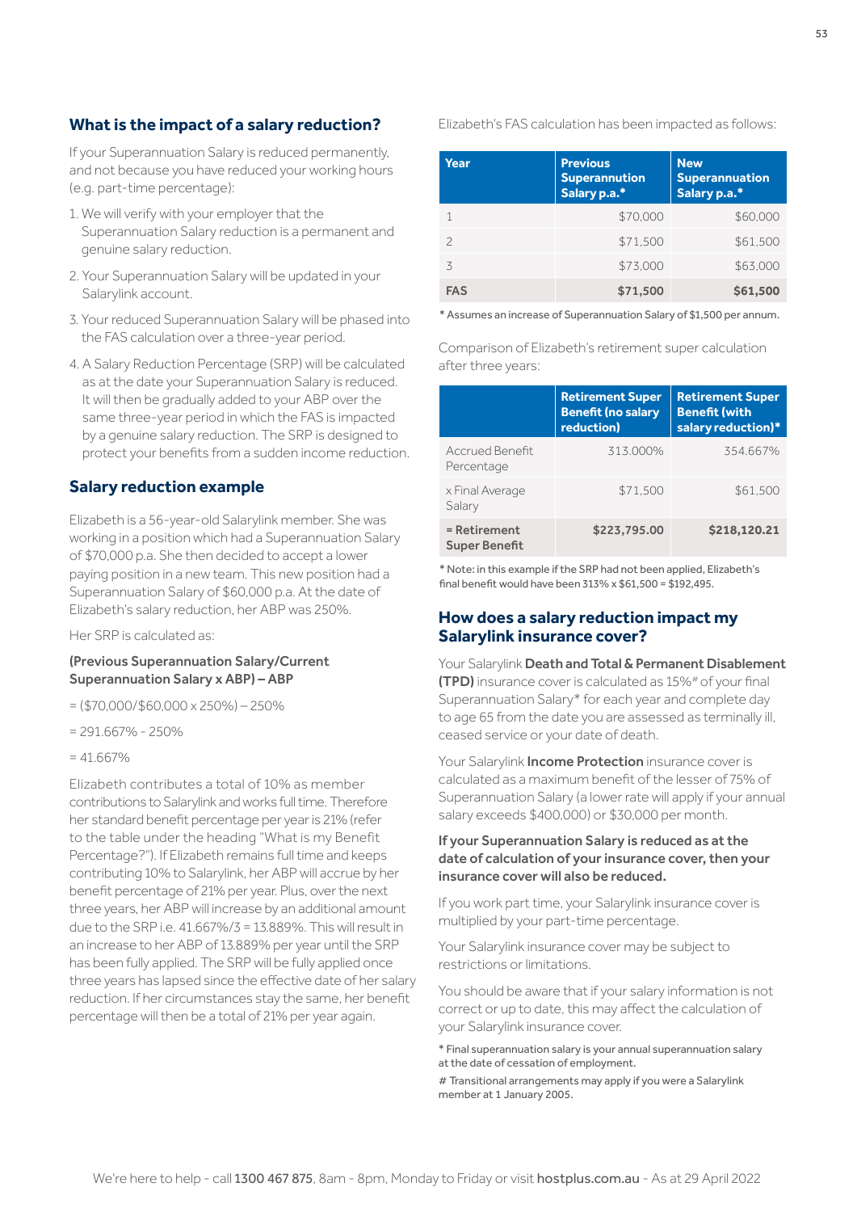## What is the impact of a salary reduction?

If your Superannuation Salary is reduced permanently, and not because you have reduced your working hours (e.g. part-time percentage):

1. We will verify with your employer that the Superannuation Salary reduction is a permanent and genuine salary reduction.
2. Your Superannuation Salary will be updated in your Salarylink account.
3. Your reduced Superannuation Salary will be phased into the FAS calculation over a three-year period.
4. A Salary Reduction Percentage (SRP) will be calculated as at the date your Superannuation Salary is reduced. It will then be gradually added to your ABP over the same three-year period in which the FAS is impacted by a genuine salary reduction. The SRP is designed to protect your benefits from a sudden income reduction.

## Salary reduction example

Elizabeth is a 56-year-old Salarylink member. She was working in a position which had a Superannuation Salary of $70,000 p.a. She then decided to accept a lower paying position in a new team. This new position had a Superannuation Salary of $60,000 p.a. At the date of Elizabeth's salary reduction, her ABP was 250%.

Her SRP is calculated as:

**(Previous Superannuation Salary/Current Superannuation Salary x ABP) – ABP**

= ($70,000/$60,000 x 250%) – 250%

= 291.667% - 250%

= 41.667%

Elizabeth contributes a total of 10% as member contributions to Salarylink and works full time. Therefore her standard benefit percentage per year is 21% (refer to the table under the heading "What is my Benefit Percentage?"). If Elizabeth remains full time and keeps contributing 10% to Salarylink, her ABP will accrue by her benefit percentage of 21% per year. Plus, over the next three years, her ABP will increase by an additional amount due to the SRP i.e. 41.667%/3 = 13.889%. This will result in an increase to her ABP of 13.889% per year until the SRP has been fully applied. The SRP will be fully applied once three years has lapsed since the effective date of her salary reduction. If her circumstances stay the same, her benefit percentage will then be a total of 21% per year again.

Elizabeth's FAS calculation has been impacted as follows:

| Year | Previous Superannuation Salary p.a.* | New Superannuation Salary p.a.* |
|---|---|---|
| 1 | $70,000 | $60,000 |
| 2 | $71,500 | $61,500 |
| 3 | $73,000 | $63,000 |
| **FAS** | **$71,500** | **$61,500** |

* Assumes an increase of Superannuation Salary of $1,500 per annum.

Comparison of Elizabeth's retirement super calculation after three years:

| | Retirement Super Benefit (no salary reduction) | Retirement Super Benefit (with salary reduction)* |
|---|---|---|
| Accrued Benefit Percentage | 313.000% | 354.667% |
| x Final Average Salary | $71,500 | $61,500 |
| **= Retirement Super Benefit** | **$223,795.00** | **$218,120.21** |

* Note: in this example if the SRP had not been applied, Elizabeth's final benefit would have been 313% x $61,500 = $192,495.

## How does a salary reduction impact my Salarylink insurance cover?

Your Salarylink **Death and Total & Permanent Disablement (TPD)** insurance cover is calculated as 15%# of your final Superannuation Salary* for each year and complete day to age 65 from the date you are assessed as terminally ill, ceased service or your date of death.

Your Salarylink **Income Protection** insurance cover is calculated as a maximum benefit of the lesser of 75% of Superannuation Salary (a lower rate will apply if your annual salary exceeds $400,000) or $30,000 per month.

**If your Superannuation Salary is reduced as at the date of calculation of your insurance cover, then your insurance cover will also be reduced.**

If you work part time, your Salarylink insurance cover is multiplied by your part-time percentage.

Your Salarylink insurance cover may be subject to restrictions or limitations.

You should be aware that if your salary information is not correct or up to date, this may affect the calculation of your Salarylink insurance cover.

* Final superannuation salary is your annual superannuation salary at the date of cessation of employment.

# Transitional arrangements may apply if you were a Salarylink member at 1 January 2005.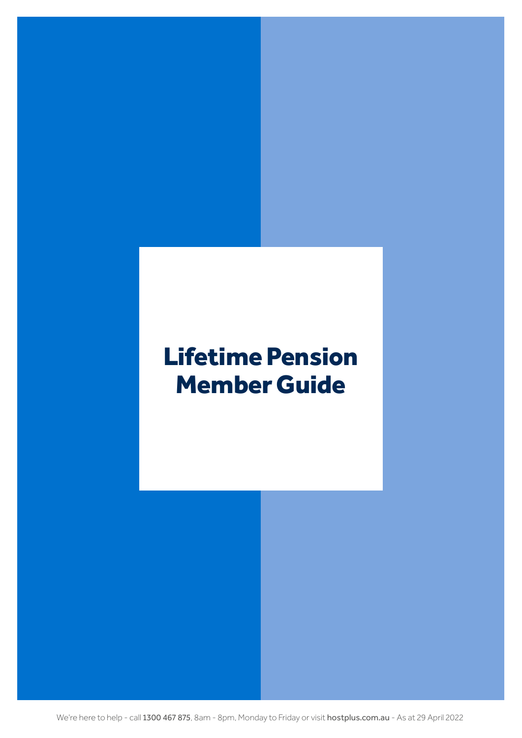# Lifetime Pension Member Guide

We're here to help - call **1300 467 875**, 8am - 8pm, Monday to Friday or visit **hostplus.com.au** - As at 29 April 2022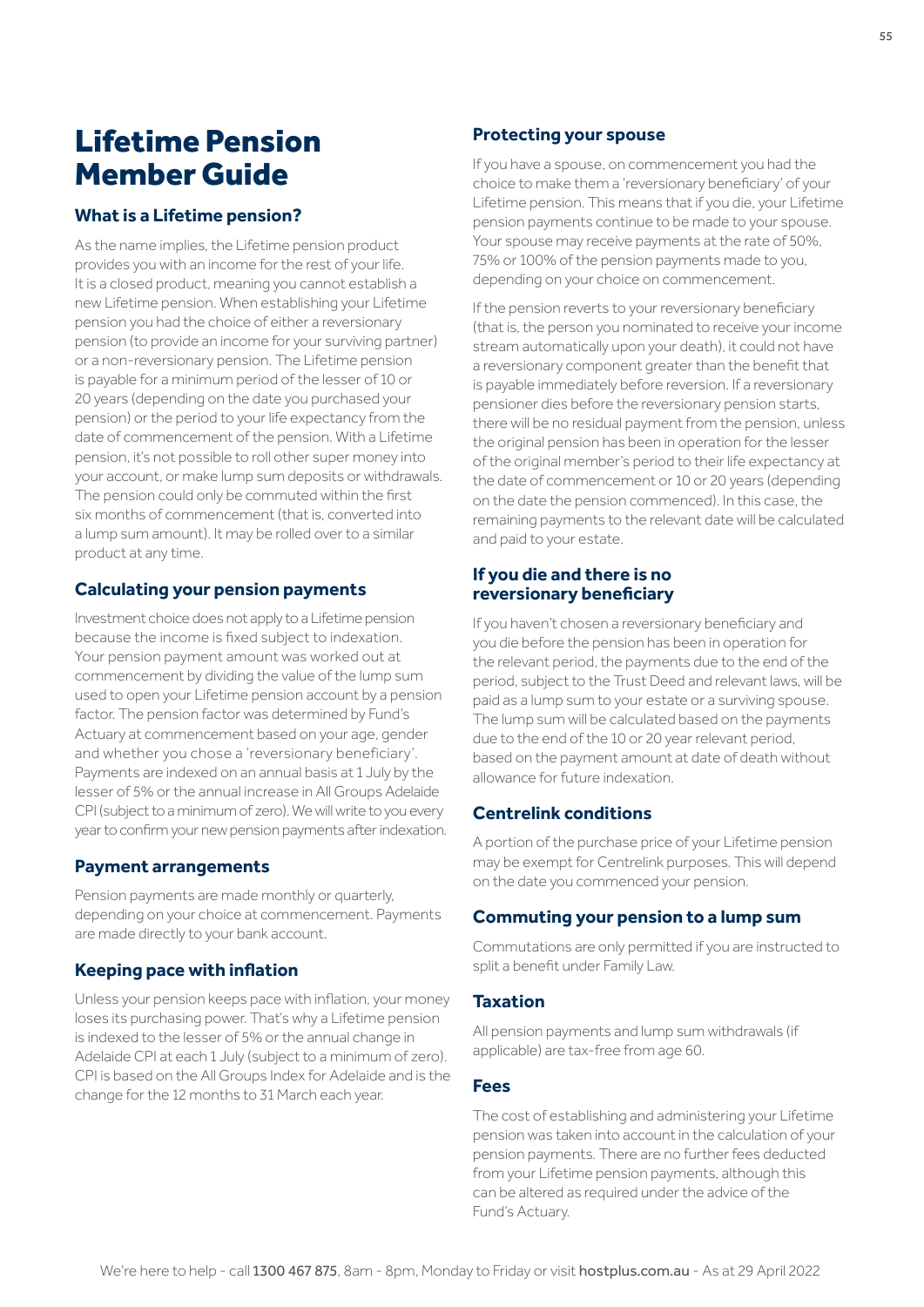# Lifetime Pension Member Guide

## What is a Lifetime pension?

As the name implies, the Lifetime pension product provides you with an income for the rest of your life. It is a closed product, meaning you cannot establish a new Lifetime pension. When establishing your Lifetime pension you had the choice of either a reversionary pension (to provide an income for your surviving partner) or a non-reversionary pension. The Lifetime pension is payable for a minimum period of the lesser of 10 or 20 years (depending on the date you purchased your pension) or the period to your life expectancy from the date of commencement of the pension. With a Lifetime pension, it's not possible to roll other super money into your account, or make lump sum deposits or withdrawals. The pension could only be commuted within the first six months of commencement (that is, converted into a lump sum amount). It may be rolled over to a similar product at any time.

## Calculating your pension payments

Investment choice does not apply to a Lifetime pension because the income is fixed subject to indexation. Your pension payment amount was worked out at commencement by dividing the value of the lump sum used to open your Lifetime pension account by a pension factor. The pension factor was determined by Fund's Actuary at commencement based on your age, gender and whether you chose a 'reversionary beneficiary'. Payments are indexed on an annual basis at 1 July by the lesser of 5% or the annual increase in All Groups Adelaide CPI (subject to a minimum of zero). We will write to you every year to confirm your new pension payments after indexation.

## Payment arrangements

Pension payments are made monthly or quarterly, depending on your choice at commencement. Payments are made directly to your bank account.

## Keeping pace with inflation

Unless your pension keeps pace with inflation, your money loses its purchasing power. That's why a Lifetime pension is indexed to the lesser of 5% or the annual change in Adelaide CPI at each 1 July (subject to a minimum of zero). CPI is based on the All Groups Index for Adelaide and is the change for the 12 months to 31 March each year.

## Protecting your spouse

If you have a spouse, on commencement you had the choice to make them a 'reversionary beneficiary' of your Lifetime pension. This means that if you die, your Lifetime pension payments continue to be made to your spouse. Your spouse may receive payments at the rate of 50%, 75% or 100% of the pension payments made to you, depending on your choice on commencement.

If the pension reverts to your reversionary beneficiary (that is, the person you nominated to receive your income stream automatically upon your death), it could not have a reversionary component greater than the benefit that is payable immediately before reversion. If a reversionary pensioner dies before the reversionary pension starts, there will be no residual payment from the pension, unless the original pension has been in operation for the lesser of the original member's period to their life expectancy at the date of commencement or 10 or 20 years (depending on the date the pension commenced). In this case, the remaining payments to the relevant date will be calculated and paid to your estate.

## If you die and there is no reversionary beneficiary

If you haven't chosen a reversionary beneficiary and you die before the pension has been in operation for the relevant period, the payments due to the end of the period, subject to the Trust Deed and relevant laws, will be paid as a lump sum to your estate or a surviving spouse. The lump sum will be calculated based on the payments due to the end of the 10 or 20 year relevant period, based on the payment amount at date of death without allowance for future indexation.

## Centrelink conditions

A portion of the purchase price of your Lifetime pension may be exempt for Centrelink purposes. This will depend on the date you commenced your pension.

## Commuting your pension to a lump sum

Commutations are only permitted if you are instructed to split a benefit under Family Law.

## Taxation

All pension payments and lump sum withdrawals (if applicable) are tax-free from age 60.

## Fees

The cost of establishing and administering your Lifetime pension was taken into account in the calculation of your pension payments. There are no further fees deducted from your Lifetime pension payments, although this can be altered as required under the advice of the Fund's Actuary.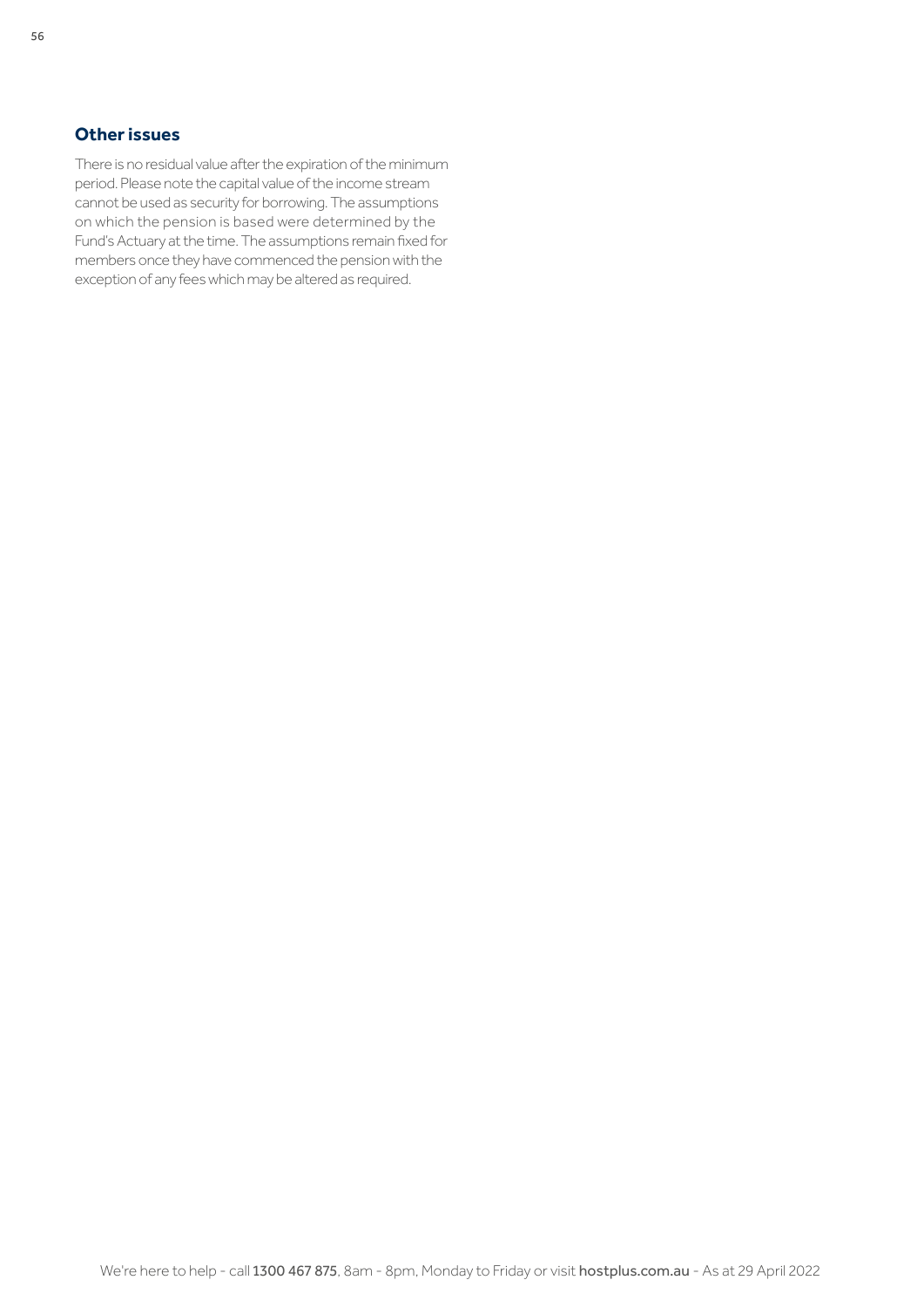## Other issues

There is no residual value after the expiration of the minimum period. Please note the capital value of the income stream cannot be used as security for borrowing. The assumptions on which the pension is based were determined by the Fund's Actuary at the time. The assumptions remain fixed for members once they have commenced the pension with the exception of any fees which may be altered as required.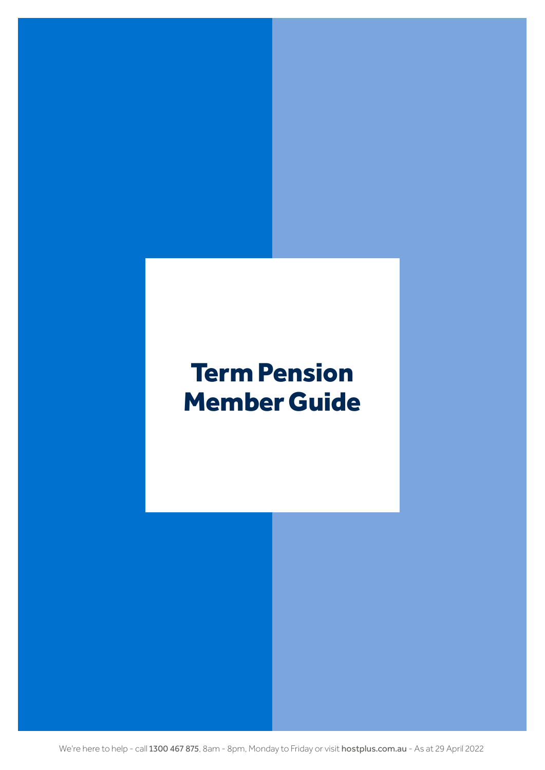# Term Pension Member Guide

We're here to help - call **1300 467 875**, 8am - 8pm, Monday to Friday or visit **hostplus.com.au** - As at 29 April 2022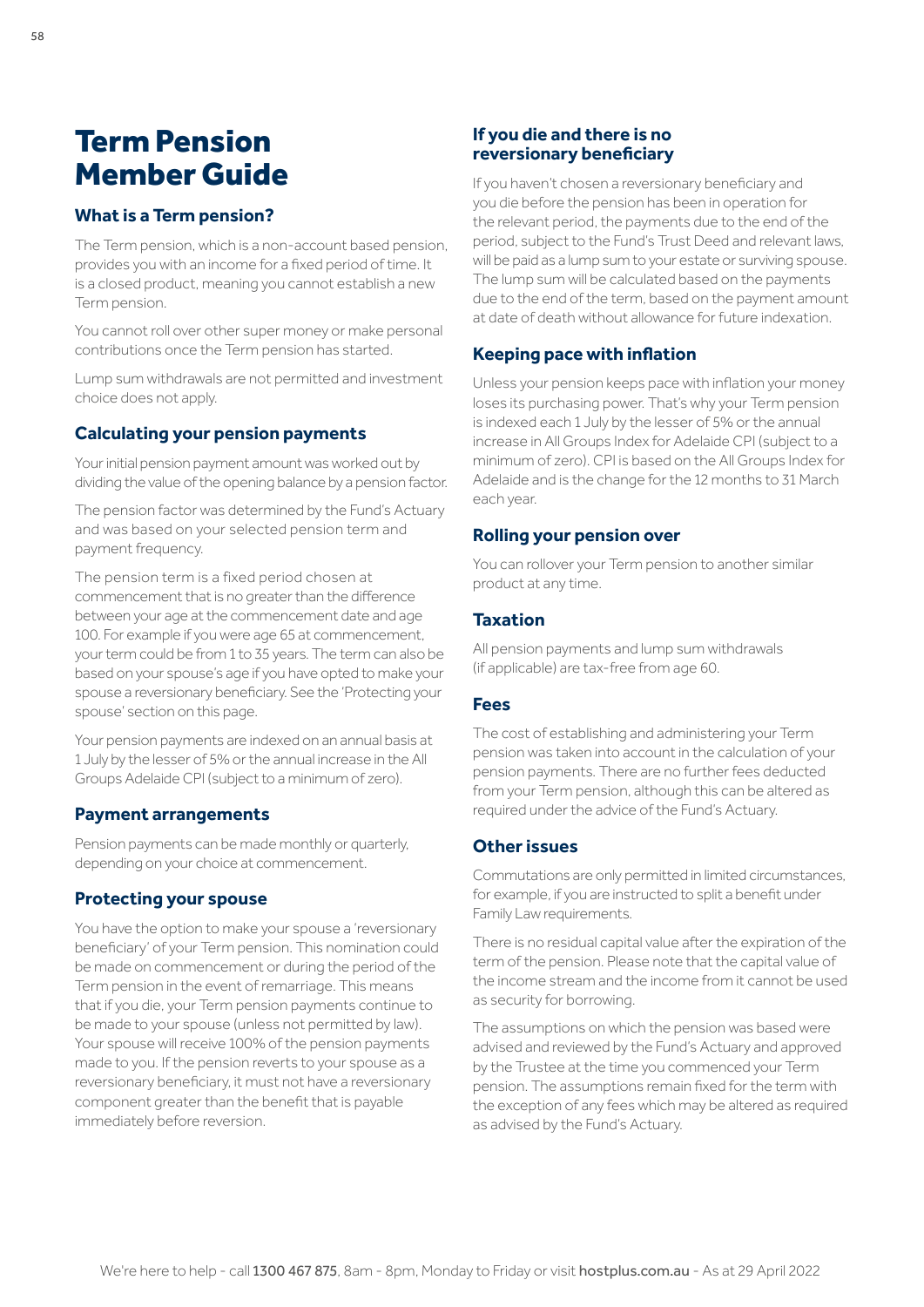# Term Pension Member Guide

## What is a Term pension?

The Term pension, which is a non-account based pension, provides you with an income for a fixed period of time. It is a closed product, meaning you cannot establish a new Term pension.

You cannot roll over other super money or make personal contributions once the Term pension has started.

Lump sum withdrawals are not permitted and investment choice does not apply.

## Calculating your pension payments

Your initial pension payment amount was worked out by dividing the value of the opening balance by a pension factor.

The pension factor was determined by the Fund's Actuary and was based on your selected pension term and payment frequency.

The pension term is a fixed period chosen at commencement that is no greater than the difference between your age at the commencement date and age 100. For example if you were age 65 at commencement, your term could be from 1 to 35 years. The term can also be based on your spouse's age if you have opted to make your spouse a reversionary beneficiary. See the 'Protecting your spouse' section on this page.

Your pension payments are indexed on an annual basis at 1 July by the lesser of 5% or the annual increase in the All Groups Adelaide CPI (subject to a minimum of zero).

## Payment arrangements

Pension payments can be made monthly or quarterly, depending on your choice at commencement.

## Protecting your spouse

You have the option to make your spouse a 'reversionary beneficiary' of your Term pension. This nomination could be made on commencement or during the period of the Term pension in the event of remarriage. This means that if you die, your Term pension payments continue to be made to your spouse (unless not permitted by law). Your spouse will receive 100% of the pension payments made to you. If the pension reverts to your spouse as a reversionary beneficiary, it must not have a reversionary component greater than the benefit that is payable immediately before reversion.

## If you die and there is no reversionary beneficiary

If you haven't chosen a reversionary beneficiary and you die before the pension has been in operation for the relevant period, the payments due to the end of the period, subject to the Fund's Trust Deed and relevant laws, will be paid as a lump sum to your estate or surviving spouse. The lump sum will be calculated based on the payments due to the end of the term, based on the payment amount at date of death without allowance for future indexation.

## Keeping pace with inflation

Unless your pension keeps pace with inflation your money loses its purchasing power. That's why your Term pension is indexed each 1 July by the lesser of 5% or the annual increase in All Groups Index for Adelaide CPI (subject to a minimum of zero). CPI is based on the All Groups Index for Adelaide and is the change for the 12 months to 31 March each year.

## Rolling your pension over

You can rollover your Term pension to another similar product at any time.

## Taxation

All pension payments and lump sum withdrawals (if applicable) are tax-free from age 60.

## Fees

The cost of establishing and administering your Term pension was taken into account in the calculation of your pension payments. There are no further fees deducted from your Term pension, although this can be altered as required under the advice of the Fund's Actuary.

## Other issues

Commutations are only permitted in limited circumstances, for example, if you are instructed to split a benefit under Family Law requirements.

There is no residual capital value after the expiration of the term of the pension. Please note that the capital value of the income stream and the income from it cannot be used as security for borrowing.

The assumptions on which the pension was based were advised and reviewed by the Fund's Actuary and approved by the Trustee at the time you commenced your Term pension. The assumptions remain fixed for the term with the exception of any fees which may be altered as required as advised by the Fund's Actuary.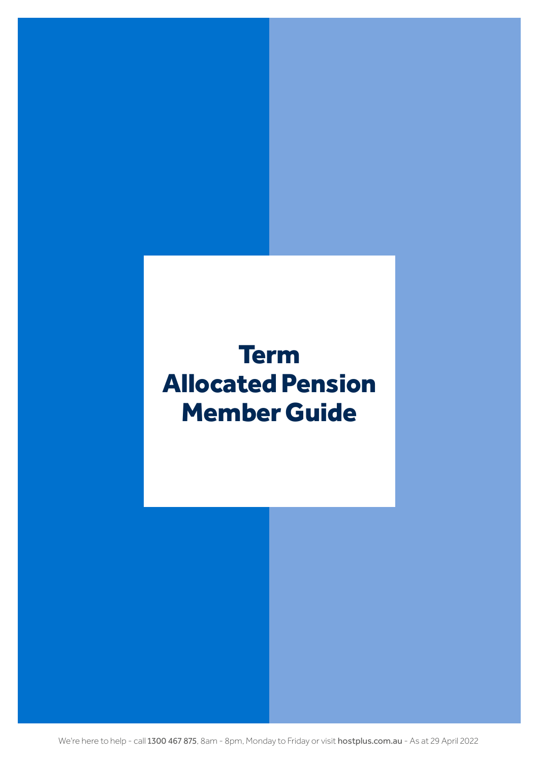# Term Allocated Pension Member Guide

We're here to help - call **1300 467 875**, 8am - 8pm, Monday to Friday or visit **hostplus.com.au** - As at 29 April 2022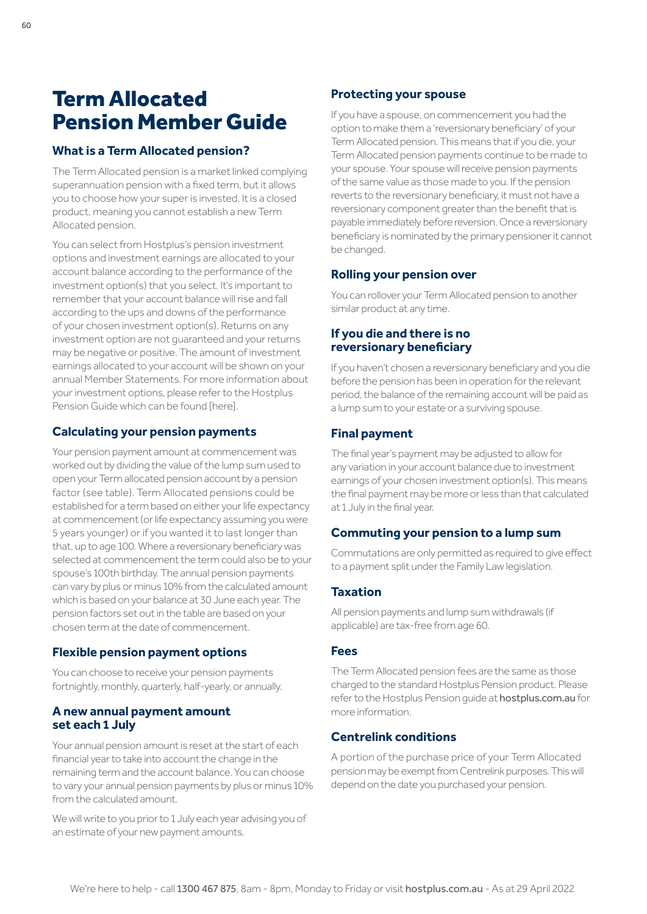# Term Allocated Pension Member Guide

## What is a Term Allocated pension?

The Term Allocated pension is a market linked complying superannuation pension with a fixed term, but it allows you to choose how your super is invested. It is a closed product, meaning you cannot establish a new Term Allocated pension.

You can select from Hostplus's pension investment options and investment earnings are allocated to your account balance according to the performance of the investment option(s) that you select. It's important to remember that your account balance will rise and fall according to the ups and downs of the performance of your chosen investment option(s). Returns on any investment option are not guaranteed and your returns may be negative or positive. The amount of investment earnings allocated to your account will be shown on your annual Member Statements. For more information about your investment options, please refer to the Hostplus Pension Guide which can be found [here].

## Calculating your pension payments

Your pension payment amount at commencement was worked out by dividing the value of the lump sum used to open your Term allocated pension account by a pension factor (see table). Term Allocated pensions could be established for a term based on either your life expectancy at commencement (or life expectancy assuming you were 5 years younger) or if you wanted it to last longer than that, up to age 100. Where a reversionary beneficiary was selected at commencement the term could also be to your spouse's 100th birthday. The annual pension payments can vary by plus or minus 10% from the calculated amount which is based on your balance at 30 June each year. The pension factors set out in the table are based on your chosen term at the date of commencement.

## Flexible pension payment options

You can choose to receive your pension payments fortnightly, monthly, quarterly, half-yearly, or annually.

## A new annual payment amount set each 1 July

Your annual pension amount is reset at the start of each financial year to take into account the change in the remaining term and the account balance. You can choose to vary your annual pension payments by plus or minus 10% from the calculated amount.

We will write to you prior to 1 July each year advising you of an estimate of your new payment amounts.

## Protecting your spouse

If you have a spouse, on commencement you had the option to make them a 'reversionary beneficiary' of your Term Allocated pension. This means that if you die, your Term Allocated pension payments continue to be made to your spouse. Your spouse will receive pension payments of the same value as those made to you. If the pension reverts to the reversionary beneficiary, it must not have a reversionary component greater than the benefit that is payable immediately before reversion. Once a reversionary beneficiary is nominated by the primary pensioner it cannot be changed.

## Rolling your pension over

You can rollover your Term Allocated pension to another similar product at any time.

## If you die and there is no reversionary beneficiary

If you haven't chosen a reversionary beneficiary and you die before the pension has been in operation for the relevant period, the balance of the remaining account will be paid as a lump sum to your estate or a surviving spouse.

## Final payment

The final year's payment may be adjusted to allow for any variation in your account balance due to investment earnings of your chosen investment option(s). This means the final payment may be more or less than that calculated at 1 July in the final year.

## Commuting your pension to a lump sum

Commutations are only permitted as required to give effect to a payment split under the Family Law legislation.

## Taxation

All pension payments and lump sum withdrawals (if applicable) are tax-free from age 60.

## Fees

The Term Allocated pension fees are the same as those charged to the standard Hostplus Pension product. Please refer to the Hostplus Pension guide at **hostplus.com.au** for more information.

## Centrelink conditions

A portion of the purchase price of your Term Allocated pension may be exempt from Centrelink purposes. This will depend on the date you purchased your pension.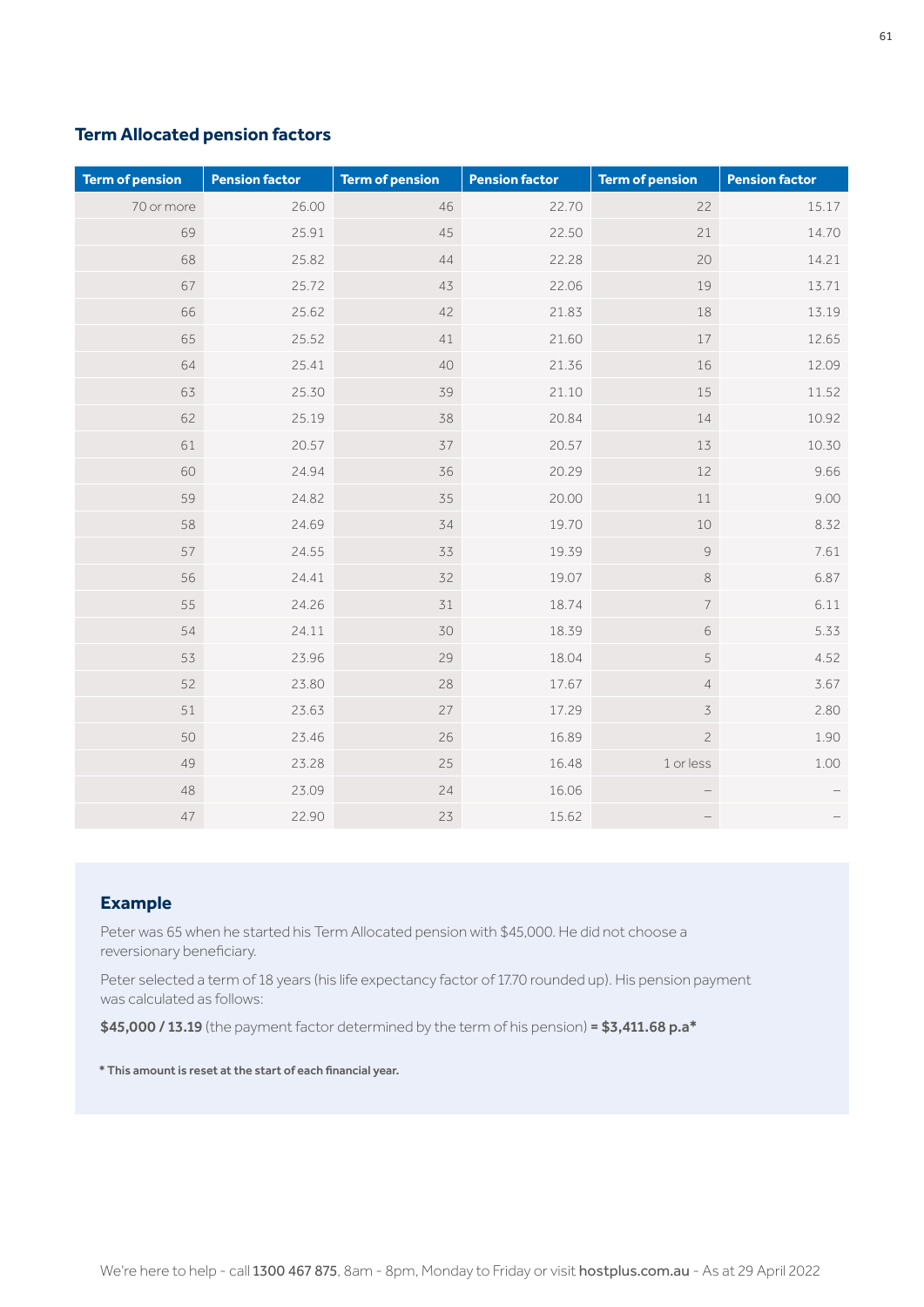## Term Allocated pension factors

| Term of pension | Pension factor | Term of pension | Pension factor | Term of pension | Pension factor |
|---|---|---|---|---|---|
| 70 or more | 26.00 | 46 | 22.70 | 22 | 15.17 |
| 69 | 25.91 | 45 | 22.50 | 21 | 14.70 |
| 68 | 25.82 | 44 | 22.28 | 20 | 14.21 |
| 67 | 25.72 | 43 | 22.06 | 19 | 13.71 |
| 66 | 25.62 | 42 | 21.83 | 18 | 13.19 |
| 65 | 25.52 | 41 | 21.60 | 17 | 12.65 |
| 64 | 25.41 | 40 | 21.36 | 16 | 12.09 |
| 63 | 25.30 | 39 | 21.10 | 15 | 11.52 |
| 62 | 25.19 | 38 | 20.84 | 14 | 10.92 |
| 61 | 20.57 | 37 | 20.57 | 13 | 10.30 |
| 60 | 24.94 | 36 | 20.29 | 12 | 9.66 |
| 59 | 24.82 | 35 | 20.00 | 11 | 9.00 |
| 58 | 24.69 | 34 | 19.70 | 10 | 8.32 |
| 57 | 24.55 | 33 | 19.39 | 9 | 7.61 |
| 56 | 24.41 | 32 | 19.07 | 8 | 6.87 |
| 55 | 24.26 | 31 | 18.74 | 7 | 6.11 |
| 54 | 24.11 | 30 | 18.39 | 6 | 5.33 |
| 53 | 23.96 | 29 | 18.04 | 5 | 4.52 |
| 52 | 23.80 | 28 | 17.67 | 4 | 3.67 |
| 51 | 23.63 | 27 | 17.29 | 3 | 2.80 |
| 50 | 23.46 | 26 | 16.89 | 2 | 1.90 |
| 49 | 23.28 | 25 | 16.48 | 1 or less | 1.00 |
| 48 | 23.09 | 24 | 16.06 | – | – |
| 47 | 22.90 | 23 | 15.62 | – | – |

### Example

Peter was 65 when he started his Term Allocated pension with $45,000. He did not choose a reversionary beneficiary.

Peter selected a term of 18 years (his life expectancy factor of 17.70 rounded up). His pension payment was calculated as follows:

**$45,000 / 13.19** (the payment factor determined by the term of his pension) **= $3,411.68 p.a***

**\* This amount is reset at the start of each financial year.**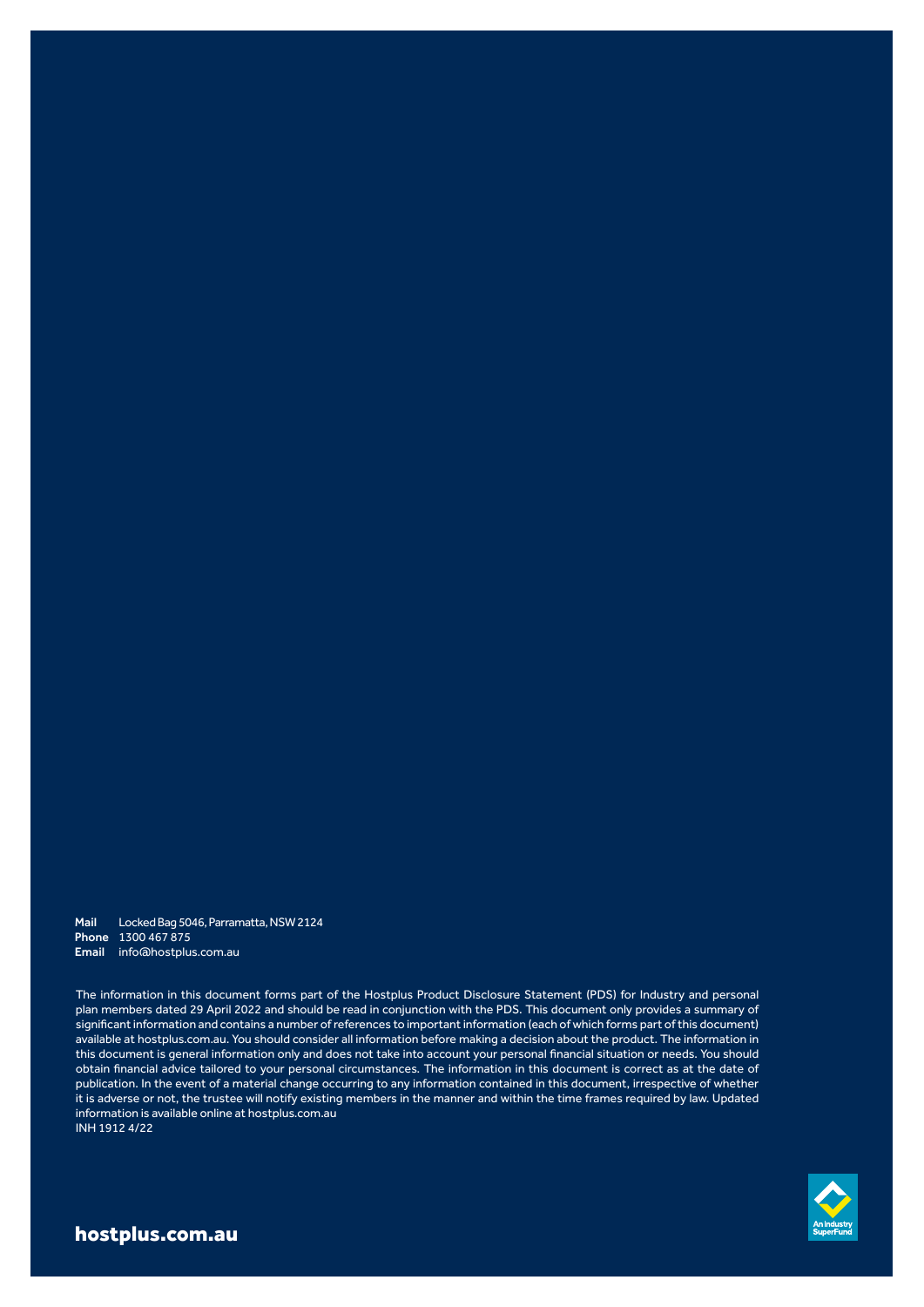**Mail** Locked Bag 5046, Parramatta, NSW 2124
**Phone** 1300 467 875
**Email** info@hostplus.com.au

The information in this document forms part of the Hostplus Product Disclosure Statement (PDS) for Industry and personal plan members dated 29 April 2022 and should be read in conjunction with the PDS. This document only provides a summary of significant information and contains a number of references to important information (each of which forms part of this document) available at hostplus.com.au. You should consider all information before making a decision about the product. The information in this document is general information only and does not take into account your personal financial situation or needs. You should obtain financial advice tailored to your personal circumstances. The information in this document is correct as at the date of publication. In the event of a material change occurring to any information contained in this document, irrespective of whether it is adverse or not, the trustee will notify existing members in the manner and within the time frames required by law. Updated information is available online at hostplus.com.au
INH 1912 4/22

An Industry SuperFund

**hostplus.com.au**